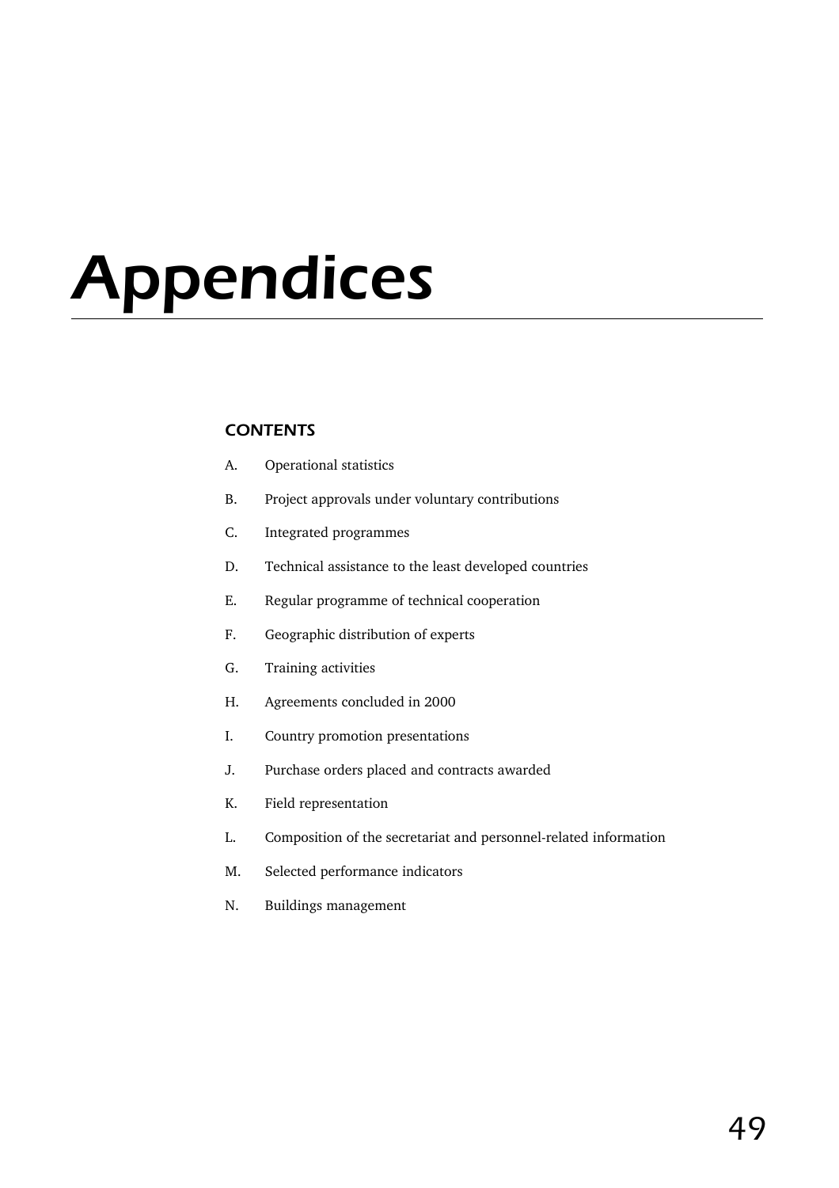# Appendices

## CONTENTS

A. Operational statistics

B. Project approvals under voluntary contributions

C. Integrated programmes

D. Technical assistance to the least developed countries

E. Regular programme of technical cooperation

F. Geographic distribution of experts

G. Training activities

H. Agreements concluded in 2000

I. Country promotion presentations

J. Purchase orders placed and contracts awarded

K. Field representation

L. Composition of the secretariat and personnel-related information

M. Selected performance indicators

N. Buildings management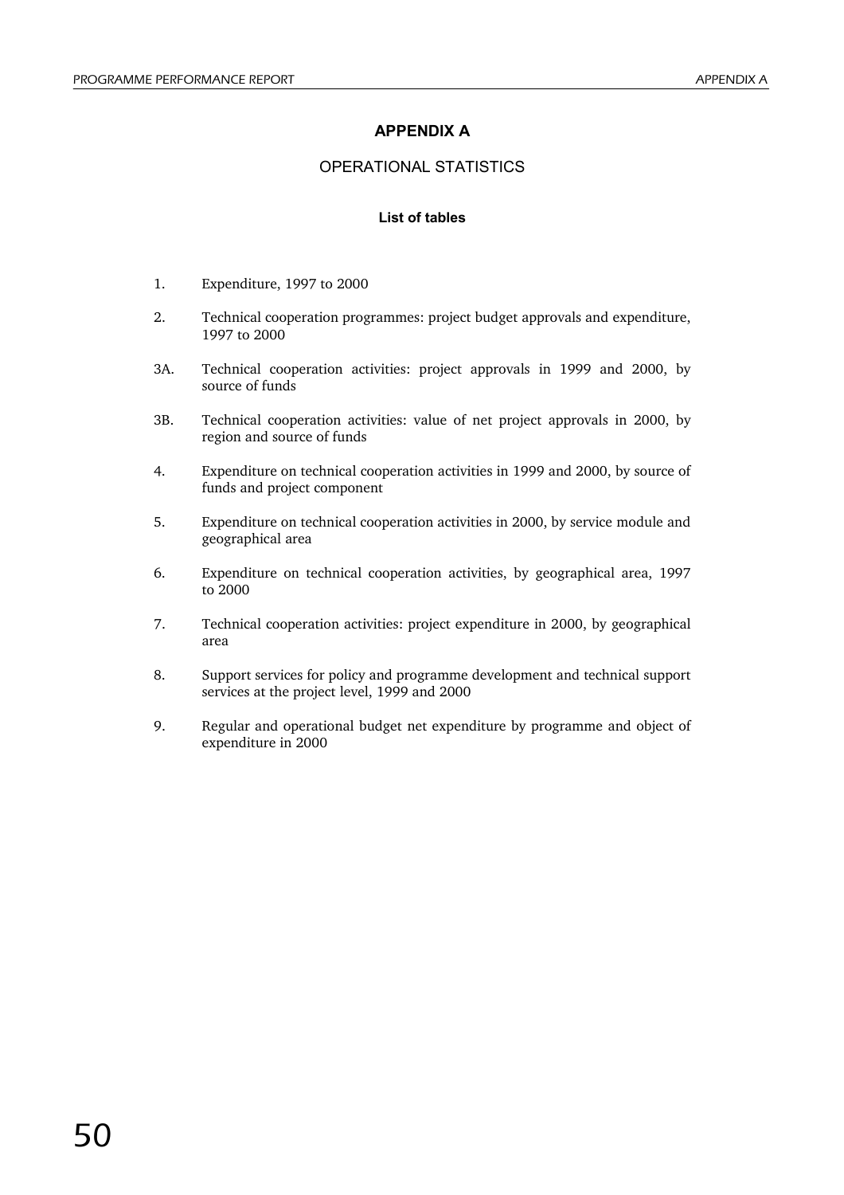## APPENDIX A

### OPERATIONAL STATISTICS

#### List of tables

1. Expenditure, 1997 to 2000

2. Technical cooperation programmes: project budget approvals and expenditure, 1997 to 2000

3A. Technical cooperation activities: project approvals in 1999 and 2000, by source of funds

3B. Technical cooperation activities: value of net project approvals in 2000, by region and source of funds

4. Expenditure on technical cooperation activities in 1999 and 2000, by source of funds and project component

5. Expenditure on technical cooperation activities in 2000, by service module and geographical area

6. Expenditure on technical cooperation activities, by geographical area, 1997 to 2000

7. Technical cooperation activities: project expenditure in 2000, by geographical area

8. Support services for policy and programme development and technical support services at the project level, 1999 and 2000

9. Regular and operational budget net expenditure by programme and object of expenditure in 2000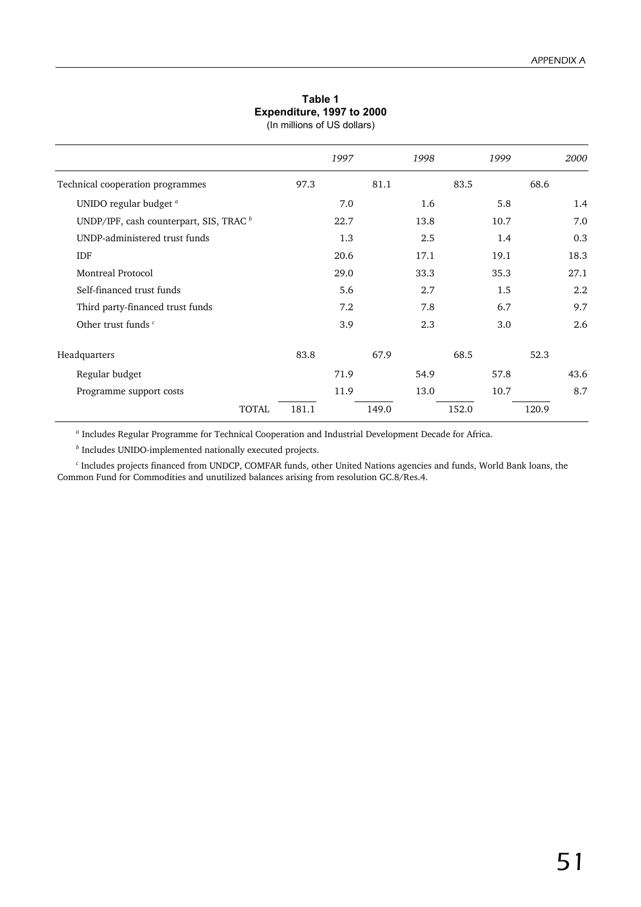**Table 1**
**Expenditure, 1997 to 2000**
(In millions of US dollars)

| | 1997 | 1998 | 1999 | 2000 |
|---|---|---|---|---|
| Technical cooperation programmes | 97.3 | 81.1 | 83.5 | 68.6 |
| UNIDO regular budget [a] | 7.0 | 1.6 | 5.8 | 1.4 |
| UNDP/IPF, cash counterpart, SIS, TRAC [b] | 22.7 | 13.8 | 10.7 | 7.0 |
| UNDP-administered trust funds | 1.3 | 2.5 | 1.4 | 0.3 |
| IDF | 20.6 | 17.1 | 19.1 | 18.3 |
| Montreal Protocol | 29.0 | 33.3 | 35.3 | 27.1 |
| Self-financed trust funds | 5.6 | 2.7 | 1.5 | 2.2 |
| Third party-financed trust funds | 7.2 | 7.8 | 6.7 | 9.7 |
| Other trust funds [c] | 3.9 | 2.3 | 3.0 | 2.6 |
| Headquarters | 83.8 | 67.9 | 68.5 | 52.3 |
| Regular budget | 71.9 | 54.9 | 57.8 | 43.6 |
| Programme support costs | 11.9 | 13.0 | 10.7 | 8.7 |
| TOTAL | 181.1 | 149.0 | 152.0 | 120.9 |

[a] Includes Regular Programme for Technical Cooperation and Industrial Development Decade for Africa.

[b] Includes UNIDO-implemented nationally executed projects.

[c] Includes projects financed from UNDCP, COMFAR funds, other United Nations agencies and funds, World Bank loans, the Common Fund for Commodities and unutilized balances arising from resolution GC.8/Res.4.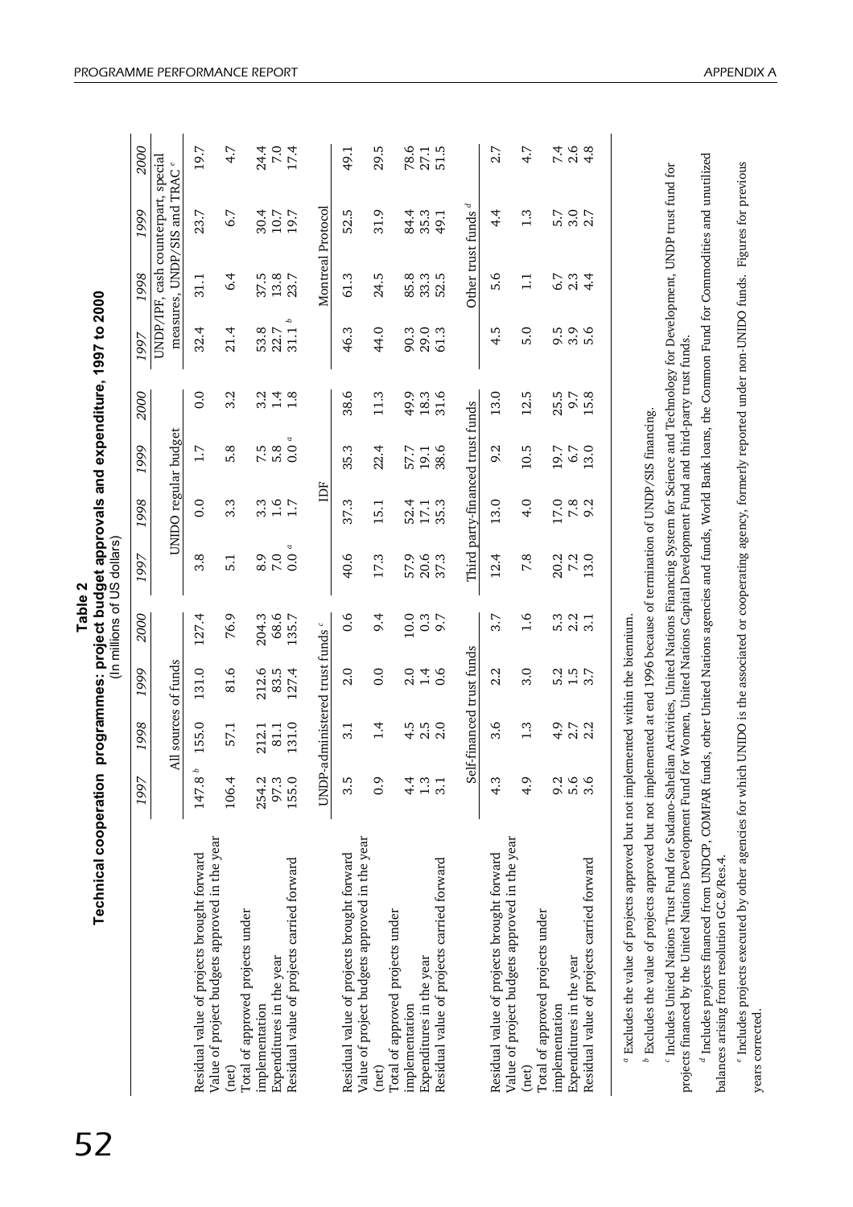**Table 2**
**Technical cooperation programmes: project budget approvals and expenditure, 1997 to 2000**
(In millions of US dollars)

| | 1997 | 1998 | 1999 | 2000 | 1997 | 1998 | 1999 | 2000 | 1997 | 1998 | 1999 | 2000 |
|---|---|---|---|---|---|---|---|---|---|---|---|---|
| | All sources of funds | | | | UNIDO regular budget | | | | UNDP/IPF, cash counterpart, special measures, UNDP/SIS and TRAC [e] | | | |
| Residual value of projects brought forward | 147.8 [b] | 155.0 | 131.0 | 127.4 | 3.8 | 0.0 | 1.7 | 0.0 | 32.4 | 31.1 | 23.7 | 19.7 |
| Value of project budgets approved in the year (net) | 106.4 | 57.1 | 81.6 | 76.9 | 5.1 | 3.3 | 5.8 | 3.2 | 21.4 | 6.4 | 6.7 | 4.7 |
| Total of approved projects under implementation | 254.2 | 212.1 | 212.6 | 204.3 | 8.9 | 3.3 | 7.5 | 3.2 | 53.8 | 37.5 | 30.4 | 24.4 |
| Expenditures in the year | 97.3 | 81.1 | 83.5 | 68.6 | 7.0 | 1.6 | 5.8 | 1.4 | 22.7 | 13.8 | 10.7 | 7.0 |
| Residual value of projects carried forward | 155.0 | 131.0 | 127.4 | 135.7 | 0.0 [a] | 1.7 | 0.0 [a] | 1.8 | 31.1 [b] | 23.7 | 19.7 | 17.4 |
| | UNDP-administered trust funds [c] | | | | IDF | | | | Montreal Protocol | | | |
| Residual value of projects brought forward | 3.5 | 3.1 | 2.0 | 0.6 | 40.6 | 37.3 | 35.3 | 38.6 | 46.3 | 61.3 | 52.5 | 49.1 |
| Value of project budgets approved in the year (net) | 0.9 | 1.4 | 0.0 | 9.4 | 17.3 | 15.1 | 22.4 | 11.3 | 44.0 | 24.5 | 31.9 | 29.5 |
| Total of approved projects under implementation | 4.4 | 4.5 | 2.0 | 10.0 | 57.9 | 52.4 | 57.7 | 49.9 | 90.3 | 85.8 | 84.4 | 78.6 |
| Expenditures in the year | 1.3 | 2.5 | 1.4 | 0.3 | 20.6 | 17.1 | 19.1 | 18.3 | 29.0 | 33.3 | 35.3 | 27.1 |
| Residual value of projects carried forward | 3.1 | 2.0 | 0.6 | 9.7 | 37.3 | 35.3 | 38.6 | 31.6 | 61.3 | 52.5 | 49.1 | 51.5 |
| | Self-financed trust funds | | | | Third party-financed trust funds | | | | Other trust funds [d] | | | |
| Residual value of projects brought forward | 4.3 | 3.6 | 2.2 | 3.7 | 12.4 | 13.0 | 9.2 | 13.0 | 4.5 | 5.6 | 4.4 | 2.7 |
| Value of project budgets approved in the year (net) | 4.9 | 1.3 | 3.0 | 1.6 | 7.8 | 4.0 | 10.5 | 12.5 | 5.0 | 1.1 | 1.3 | 4.7 |
| Total of approved projects under implementation | 9.2 | 4.9 | 5.2 | 5.3 | 20.2 | 17.0 | 19.7 | 25.5 | 9.5 | 6.7 | 5.7 | 7.4 |
| Expenditures in the year | 5.6 | 2.7 | 1.5 | 2.2 | 7.2 | 7.8 | 6.7 | 9.7 | 3.9 | 2.3 | 3.0 | 2.6 |
| Residual value of projects carried forward | 3.6 | 2.2 | 3.7 | 3.1 | 13.0 | 9.2 | 13.0 | 15.8 | 5.6 | 4.4 | 2.7 | 4.8 |

[a] Excludes the value of projects approved but not implemented within the biennium.

[b] Excludes the value of projects approved but not implemented at end 1996 because of termination of UNDP/SIS financing.

[c] Includes United Nations Trust Fund for Sudano-Sahelian Activities, United Nations Financing System for Science and Technology for Development, UNDP trust fund for projects financed by the United Nations Development Fund for Women, United Nations Capital Development Fund and third-party trust funds.

[d] Includes projects financed from UNDCP, COMFAR funds, other United Nations agencies and funds, World Bank loans, the Common Fund for Commodities and unutilized balances arising from resolution GC.8/Res.4.

[e] Includes projects executed by other agencies for which UNIDO is the associated or cooperating agency, formerly reported under non-UNIDO funds. Figures for previous years corrected.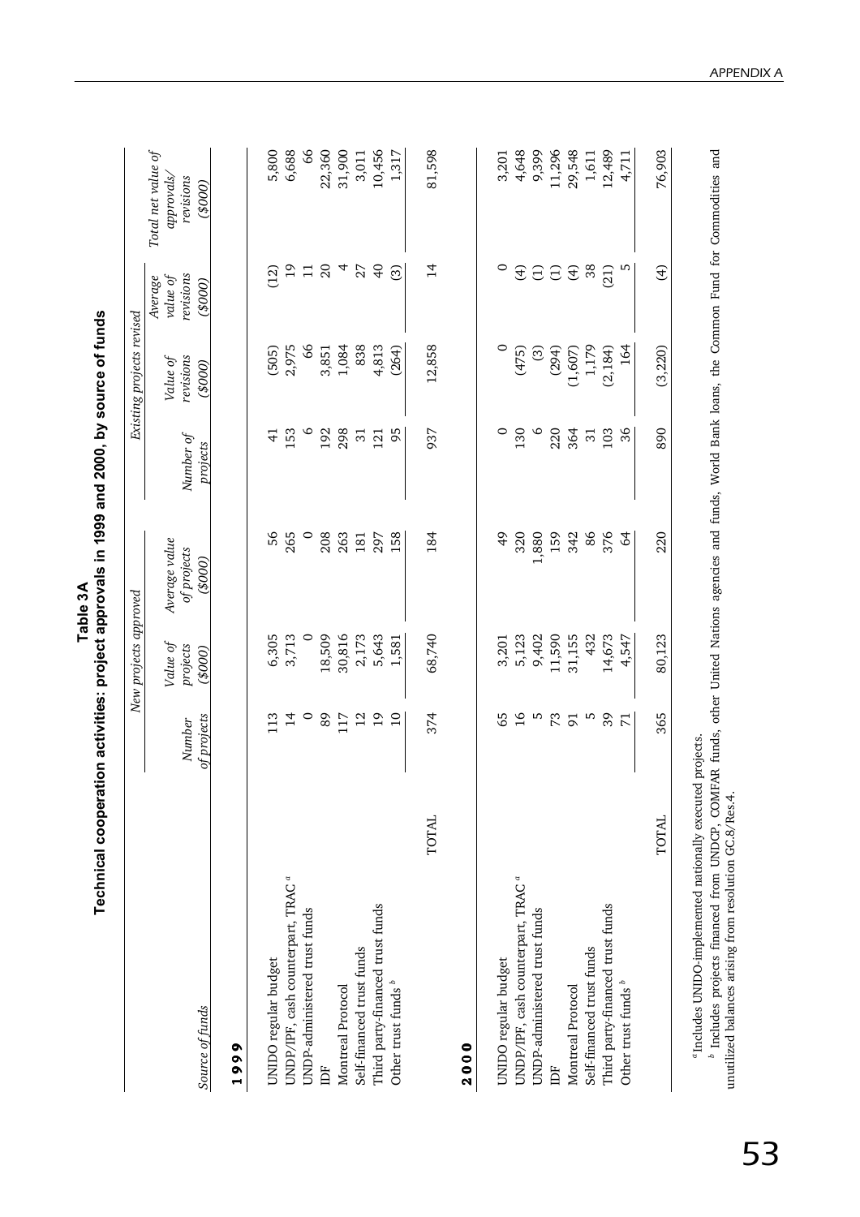**Table 3A**
**Technical cooperation activities: project approvals in 1999 and 2000, by source of funds**

| Source of funds | New projects approved | | | Existing projects revised | | | Total net value of approvals/ revisions ($000) |
|---|---|---|---|---|---|---|---|
| | Number of projects | Value of projects ($000) | Average value of projects ($000) | Number of projects | Value of revisions ($000) | Average value of revisions ($000) | |
| **1999** | | | | | | | |
| UNIDO regular budget | 113 | 6,305 | 56 | 41 | (505) | (12) | 5,800 |
| UNDP/IPF, cash counterpart, TRAC [a] | 14 | 3,713 | 265 | 153 | 2,975 | 19 | 6,688 |
| UNDP-administered trust funds | 0 | 0 | 0 | 6 | 66 | 11 | 66 |
| IDF | 89 | 18,509 | 208 | 192 | 3,851 | 20 | 22,360 |
| Montreal Protocol | 117 | 30,816 | 263 | 298 | 1,084 | 4 | 31,900 |
| Self-financed trust funds | 12 | 2,173 | 181 | 31 | 838 | 27 | 3,011 |
| Third party-financed trust funds | 19 | 5,643 | 297 | 121 | 4,813 | 40 | 10,456 |
| Other trust funds [b] | 10 | 1,581 | 158 | 95 | (264) | (3) | 1,317 |
| TOTAL | 374 | 68,740 | 184 | 937 | 12,858 | 14 | 81,598 |
| **2000** | | | | | | | |
| UNIDO regular budget | 65 | 3,201 | 49 | 0 | 0 | 0 | 3,201 |
| UNDP/IPF, cash counterpart, TRAC [a] | 16 | 5,123 | 320 | 130 | (475) | (4) | 4,648 |
| UNDP-administered trust funds | 5 | 9,402 | 1,880 | 6 | (3) | (1) | 9,399 |
| IDF | 73 | 11,590 | 159 | 220 | (294) | (1) | 11,296 |
| Montreal Protocol | 91 | 31,155 | 342 | 364 | (1,607) | (4) | 29,548 |
| Self-financed trust funds | 5 | 432 | 86 | 31 | 1,179 | 38 | 1,611 |
| Third party-financed trust funds | 39 | 14,673 | 376 | 103 | (2,184) | (21) | 12,489 |
| Other trust funds [b] | 71 | 4,547 | 64 | 36 | 164 | 5 | 4,711 |
| TOTAL | 365 | 80,123 | 220 | 890 | (3,220) | (4) | 76,903 |

[a] Includes UNIDO-implemented nationally executed projects.

[b] Includes projects financed from UNDCP, COMFAR funds, other United Nations agencies and funds, World Bank loans, the Common Fund for Commodities and unutilized balances arising from resolution GC.8/Res.4.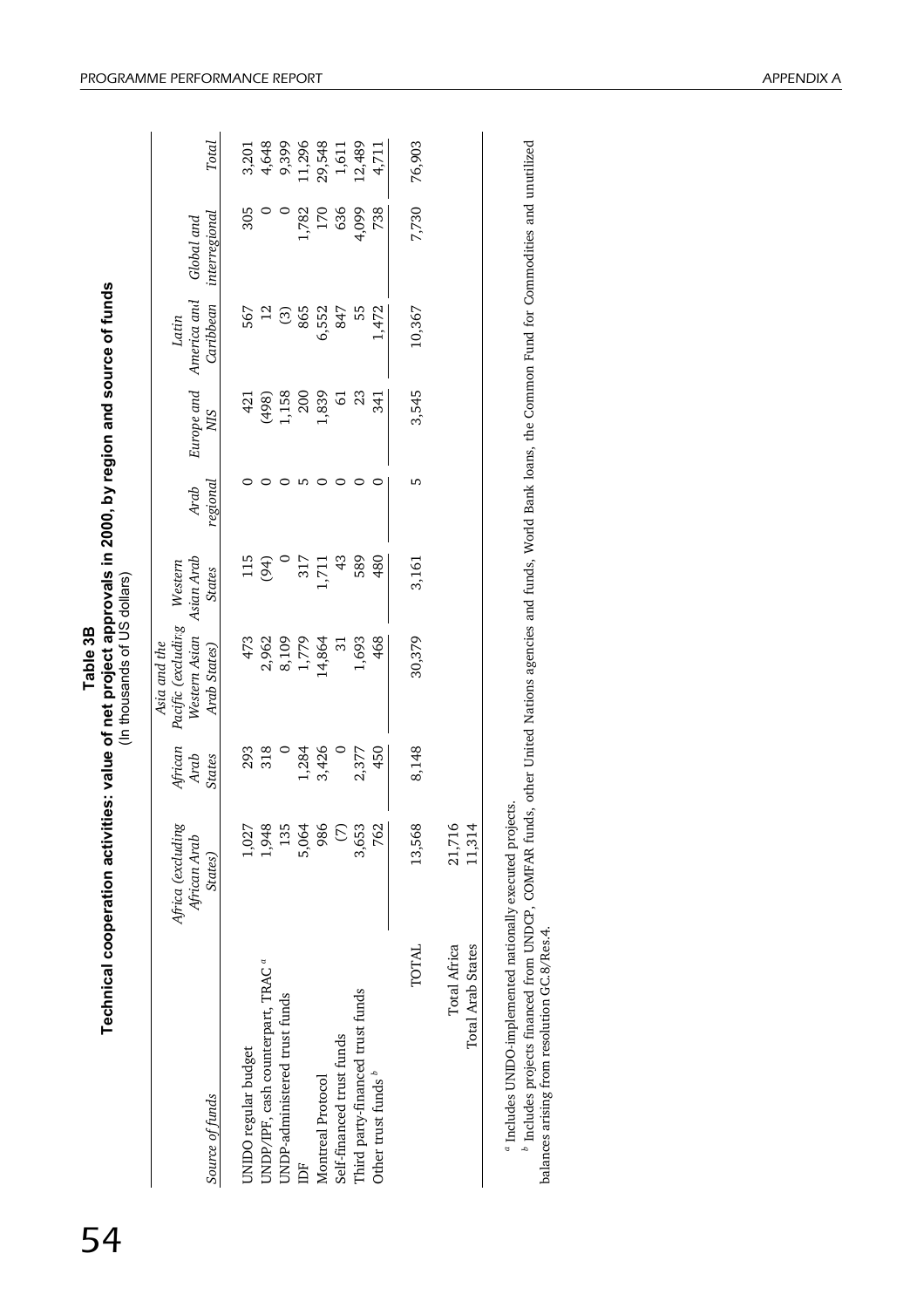**Table 3B**

**Technical cooperation activities: value of net project approvals in 2000, by region and source of funds**

(In thousands of US dollars)

| *Source of funds* | *Africa (excluding African Arab States)* | *African Arab States* | *Asia and the Pacific (excluding Western Asian Arab States)* | *Western Asian Arab States* | *Arab regional* | *Europe and NIS* | *Latin America and Caribbean* | *Global and interregional* | *Total* |
|---|---|---|---|---|---|---|---|---|---|
| UNIDO regular budget | 1,027 | 293 | 473 | 115 | 0 | 421 | 567 | 305 | 3,201 |
| UNDP/IPF, cash counterpart, TRAC [a] | 1,948 | 318 | 2,962 | (94) | 0 | (498) | 12 | 0 | 4,648 |
| UNDP-administered trust funds | 135 | 0 | 8,109 | 0 | 0 | 1,158 | (3) | 0 | 9,399 |
| IDF | 5,064 | 1,284 | 1,779 | 317 | 5 | 200 | 865 | 1,782 | 11,296 |
| Montreal Protocol | 986 | 3,426 | 14,864 | 1,711 | 0 | 1,839 | 6,552 | 170 | 29,548 |
| Self-financed trust funds | (7) | 0 | 31 | 43 | 0 | 61 | 847 | 636 | 1,611 |
| Third party-financed trust funds | 3,653 | 2,377 | 1,693 | 589 | 0 | 23 | 55 | 4,099 | 12,489 |
| Other trust funds [b] | 762 | 450 | 468 | 480 | 0 | 341 | 1,472 | 738 | 4,711 |
| TOTAL | 13,568 | 8,148 | 30,379 | 3,161 | 5 | 3,545 | 10,367 | 7,730 | 76,903 |
| Total Africa | 21,716 | | | | | | | | |
| Total Arab States | 11,314 | | | | | | | | |

[a] Includes UNIDO-implemented nationally executed projects.

[b] Includes projects financed from UNDCP, COMFAR funds, other United Nations agencies and funds, World Bank loans, the Common Fund for Commodities and unutilized balances arising from resolution GC.8/Res.4.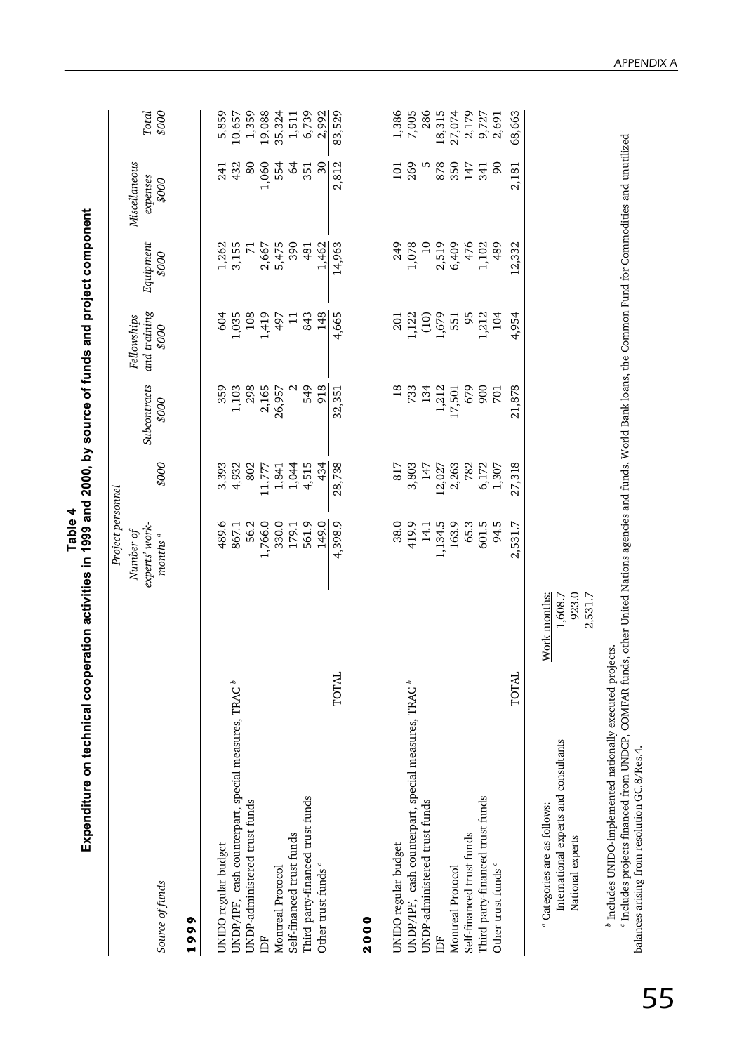# Table 4

## Expenditure on technical cooperation activities in 1999 and 2000, by source of funds and project component

| Source of funds | Project personnel: Number of experts' work-months [a] | Project personnel: $000 | Subcontracts $000 | Fellowships and training $000 | Equipment $000 | Miscellaneous expenses $000 | Total $000 |
|---|---|---|---|---|---|---|---|
| **1999** | | | | | | | |
| UNIDO regular budget | 489.6 | 3,393 | 359 | 604 | 1,262 | 241 | 5,859 |
| UNDP/IPF, cash counterpart, special measures, TRAC [b] | 867.1 | 4,932 | 1,103 | 1,035 | 3,155 | 432 | 10,657 |
| UNDP-administered trust funds | 56.2 | 802 | 298 | 108 | 71 | 80 | 1,359 |
| IDF | 1,766.0 | 11,777 | 2,165 | 1,419 | 2,667 | 1,060 | 19,088 |
| Montreal Protocol | 330.0 | 1,841 | 26,957 | 497 | 5,475 | 554 | 35,324 |
| Self-financed trust funds | 179.1 | 1,044 | 2 | 11 | 390 | 64 | 1,511 |
| Third party-financed trust funds | 561.9 | 4,515 | 549 | 843 | 481 | 351 | 6,739 |
| Other trust funds [c] | 149.0 | 434 | 918 | 148 | 1,462 | 30 | 2,992 |
| TOTAL | 4,398.9 | 28,738 | 32,351 | 4,665 | 14,963 | 2,812 | 83,529 |
| **2000** | | | | | | | |
| UNIDO regular budget | 38.0 | 817 | 18 | 201 | 249 | 101 | 1,386 |
| UNDP/IPF, cash counterpart, special measures, TRAC [b] | 419.9 | 3,803 | 733 | 1,122 | 1,078 | 269 | 7,005 |
| UNDP-administered trust funds | 14.1 | 147 | 134 | (10) | 10 | 5 | 286 |
| IDF | 1,134.5 | 12,027 | 1,212 | 1,679 | 2,519 | 878 | 18,315 |
| Montreal Protocol | 163.9 | 2,263 | 17,501 | 551 | 6,409 | 350 | 27,074 |
| Self-financed trust funds | 65.3 | 782 | 679 | 95 | 476 | 147 | 2,179 |
| Third party-financed trust funds | 601.5 | 6,172 | 900 | 1,212 | 1,102 | 341 | 9,727 |
| Other trust funds [c] | 94.5 | 1,307 | 701 | 104 | 489 | 90 | 2,691 |
| TOTAL | 2,531.7 | 27,318 | 21,878 | 4,954 | 12,332 | 2,181 | 68,663 |

[a] Categories are as follows:

| | Work months: |
|---|---|
| International experts and consultants | 1,608.7 |
| National experts | 923.0 |
| | 2,531.7 |

[b] Includes UNIDO-implemented nationally executed projects.

[c] Includes projects financed from UNDCP, COMFAR funds, other United Nations agencies and funds, World Bank loans, the Common Fund for Commodities and unutilized balances arising from resolution GC.8/Res.4.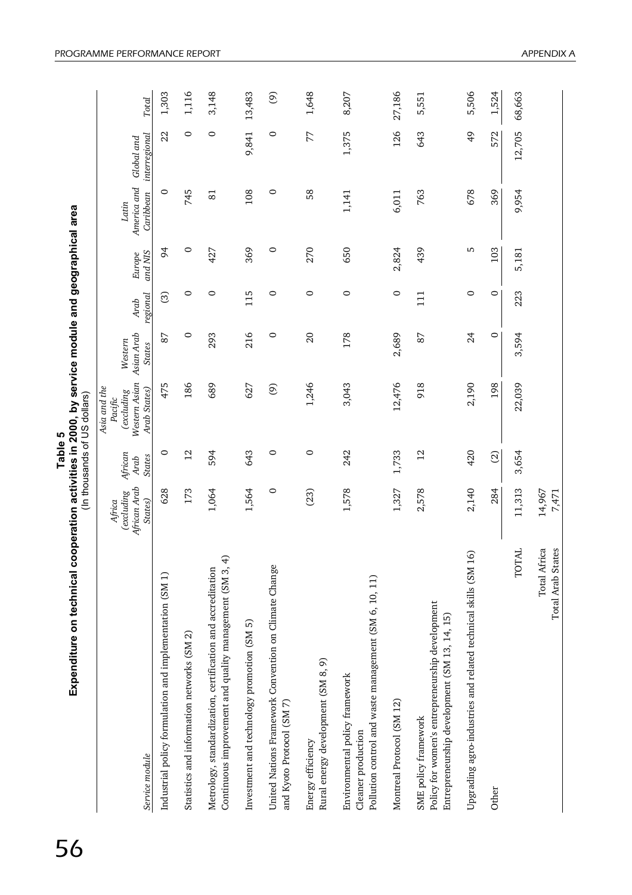# Table 5

## Expenditure on technical cooperation activities in 2000, by service module and geographical area

(In thousands of US dollars)

| Service module | Africa (excluding African Arab States) | African Arab States | Asia and the Pacific (excluding Western Asian Arab States) | Western Asian Arab States | Arab regional | Europe and NIS | Latin America and Caribbean | Global and interregional | Total |
|---|---|---|---|---|---|---|---|---|---|
| Industrial policy formulation and implementation (SM 1) | 628 | 0 | 475 | 87 | (3) | 94 | 0 | 22 | 1,303 |
| Statistics and information networks (SM 2) | 173 | 12 | 186 | 0 | 0 | 0 | 745 | 0 | 1,116 |
| Metrology, standardization, certification and accreditation<br>Continuous improvement and quality management (SM 3, 4) | 1,064 | 594 | 689 | 293 | 0 | 427 | 81 | 0 | 3,148 |
| Investment and technology promotion (SM 5) | 1,564 | 643 | 627 | 216 | 115 | 369 | 108 | 9,841 | 13,483 |
| United Nations Framework Convention on Climate Change and Kyoto Protocol (SM 7) | 0 | 0 | (9) | 0 | 0 | 0 | 0 | 0 | (9) |
| Energy efficiency<br>Rural energy development (SM 8, 9) | (23) | 0 | 1,246 | 20 | 0 | 270 | 58 | 77 | 1,648 |
| Environmental policy framework<br>Cleaner production<br>Pollution control and waste management (SM 6, 10, 11) | 1,578 | 242 | 3,043 | 178 | 0 | 650 | 1,141 | 1,375 | 8,207 |
| Montreal Protocol (SM 12) | 1,327 | 1,733 | 12,476 | 2,689 | 0 | 2,824 | 6,011 | 126 | 27,186 |
| SME policy framework<br>Policy for women's entrepreneurship development<br>Entrepreneurship development (SM 13, 14, 15) | 2,578 | 12 | 918 | 87 | 111 | 439 | 763 | 643 | 5,551 |
| Upgrading agro-industries and related technical skills (SM 16) | 2,140 | 420 | 2,190 | 24 | 0 | 5 | 678 | 49 | 5,506 |
| Other | 284 | (2) | 198 | 0 | 0 | 103 | 369 | 572 | 1,524 |
| TOTAL | 11,313 | 3,654 | 22,039 | 3,594 | 223 | 5,181 | 9,954 | 12,705 | 68,663 |
| Total Africa | 14,967 | | | | | | | | |
| Total Arab States | 7,471 | | | | | | | | |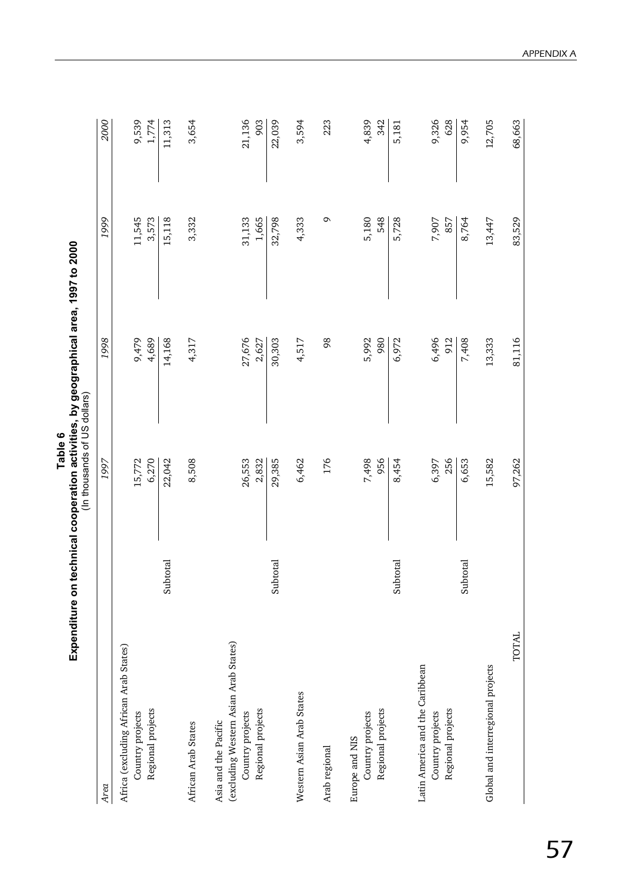**Table 6**
**Expenditure on technical cooperation activities, by geographical area, 1997 to 2000**
(In thousands of US dollars)

| *Area* | | *1997* | *1998* | *1999* | *2000* |
|---|---|---|---|---|---|
| Africa (excluding African Arab States) | | | | | |
| Country projects | | 15,772 | 9,479 | 11,545 | 9,539 |
| Regional projects | | 6,270 | 4,689 | 3,573 | 1,774 |
| | Subtotal | 22,042 | 14,168 | 15,118 | 11,313 |
| African Arab States | | 8,508 | 4,317 | 3,332 | 3,654 |
| Asia and the Pacific (excluding Western Asian Arab States) | | | | | |
| Country projects | | 26,553 | 27,676 | 31,133 | 21,136 |
| Regional projects | | 2,832 | 2,627 | 1,665 | 903 |
| | Subtotal | 29,385 | 30,303 | 32,798 | 22,039 |
| Western Asian Arab States | | 6,462 | 4,517 | 4,333 | 3,594 |
| Arab regional | | 176 | 98 | 9 | 223 |
| Europe and NIS | | | | | |
| Country projects | | 7,498 | 5,992 | 5,180 | 4,839 |
| Regional projects | | 956 | 980 | 548 | 342 |
| | Subtotal | 8,454 | 6,972 | 5,728 | 5,181 |
| Latin America and the Caribbean | | | | | |
| Country projects | | 6,397 | 6,496 | 7,907 | 9,326 |
| Regional projects | | 256 | 912 | 857 | 628 |
| | Subtotal | 6,653 | 7,408 | 8,764 | 9,954 |
| Global and interregional projects | | 15,582 | 13,333 | 13,447 | 12,705 |
| TOTAL | | 97,262 | 81,116 | 83,529 | 68,663 |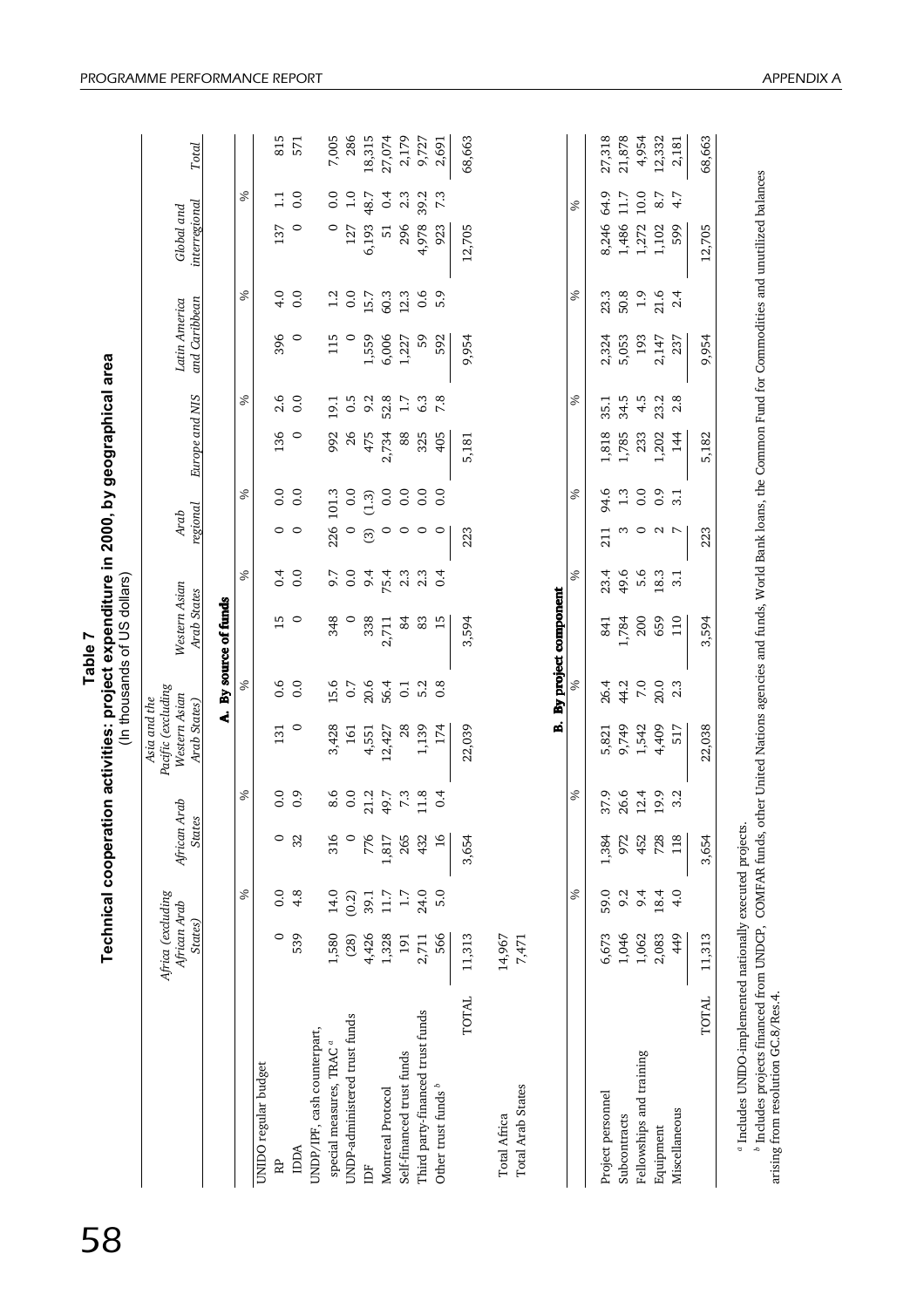**Table 7**

**Technical cooperation activities: project expenditure in 2000, by geographical area**

(In thousands of US dollars)

| | Africa (excluding African Arab States) | | African Arab States | | Asia and the Pacific (excluding Western Asian Arab States) | | Western Asian Arab States | | Arab regional | | Europe and NIS | | Latin America and Caribbean | | Global and interregional | | Total |
|---|---|---|---|---|---|---|---|---|---|---|---|---|---|---|---|---|---|
| | | % | | % | | % | | % | | % | | % | | % | | % | |
| **A. By source of funds** | | | | | | | | | | | | | | | | | |
| UNIDO regular budget | | | | | | | | | | | | | | | | | |
| RP | 0 | 0.0 | 0 | 0.0 | 131 | 0.6 | 15 | 0.4 | 0 | 0.0 | 136 | 2.6 | 396 | 4.0 | 137 | 1.1 | 815 |
| IDDA | 539 | 4.8 | 32 | 0.9 | 0 | 0.0 | 0 | 0.0 | 0 | 0.0 | 0 | 0.0 | 0 | 0.0 | 0 | 0.0 | 571 |
| UNDP/IPF, cash counterpart, special measures, TRAC [a] | 1,580 | 14.0 | 316 | 8.6 | 3,428 | 15.6 | 348 | 9.7 | 226 | 101.3 | 992 | 19.1 | 115 | 1.2 | 0 | 0.0 | 7,005 |
| UNDP-administered trust funds | (28) | (0.2) | 0 | 0.0 | 161 | 0.7 | 0 | 0.0 | 0 | 0.0 | 26 | 0.5 | 0 | 0.0 | 127 | 1.0 | 286 |
| IDF | 4,426 | 39.1 | 776 | 21.2 | 4,551 | 20.6 | 338 | 9.4 | (3) | (1.3) | 475 | 9.2 | 1,559 | 15.7 | 6,193 | 48.7 | 18,315 |
| Montreal Protocol | 1,328 | 11.7 | 1,817 | 49.7 | 12,427 | 56.4 | 2,711 | 75.4 | 0 | 0.0 | 2,734 | 52.8 | 6,006 | 60.3 | 51 | 0.4 | 27,074 |
| Self-financed trust funds | 191 | 1.7 | 265 | 7.3 | 28 | 0.1 | 84 | 2.3 | 0 | 0.0 | 88 | 1.7 | 1,227 | 12.3 | 296 | 2.3 | 2,179 |
| Third party-financed trust funds | 2,711 | 24.0 | 432 | 11.8 | 1,139 | 5.2 | 83 | 2.3 | 0 | 0.0 | 325 | 6.3 | 59 | 0.6 | 4,978 | 39.2 | 9,727 |
| Other trust funds [b] | 566 | 5.0 | 16 | 0.4 | 174 | 0.8 | 15 | 0.4 | 0 | 0.0 | 405 | 7.8 | 592 | 5.9 | 923 | 7.3 | 2,691 |
| TOTAL | 11,313 | | 3,654 | | 22,039 | | 3,594 | | 223 | | 5,181 | | 9,954 | | 12,705 | | 68,663 |
| Total Africa | 14,967 | | | | | | | | | | | | | | | | |
| Total Arab States | 7,471 | | | | | | | | | | | | | | | | |
| **B. By project component** | | | | | | | | | | | | | | | | | |
| Project personnel | 6,673 | 59.0 | 1,384 | 37.9 | 5,821 | 26.4 | 841 | 23.4 | 211 | 94.6 | 1,818 | 35.1 | 2,324 | 23.3 | 8,246 | 64.9 | 27,318 |
| Subcontracts | 1,046 | 9.2 | 972 | 26.6 | 9,749 | 44.2 | 1,784 | 49.6 | 3 | 1.3 | 1,785 | 34.5 | 5,053 | 50.8 | 1,486 | 11.7 | 21,878 |
| Fellowships and training | 1,062 | 9.4 | 452 | 12.4 | 1,542 | 7.0 | 200 | 5.6 | 0 | 0.0 | 233 | 4.5 | 193 | 1.9 | 1,272 | 10.0 | 4,954 |
| Equipment | 2,083 | 18.4 | 728 | 19.9 | 4,409 | 20.0 | 659 | 18.3 | 2 | 0.9 | 1,202 | 23.2 | 2,147 | 21.6 | 1,102 | 8.7 | 12,332 |
| Miscellaneous | 449 | 4.0 | 118 | 3.2 | 517 | 2.3 | 110 | 3.1 | 7 | 3.1 | 144 | 2.8 | 237 | 2.4 | 599 | 4.7 | 2,181 |
| TOTAL | 11,313 | | 3,654 | | 22,038 | | 3,594 | | 223 | | 5,182 | | 9,954 | | 12,705 | | 68,663 |

[a] Includes UNIDO-implemented nationally executed projects.

[b] Includes projects financed from UNDCP, COMFAR funds, other United Nations agencies and funds, World Bank loans, the Common Fund for Commodities and unutilized balances arising from resolution GC.8/Res.4.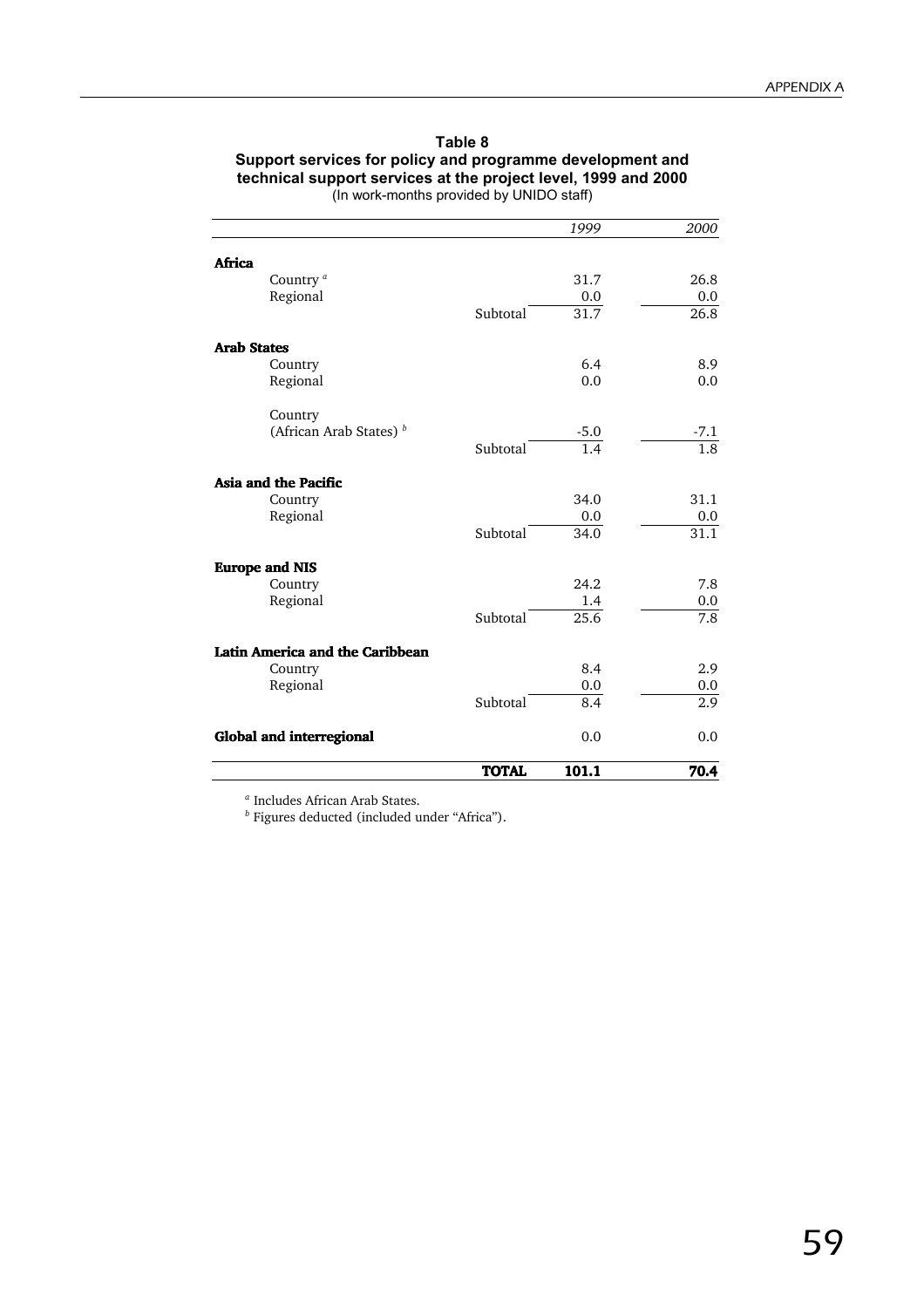**Table 8**
**Support services for policy and programme development and technical support services at the project level, 1999 and 2000**
(In work-months provided by UNIDO staff)

| | | *1999* | *2000* |
|---|---|---|---|
| **Africa** | | | |
| Country [a] | | 31.7 | 26.8 |
| Regional | | 0.0 | 0.0 |
| | Subtotal | 31.7 | 26.8 |
| **Arab States** | | | |
| Country | | 6.4 | 8.9 |
| Regional | | 0.0 | 0.0 |
| Country (African Arab States) [b] | | -5.0 | -7.1 |
| | Subtotal | 1.4 | 1.8 |
| **Asia and the Pacific** | | | |
| Country | | 34.0 | 31.1 |
| Regional | | 0.0 | 0.0 |
| | Subtotal | 34.0 | 31.1 |
| **Europe and NIS** | | | |
| Country | | 24.2 | 7.8 |
| Regional | | 1.4 | 0.0 |
| | Subtotal | 25.6 | 7.8 |
| **Latin America and the Caribbean** | | | |
| Country | | 8.4 | 2.9 |
| Regional | | 0.0 | 0.0 |
| | Subtotal | 8.4 | 2.9 |
| **Global and interregional** | | 0.0 | 0.0 |
| | **TOTAL** | **101.1** | **70.4** |

[a] Includes African Arab States.
[b] Figures deducted (included under "Africa").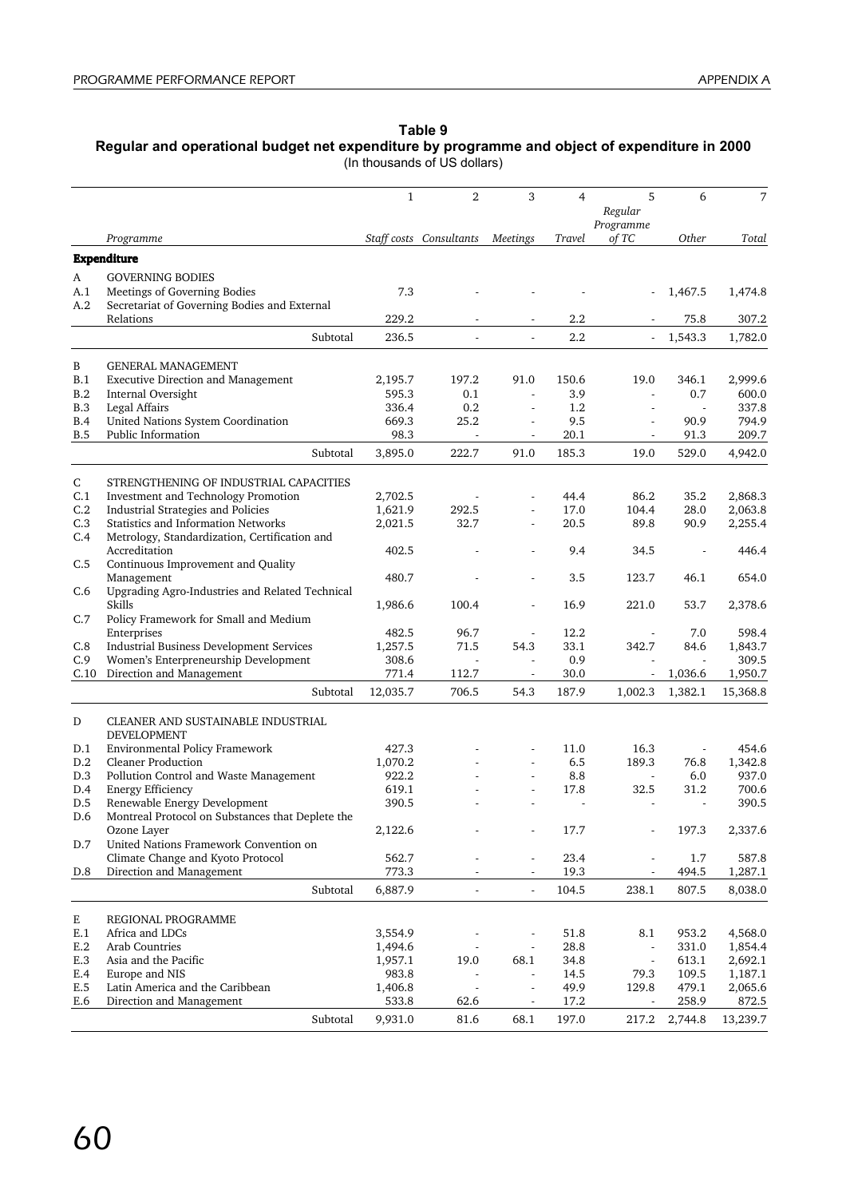**Table 9**
**Regular and operational budget net expenditure by programme and object of expenditure in 2000**
(In thousands of US dollars)

| | | 1 | 2 | 3 | 4 | 5 | 6 | 7 |
|---|---|---|---|---|---|---|---|---|
| | *Programme* | *Staff costs* | *Consultants* | *Meetings* | *Travel* | *Regular Programme of TC* | *Other* | *Total* |
| | **Expenditure** | | | | | | | |
| A | GOVERNING BODIES | | | | | | | |
| A.1 | Meetings of Governing Bodies | 7.3 | - | - | - | - | 1,467.5 | 1,474.8 |
| A.2 | Secretariat of Governing Bodies and External Relations | 229.2 | - | - | 2.2 | - | 75.8 | 307.2 |
| | Subtotal | 236.5 | - | - | 2.2 | - | 1,543.3 | 1,782.0 |
| B | GENERAL MANAGEMENT | | | | | | | |
| B.1 | Executive Direction and Management | 2,195.7 | 197.2 | 91.0 | 150.6 | 19.0 | 346.1 | 2,999.6 |
| B.2 | Internal Oversight | 595.3 | 0.1 | - | 3.9 | - | 0.7 | 600.0 |
| B.3 | Legal Affairs | 336.4 | 0.2 | - | 1.2 | - | - | 337.8 |
| B.4 | United Nations System Coordination | 669.3 | 25.2 | - | 9.5 | - | 90.9 | 794.9 |
| B.5 | Public Information | 98.3 | - | - | 20.1 | - | 91.3 | 209.7 |
| | Subtotal | 3,895.0 | 222.7 | 91.0 | 185.3 | 19.0 | 529.0 | 4,942.0 |
| C | STRENGTHENING OF INDUSTRIAL CAPACITIES | | | | | | | |
| C.1 | Investment and Technology Promotion | 2,702.5 | - | - | 44.4 | 86.2 | 35.2 | 2,868.3 |
| C.2 | Industrial Strategies and Policies | 1,621.9 | 292.5 | - | 17.0 | 104.4 | 28.0 | 2,063.8 |
| C.3 | Statistics and Information Networks | 2,021.5 | 32.7 | - | 20.5 | 89.8 | 90.9 | 2,255.4 |
| C.4 | Metrology, Standardization, Certification and Accreditation | 402.5 | - | - | 9.4 | 34.5 | - | 446.4 |
| C.5 | Continuous Improvement and Quality Management | 480.7 | - | - | 3.5 | 123.7 | 46.1 | 654.0 |
| C.6 | Upgrading Agro-Industries and Related Technical Skills | 1,986.6 | 100.4 | - | 16.9 | 221.0 | 53.7 | 2,378.6 |
| C.7 | Policy Framework for Small and Medium Enterprises | 482.5 | 96.7 | - | 12.2 | - | 7.0 | 598.4 |
| C.8 | Industrial Business Development Services | 1,257.5 | 71.5 | 54.3 | 33.1 | 342.7 | 84.6 | 1,843.7 |
| C.9 | Women's Enterpreneurship Development | 308.6 | - | - | 0.9 | - | - | 309.5 |
| C.10 | Direction and Management | 771.4 | 112.7 | - | 30.0 | - | 1,036.6 | 1,950.7 |
| | Subtotal | 12,035.7 | 706.5 | 54.3 | 187.9 | 1,002.3 | 1,382.1 | 15,368.8 |
| D | CLEANER AND SUSTAINABLE INDUSTRIAL DEVELOPMENT | | | | | | | |
| D.1 | Environmental Policy Framework | 427.3 | - | - | 11.0 | 16.3 | - | 454.6 |
| D.2 | Cleaner Production | 1,070.2 | - | - | 6.5 | 189.3 | 76.8 | 1,342.8 |
| D.3 | Pollution Control and Waste Management | 922.2 | - | - | 8.8 | - | 6.0 | 937.0 |
| D.4 | Energy Efficiency | 619.1 | - | - | 17.8 | 32.5 | 31.2 | 700.6 |
| D.5 | Renewable Energy Development | 390.5 | - | - | - | - | - | 390.5 |
| D.6 | Montreal Protocol on Substances that Deplete the Ozone Layer | 2,122.6 | - | - | 17.7 | - | 197.3 | 2,337.6 |
| D.7 | United Nations Framework Convention on Climate Change and Kyoto Protocol | 562.7 | - | - | 23.4 | - | 1.7 | 587.8 |
| D.8 | Direction and Management | 773.3 | - | - | 19.3 | - | 494.5 | 1,287.1 |
| | Subtotal | 6,887.9 | - | - | 104.5 | 238.1 | 807.5 | 8,038.0 |
| E | REGIONAL PROGRAMME | | | | | | | |
| E.1 | Africa and LDCs | 3,554.9 | - | - | 51.8 | 8.1 | 953.2 | 4,568.0 |
| E.2 | Arab Countries | 1,494.6 | - | - | 28.8 | - | 331.0 | 1,854.4 |
| E.3 | Asia and the Pacific | 1,957.1 | 19.0 | 68.1 | 34.8 | - | 613.1 | 2,692.1 |
| E.4 | Europe and NIS | 983.8 | - | - | 14.5 | 79.3 | 109.5 | 1,187.1 |
| E.5 | Latin America and the Caribbean | 1,406.8 | - | - | 49.9 | 129.8 | 479.1 | 2,065.6 |
| E.6 | Direction and Management | 533.8 | 62.6 | - | 17.2 | - | 258.9 | 872.5 |
| | Subtotal | 9,931.0 | 81.6 | 68.1 | 197.0 | 217.2 | 2,744.8 | 13,239.7 |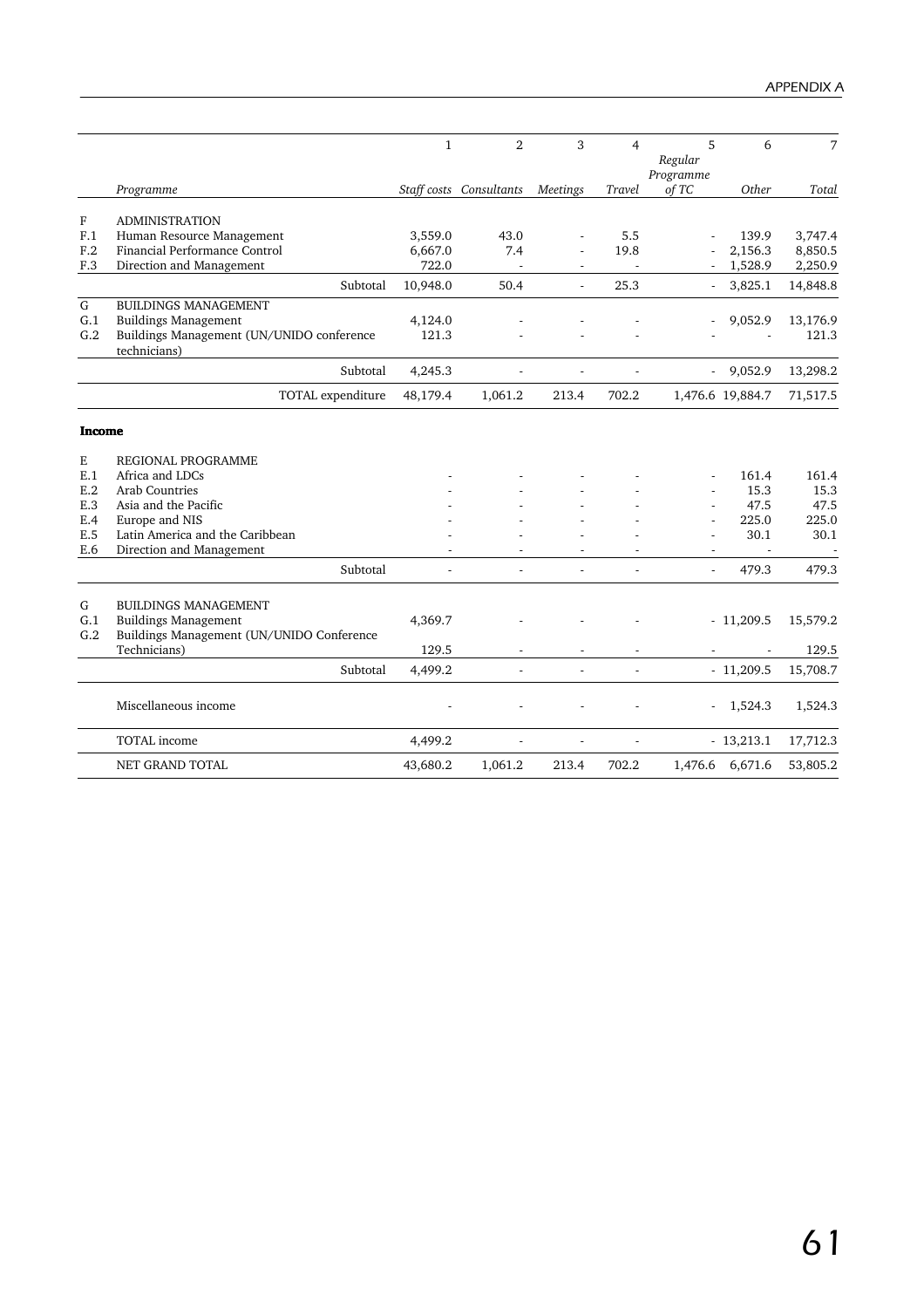| | | 1 | 2 | 3 | 4 | 5 | 6 | 7 |
|---|---|---|---|---|---|---|---|---|
| | *Programme* | *Staff costs* | *Consultants* | *Meetings* | *Travel* | *Regular Programme of TC* | *Other* | *Total* |
| F | ADMINISTRATION | | | | | | | |
| F.1 | Human Resource Management | 3,559.0 | 43.0 | - | 5.5 | - | 139.9 | 3,747.4 |
| F.2 | Financial Performance Control | 6,667.0 | 7.4 | - | 19.8 | - | 2,156.3 | 8,850.5 |
| F.3 | Direction and Management | 722.0 | - | - | - | - | 1,528.9 | 2,250.9 |
| | Subtotal | 10,948.0 | 50.4 | - | 25.3 | - | 3,825.1 | 14,848.8 |
| G | BUILDINGS MANAGEMENT | | | | | | | |
| G.1 | Buildings Management | 4,124.0 | - | - | - | - | 9,052.9 | 13,176.9 |
| G.2 | Buildings Management (UN/UNIDO conference technicians) | 121.3 | - | - | - | - | - | 121.3 |
| | Subtotal | 4,245.3 | - | - | - | - | 9,052.9 | 13,298.2 |
| | TOTAL expenditure | 48,179.4 | 1,061.2 | 213.4 | 702.2 | 1,476.6 | 19,884.7 | 71,517.5 |
| **Income** | | | | | | | | |
| E | REGIONAL PROGRAMME | | | | | | | |
| E.1 | Africa and LDCs | - | - | - | - | - | 161.4 | 161.4 |
| E.2 | Arab Countries | - | - | - | - | - | 15.3 | 15.3 |
| E.3 | Asia and the Pacific | - | - | - | - | - | 47.5 | 47.5 |
| E.4 | Europe and NIS | - | - | - | - | - | 225.0 | 225.0 |
| E.5 | Latin America and the Caribbean | - | - | - | - | - | 30.1 | 30.1 |
| E.6 | Direction and Management | - | - | - | - | - | - | - |
| | Subtotal | - | - | - | - | - | 479.3 | 479.3 |
| G | BUILDINGS MANAGEMENT | | | | | | | |
| G.1 | Buildings Management | 4,369.7 | - | - | - | - | 11,209.5 | 15,579.2 |
| G.2 | Buildings Management (UN/UNIDO Conference Technicians) | 129.5 | - | - | - | - | - | 129.5 |
| | Subtotal | 4,499.2 | - | - | - | - | 11,209.5 | 15,708.7 |
| | Miscellaneous income | - | - | - | - | - | 1,524.3 | 1,524.3 |
| | TOTAL income | 4,499.2 | - | - | - | - | 13,213.1 | 17,712.3 |
| | NET GRAND TOTAL | 43,680.2 | 1,061.2 | 213.4 | 702.2 | 1,476.6 | 6,671.6 | 53,805.2 |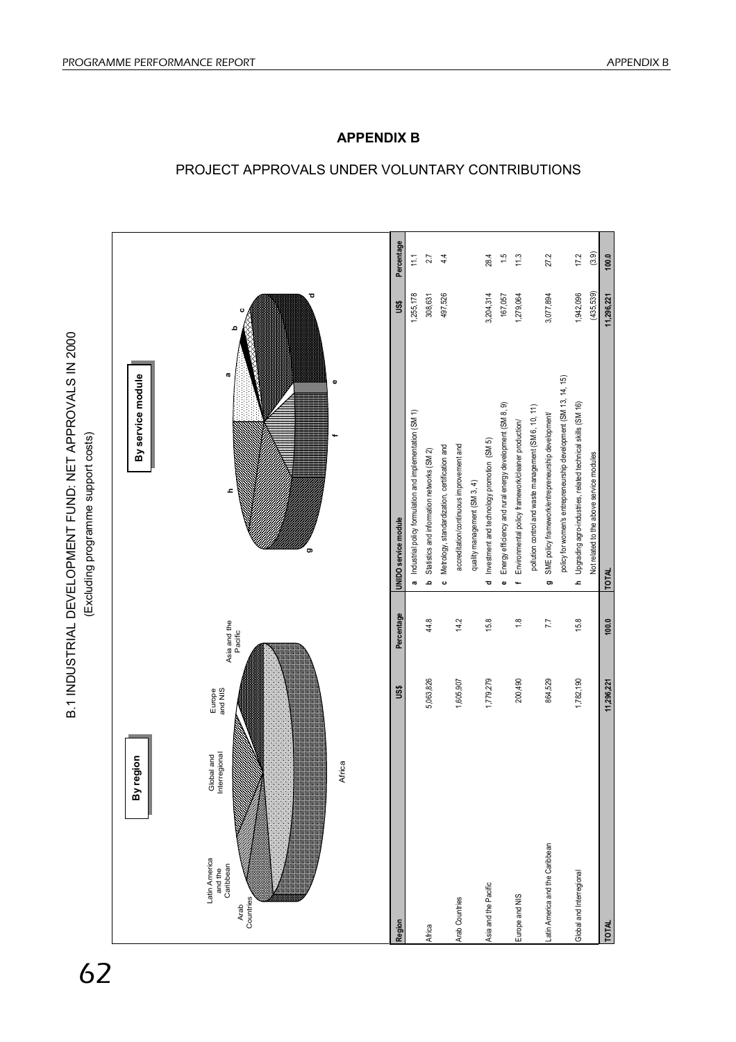# APPENDIX B

## PROJECT APPROVALS UNDER VOLUNTARY CONTRIBUTIONS

### B.1 INDUSTRIAL DEVELOPMENT FUND: NET APPROVALS IN 2000

(Excluding programme support costs)

**By region**

| Region | US$ | Percentage |
|---|---|---|
| Africa | 5,063,826 | 44.8 |
| Arab Countries | 1,605,907 | 14.2 |
| Asia and the Pacific | 1,779,279 | 15.8 |
| Europe and NIS | 200,490 | 1.8 |
| Latin America and the Caribbean | 864,529 | 7.7 |
| Global and Interregional | 1,782,190 | 15.8 |
| **TOTAL** | **11,296,221** | **100.0** |

**By service module**

| UNIDO service module | US$ | Percentage |
|---|---|---|
| a Industrial policy formulation and implementation (SM 1) | 1,255,178 | 11.1 |
| b Statistics and information networks (SM 2) | 308,631 | 2.7 |
| c Metrology, standardization, certification and accreditation/continuous improvement and quality management (SM 3, 4) | 497,526 | 4.4 |
| d Investment and technology promotion (SM 5) | 3,204,314 | 28.4 |
| e Energy efficiency and rural energy development (SM 8, 9) | 167,057 | 1.5 |
| f Environmental policy framework/cleaner production/ pollution control and waste management (SM 6, 10, 11) | 1,279,064 | 11.3 |
| g SME policy framework/entrepreneurship development/ policy for women's entrepreneurship development (SM 13, 14, 15) | 3,077,894 | 27.2 |
| h Upgrading agro-industries, related technical skills (SM 16) | 1,942,096 | 17.2 |
| Not related to the above service modules | (435,539) | (3.9) |
| **TOTAL** | **11,296,221** | **100.0** |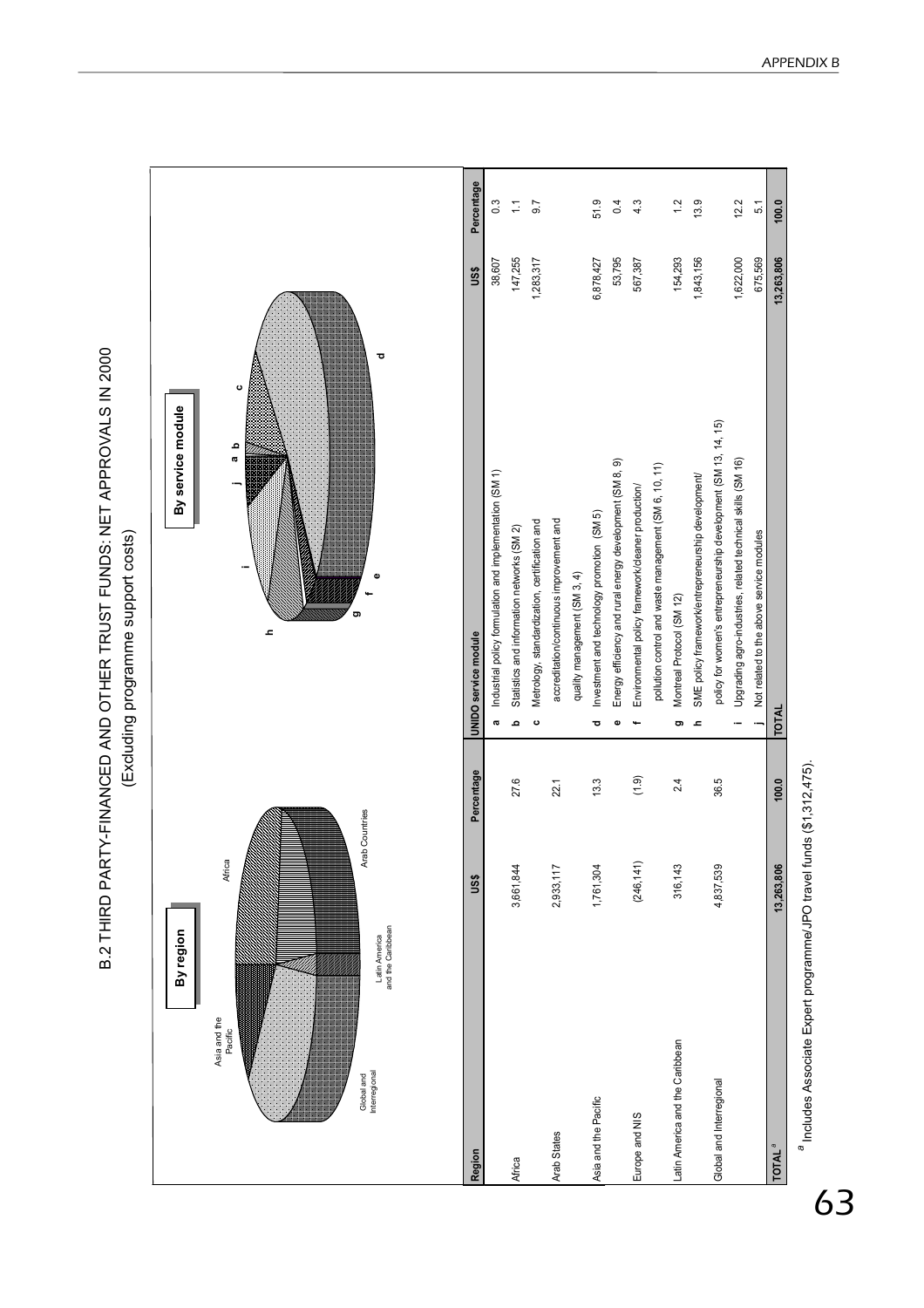# B.2 THIRD PARTY-FINANCED AND OTHER TRUST FUNDS: NET APPROVALS IN 2000

(Excluding programme support costs)

**By region**

Asia and the Pacific, Africa, Global and Interregional, Latin America and the Caribbean, Arab Countries

**By service module**

a, b, c, d, e, f, g, h, i, j

| Region | US$ | Percentage |
|---|---|---|
| Africa | 3,661,844 | 27.6 |
| Arab States | 2,933,117 | 22.1 |
| Asia and the Pacific | 1,761,304 | 13.3 |
| Europe and NIS | (246,141) | (1.9) |
| Latin America and the Caribbean | 316,143 | 2.4 |
| Global and Interregional | 4,837,539 | 36.5 |
| **TOTAL** [a] | **13,263,806** | **100.0** |

| | UNIDO service module | US$ | Percentage |
|---|---|---|---|
| a | Industrial policy formulation and implementation (SM 1) | 38,607 | 0.3 |
| b | Statistics and information networks (SM 2) | 147,255 | 1.1 |
| c | Metrology, standardization, certification and accreditation/continuous improvement and quality management (SM 3, 4) | 1,283,317 | 9.7 |
| d | Investment and technology promotion (SM 5) | 6,878,427 | 51.9 |
| e | Energy efficiency and rural energy development (SM 8, 9) | 53,795 | 0.4 |
| f | Environmental policy framework/cleaner production/ pollution control and waste management (SM 6, 10, 11) | 567,387 | 4.3 |
| g | Montreal Protocol (SM 12) | 154,293 | 1.2 |
| h | SME policy framework/entrepreneurship development/ policy for women's entrepreneurship development (SM 13, 14, 15) | 1,843,156 | 13.9 |
| i | Upgrading agro-industries, related technical skills (SM 16) | 1,622,000 | 12.2 |
| j | Not related to the above service modules | 675,569 | 5.1 |
| **TOTAL** | | **13,263,806** | **100.0** |

[a] Includes Associate Expert programme/JPO travel funds ($1,312,475).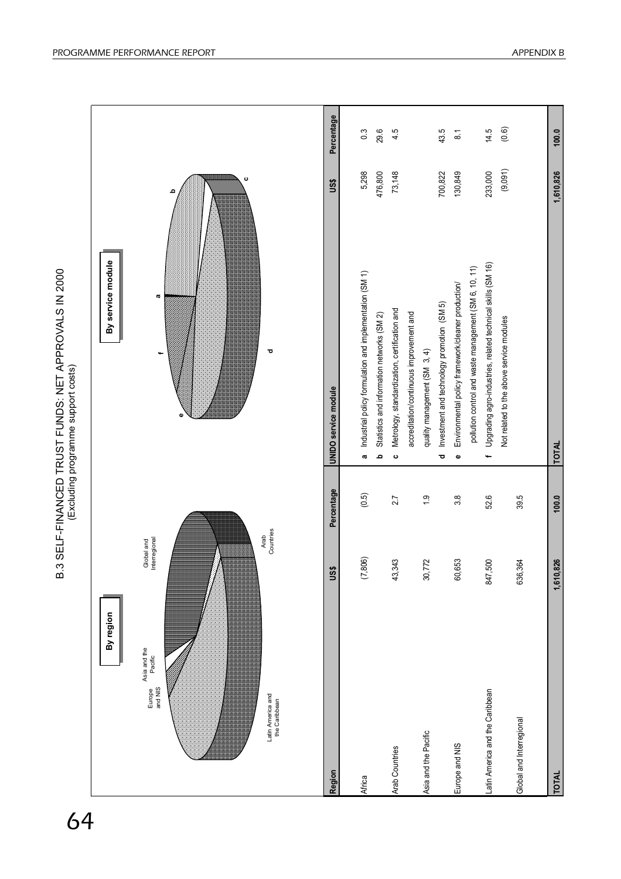# B.3 SELF-FINANCED TRUST FUNDS: NET APPROVALS IN 2000

(Excluding programme support costs)

**By region**

Latin America and the Caribbean · Europe and NIS · Asia and the Pacific · Global and Interregional · Arab Countries

| Region | US$ | Percentage |
|---|---|---|
| Africa | (7,806) | (0.5) |
| Arab Countries | 43,343 | 2.7 |
| Asia and the Pacific | 30,772 | 1.9 |
| Europe and NIS | 60,653 | 3.8 |
| Latin America and the Caribbean | 847,500 | 52.6 |
| Global and Interregional | 636,364 | 39.5 |
| **TOTAL** | **1,610,826** | **100.0** |

**By service module**

| UNIDO service module | US$ | Percentage |
|---|---|---|
| **a** Industrial policy formulation and implementation (SM 1) | 5,298 | 0.3 |
| **b** Statistics and information networks (SM 2) | 476,800 | 29.6 |
| **c** Metrology, standardization, certification and accreditation/continuous improvement and quality management (SM 3, 4) | 73,148 | 4.5 |
| **d** Investment and technology promotion (SM 5) | 700,822 | 43.5 |
| **e** Environmental policy framework/cleaner production/ pollution control and waste management (SM 6, 10, 11) | 130,849 | 8.1 |
| **f** Upgrading agro-industries, related technical skills (SM 16) | 233,000 | 14.5 |
| Not related to the above service modules | (9,091) | (0.6) |
| **TOTAL** | **1,610,826** | **100.0** |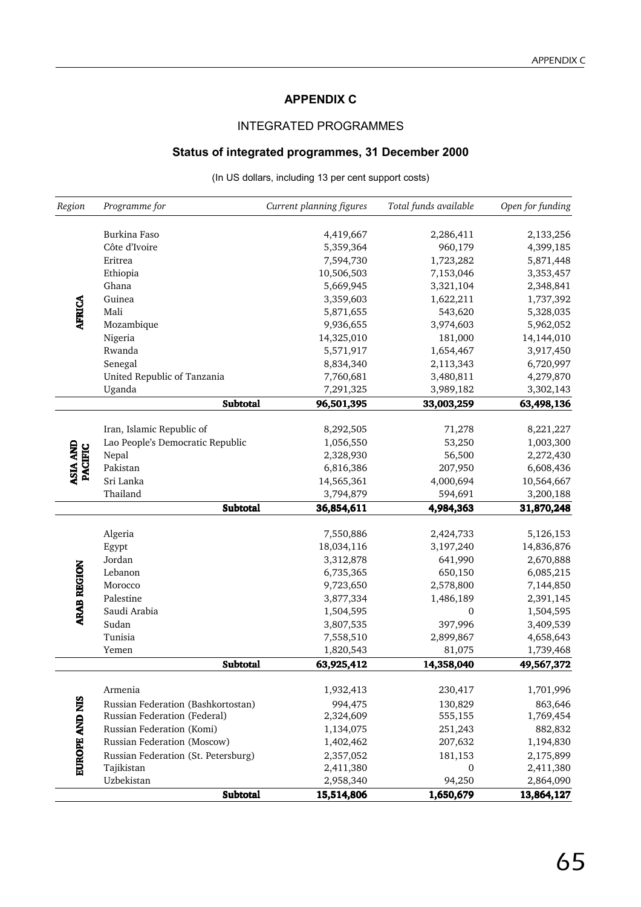# APPENDIX C

## INTEGRATED PROGRAMMES

### Status of integrated programmes, 31 December 2000

(In US dollars, including 13 per cent support costs)

| *Region* | *Programme for* | *Current planning figures* | *Total funds available* | *Open for funding* |
|---|---|---|---|---|
| AFRICA | Burkina Faso | 4,419,667 | 2,286,411 | 2,133,256 |
| | Côte d'Ivoire | 5,359,364 | 960,179 | 4,399,185 |
| | Eritrea | 7,594,730 | 1,723,282 | 5,871,448 |
| | Ethiopia | 10,506,503 | 7,153,046 | 3,353,457 |
| | Ghana | 5,669,945 | 3,321,104 | 2,348,841 |
| | Guinea | 3,359,603 | 1,622,211 | 1,737,392 |
| | Mali | 5,871,655 | 543,620 | 5,328,035 |
| | Mozambique | 9,936,655 | 3,974,603 | 5,962,052 |
| | Nigeria | 14,325,010 | 181,000 | 14,144,010 |
| | Rwanda | 5,571,917 | 1,654,467 | 3,917,450 |
| | Senegal | 8,834,340 | 2,113,343 | 6,720,997 |
| | United Republic of Tanzania | 7,760,681 | 3,480,811 | 4,279,870 |
| | Uganda | 7,291,325 | 3,989,182 | 3,302,143 |
| | **Subtotal** | **96,501,395** | **33,003,259** | **63,498,136** |
| ASIA AND PACIFIC | Iran, Islamic Republic of | 8,292,505 | 71,278 | 8,221,227 |
| | Lao People's Democratic Republic | 1,056,550 | 53,250 | 1,003,300 |
| | Nepal | 2,328,930 | 56,500 | 2,272,430 |
| | Pakistan | 6,816,386 | 207,950 | 6,608,436 |
| | Sri Lanka | 14,565,361 | 4,000,694 | 10,564,667 |
| | Thailand | 3,794,879 | 594,691 | 3,200,188 |
| | **Subtotal** | **36,854,611** | **4,984,363** | **31,870,248** |
| ARAB REGION | Algeria | 7,550,886 | 2,424,733 | 5,126,153 |
| | Egypt | 18,034,116 | 3,197,240 | 14,836,876 |
| | Jordan | 3,312,878 | 641,990 | 2,670,888 |
| | Lebanon | 6,735,365 | 650,150 | 6,085,215 |
| | Morocco | 9,723,650 | 2,578,800 | 7,144,850 |
| | Palestine | 3,877,334 | 1,486,189 | 2,391,145 |
| | Saudi Arabia | 1,504,595 | 0 | 1,504,595 |
| | Sudan | 3,807,535 | 397,996 | 3,409,539 |
| | Tunisia | 7,558,510 | 2,899,867 | 4,658,643 |
| | Yemen | 1,820,543 | 81,075 | 1,739,468 |
| | **Subtotal** | **63,925,412** | **14,358,040** | **49,567,372** |
| EUROPE AND NIS | Armenia | 1,932,413 | 230,417 | 1,701,996 |
| | Russian Federation (Bashkortostan) | 994,475 | 130,829 | 863,646 |
| | Russian Federation (Federal) | 2,324,609 | 555,155 | 1,769,454 |
| | Russian Federation (Komi) | 1,134,075 | 251,243 | 882,832 |
| | Russian Federation (Moscow) | 1,402,462 | 207,632 | 1,194,830 |
| | Russian Federation (St. Petersburg) | 2,357,052 | 181,153 | 2,175,899 |
| | Tajikistan | 2,411,380 | 0 | 2,411,380 |
| | Uzbekistan | 2,958,340 | 94,250 | 2,864,090 |
| | **Subtotal** | **15,514,806** | **1,650,679** | **13,864,127** |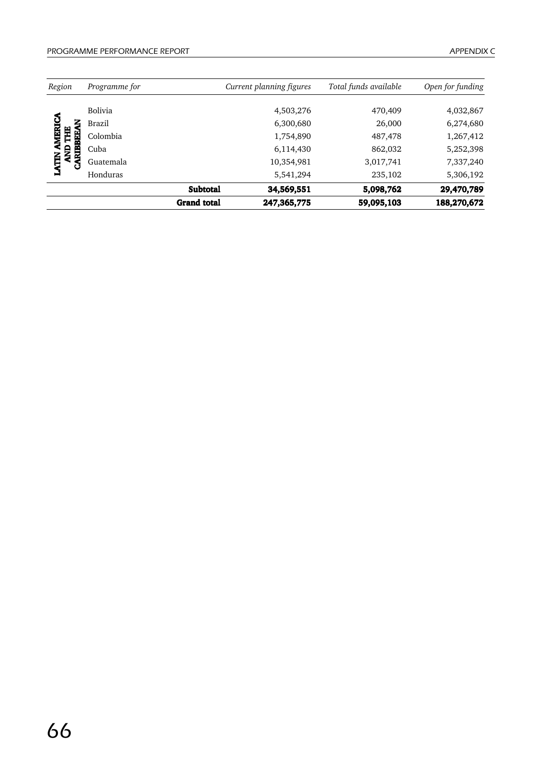| Region | Programme for | | Current planning figures | Total funds available | Open for funding |
|---|---|---|---|---|---|
| **LATIN AMERICA AND THE CARIBBEAN** | Bolivia | | 4,503,276 | 470,409 | 4,032,867 |
| | Brazil | | 6,300,680 | 26,000 | 6,274,680 |
| | Colombia | | 1,754,890 | 487,478 | 1,267,412 |
| | Cuba | | 6,114,430 | 862,032 | 5,252,398 |
| | Guatemala | | 10,354,981 | 3,017,741 | 7,337,240 |
| | Honduras | | 5,541,294 | 235,102 | 5,306,192 |
| | | **Subtotal** | **34,569,551** | **5,098,762** | **29,470,789** |
| | | **Grand total** | **247,365,775** | **59,095,103** | **188,270,672** |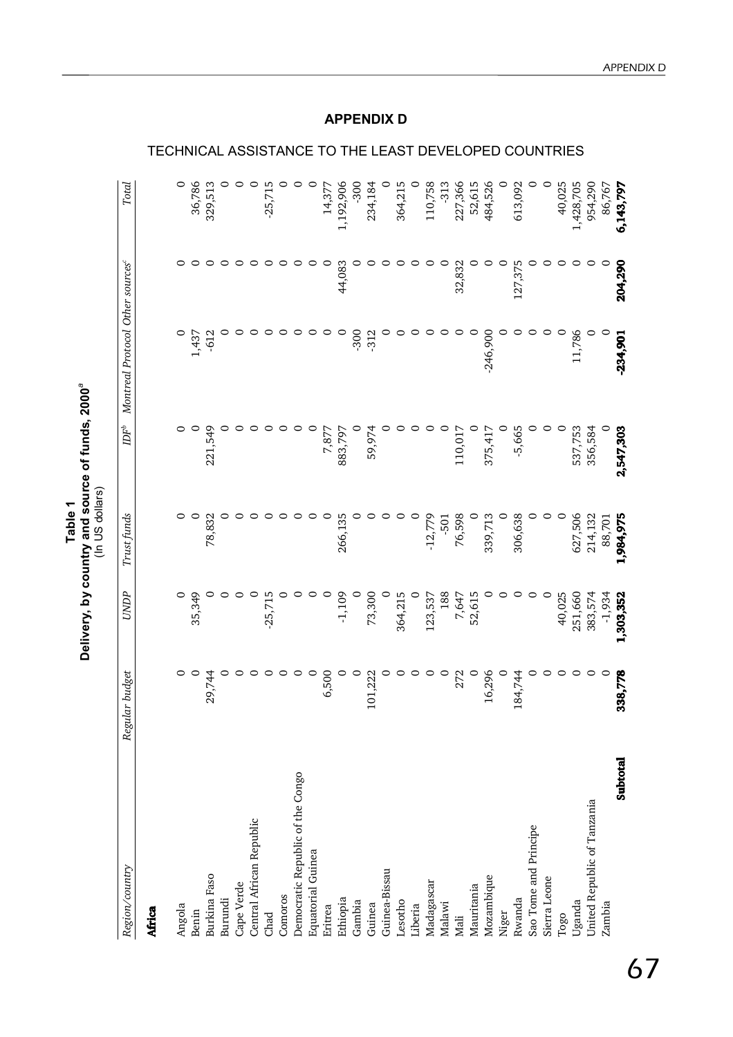# APPENDIX D

## TECHNICAL ASSISTANCE TO THE LEAST DEVELOPED COUNTRIES

**Table 1**
**Delivery, by country and source of funds, 2000[a]**
(In US dollars)

| *Region/country* | *Regular budget* | *UNDP* | *Trust funds* | *IDF[b]* | *Montreal Protocol* | *Other sources[c]* | *Total* |
|---|---|---|---|---|---|---|---|
| **Africa** | | | | | | | |
| Angola | 0 | 0 | 0 | 0 | 0 | 0 | 0 |
| Benin | 0 | 35,349 | 0 | 0 | 1,437 | 0 | 36,786 |
| Burkina Faso | 29,744 | 0 | 78,832 | 221,549 | -612 | 0 | 329,513 |
| Burundi | 0 | 0 | 0 | 0 | 0 | 0 | 0 |
| Cape Verde | 0 | 0 | 0 | 0 | 0 | 0 | 0 |
| Central African Republic | 0 | 0 | 0 | 0 | 0 | 0 | 0 |
| Chad | 0 | -25,715 | 0 | 0 | 0 | 0 | -25,715 |
| Comoros | 0 | 0 | 0 | 0 | 0 | 0 | 0 |
| Democratic Republic of the Congo | 0 | 0 | 0 | 0 | 0 | 0 | 0 |
| Equatorial Guinea | 0 | 0 | 0 | 0 | 0 | 0 | 0 |
| Eritrea | 6,500 | 0 | 0 | 7,877 | 0 | 0 | 14,377 |
| Ethiopia | 0 | -1,109 | 266,135 | 883,797 | 0 | 44,083 | 1,192,906 |
| Gambia | 0 | 0 | 0 | 0 | -300 | 0 | -300 |
| Guinea | 101,222 | 73,300 | 0 | 59,974 | -312 | 0 | 234,184 |
| Guinea-Bissau | 0 | 0 | 0 | 0 | 0 | 0 | 0 |
| Lesotho | 0 | 364,215 | 0 | 0 | 0 | 0 | 364,215 |
| Liberia | 0 | 0 | 0 | 0 | 0 | 0 | 0 |
| Madagascar | 0 | 123,537 | -12,779 | 0 | 0 | 0 | 110,758 |
| Malawi | 0 | 188 | -501 | 0 | 0 | 0 | -313 |
| Mali | 272 | 7,647 | 76,598 | 110,017 | 0 | 32,832 | 227,366 |
| Mauritania | 0 | 52,615 | 0 | 0 | 0 | 0 | 52,615 |
| Mozambique | 16,296 | 0 | 339,713 | 375,417 | -246,900 | 0 | 484,526 |
| Niger | 0 | 0 | 0 | 0 | 0 | 0 | 0 |
| Rwanda | 184,744 | 0 | 306,638 | -5,665 | 0 | 127,375 | 613,092 |
| Sao Tome and Principe | 0 | 0 | 0 | 0 | 0 | 0 | 0 |
| Sierra Leone | 0 | 0 | 0 | 0 | 0 | 0 | 0 |
| Togo | 0 | 40,025 | 0 | 0 | 0 | 0 | 40,025 |
| Uganda | 0 | 251,660 | 627,506 | 537,753 | 11,786 | 0 | 1,428,705 |
| United Republic of Tanzania | 0 | 383,574 | 214,132 | 356,584 | 0 | 0 | 954,290 |
| Zambia | 0 | -1,934 | 88,701 | 0 | 0 | 0 | 86,767 |
| **Subtotal** | **338,778** | **1,303,352** | **1,984,975** | **2,547,303** | **-234,901** | **204,290** | **6,143,797** |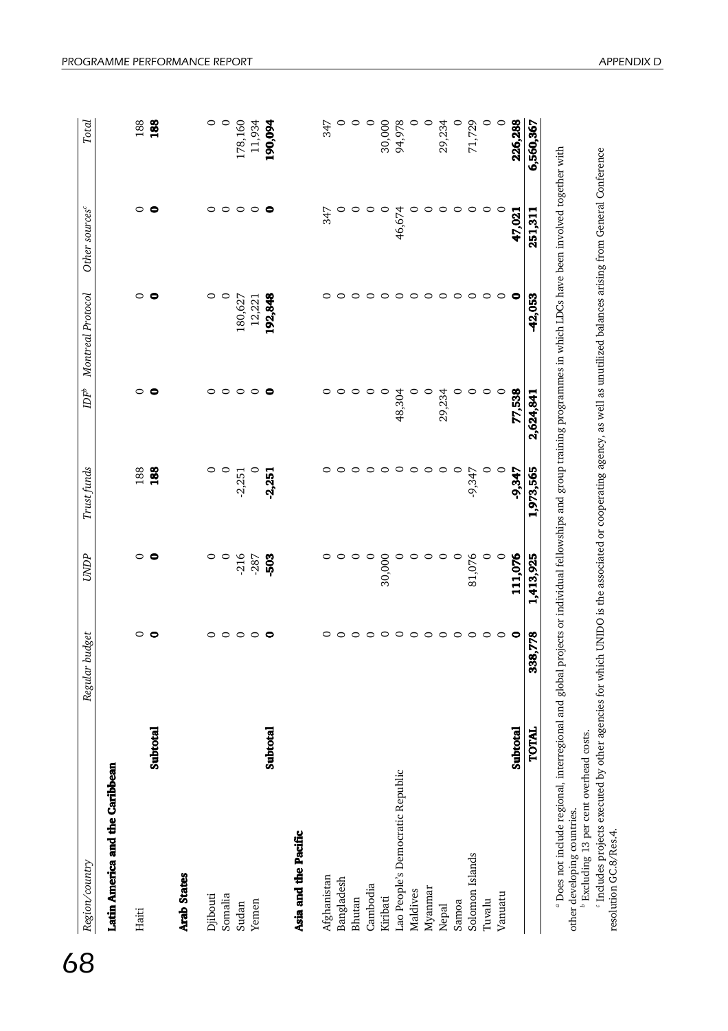| Region/country | Regular budget | UNDP | Trust funds | IDF[b] | Montreal Protocol | Other sources[c] | Total |
|---|---|---|---|---|---|---|---|
| **Latin America and the Caribbean** | | | | | | | |
| Haiti | 0 | 0 | 188 | 0 | 0 | 0 | 188 |
| **Subtotal** | **0** | **0** | **188** | **0** | **0** | **0** | **188** |
| **Arab States** | | | | | | | |
| Djibouti | 0 | 0 | 0 | 0 | 0 | 0 | 0 |
| Somalia | 0 | 0 | 0 | 0 | 0 | 0 | 0 |
| Sudan | 0 | -216 | -2,251 | 0 | 180,627 | 0 | 178,160 |
| Yemen | 0 | -287 | 0 | 0 | 12,221 | 0 | 11,934 |
| **Subtotal** | **0** | **-503** | **-2,251** | **0** | **192,848** | **0** | **190,094** |
| **Asia and the Pacific** | | | | | | | |
| Afghanistan | 0 | 0 | 0 | 0 | 0 | 347 | 347 |
| Bangladesh | 0 | 0 | 0 | 0 | 0 | 0 | 0 |
| Bhutan | 0 | 0 | 0 | 0 | 0 | 0 | 0 |
| Cambodia | 0 | 0 | 0 | 0 | 0 | 0 | 0 |
| Kiribati | 0 | 30,000 | 0 | 0 | 0 | 0 | 30,000 |
| Lao People's Democratic Republic | 0 | 0 | 0 | 48,304 | 0 | 46,674 | 94,978 |
| Maldives | 0 | 0 | 0 | 0 | 0 | 0 | 0 |
| Myanmar | 0 | 0 | 0 | 0 | 0 | 0 | 0 |
| Nepal | 0 | 0 | 0 | 29,234 | 0 | 0 | 29,234 |
| Samoa | 0 | 0 | 0 | 0 | 0 | 0 | 0 |
| Solomon Islands | 0 | 81,076 | -9,347 | 0 | 0 | 0 | 71,729 |
| Tuvalu | 0 | 0 | 0 | 0 | 0 | 0 | 0 |
| Vanuatu | 0 | 0 | 0 | 0 | 0 | 0 | 0 |
| **Subtotal** | **0** | **111,076** | **-9,347** | **77,538** | **0** | **47,021** | **226,288** |
| **TOTAL** | **338,778** | **1,413,925** | **1,973,565** | **2,624,841** | **-42,053** | **251,311** | **6,560,367** |

[a] Does not include regional, interregional and global projects or individual fellowships and group training programmes in which LDCs have been involved together with other developing countries.

[b] Excluding 13 per cent overhead costs.

[c] Includes projects executed by other agencies for which UNIDO is the associated or cooperating agency, as well as unutilized balances arising from General Conference resolution GC.8/Res.4.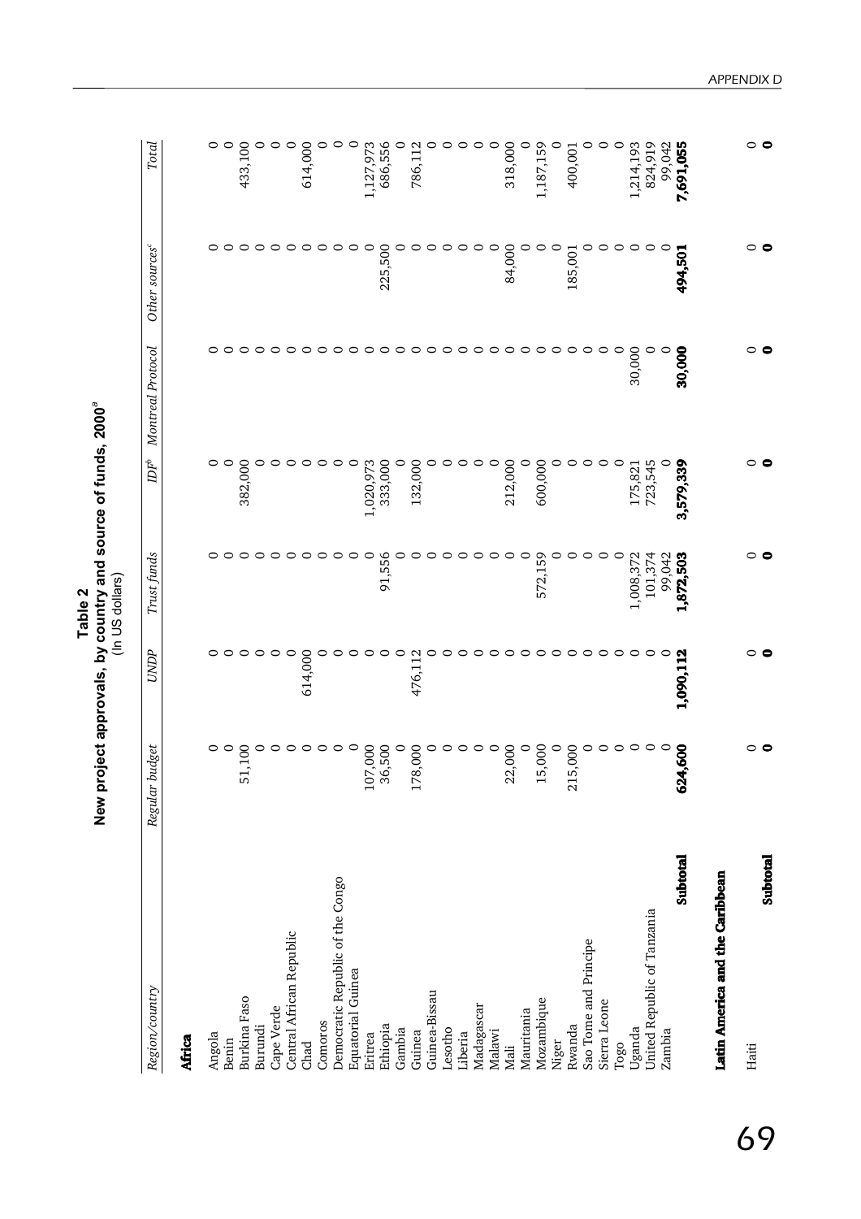**Table 2**
**New project approvals, by country and source of funds, 2000[a]**
(In US dollars)

| Region/country | Regular budget | UNDP | Trust funds | IDF[b] | Montreal Protocol | Other sources[c] | Total |
|---|---|---|---|---|---|---|---|
| **Africa** | | | | | | | |
| Angola | 0 | 0 | 0 | 0 | 0 | 0 | 0 |
| Benin | 0 | 0 | 0 | 0 | 0 | 0 | 0 |
| Burkina Faso | 51,100 | 0 | 0 | 382,000 | 0 | 0 | 433,100 |
| Burundi | 0 | 0 | 0 | 0 | 0 | 0 | 0 |
| Cape Verde | 0 | 0 | 0 | 0 | 0 | 0 | 0 |
| Central African Republic | 0 | 0 | 0 | 0 | 0 | 0 | 0 |
| Chad | 0 | 614,000 | 0 | 0 | 0 | 0 | 614,000 |
| Comoros | 0 | 0 | 0 | 0 | 0 | 0 | 0 |
| Democratic Republic of the Congo | 0 | 0 | 0 | 0 | 0 | 0 | 0 |
| Equatorial Guinea | 0 | 0 | 0 | 0 | 0 | 0 | 0 |
| Eritrea | 107,000 | 0 | 0 | 1,020,973 | 0 | 0 | 1,127,973 |
| Ethiopia | 36,500 | 0 | 91,556 | 333,000 | 0 | 225,500 | 686,556 |
| Gambia | 0 | 0 | 0 | 0 | 0 | 0 | 0 |
| Guinea | 178,000 | 476,112 | 0 | 132,000 | 0 | 0 | 786,112 |
| Guinea-Bissau | 0 | 0 | 0 | 0 | 0 | 0 | 0 |
| Lesotho | 0 | 0 | 0 | 0 | 0 | 0 | 0 |
| Liberia | 0 | 0 | 0 | 0 | 0 | 0 | 0 |
| Madagascar | 0 | 0 | 0 | 0 | 0 | 0 | 0 |
| Malawi | 0 | 0 | 0 | 0 | 0 | 0 | 0 |
| Mali | 22,000 | 0 | 0 | 212,000 | 0 | 84,000 | 318,000 |
| Mauritania | 0 | 0 | 0 | 0 | 0 | 0 | 0 |
| Mozambique | 15,000 | 0 | 572,159 | 600,000 | 0 | 0 | 1,187,159 |
| Niger | 0 | 0 | 0 | 0 | 0 | 0 | 0 |
| Rwanda | 215,000 | 0 | 0 | 0 | 0 | 185,001 | 400,001 |
| Sao Tome and Principe | 0 | 0 | 0 | 0 | 0 | 0 | 0 |
| Sierra Leone | 0 | 0 | 0 | 0 | 0 | 0 | 0 |
| Togo | 0 | 0 | 0 | 0 | 0 | 0 | 0 |
| Uganda | 0 | 0 | 1,008,372 | 175,821 | 30,000 | 0 | 1,214,193 |
| United Republic of Tanzania | 0 | 0 | 101,374 | 723,545 | 0 | 0 | 824,919 |
| Zambia | 0 | 0 | 99,042 | 0 | 0 | 0 | 99,042 |
| **Subtotal** | **624,600** | **1,090,112** | **1,872,503** | **3,579,339** | **30,000** | **494,501** | **7,691,055** |
| **Latin America and the Caribbean** | | | | | | | |
| Haiti | 0 | 0 | 0 | 0 | 0 | 0 | 0 |
| **Subtotal** | **0** | **0** | **0** | **0** | **0** | **0** | **0** |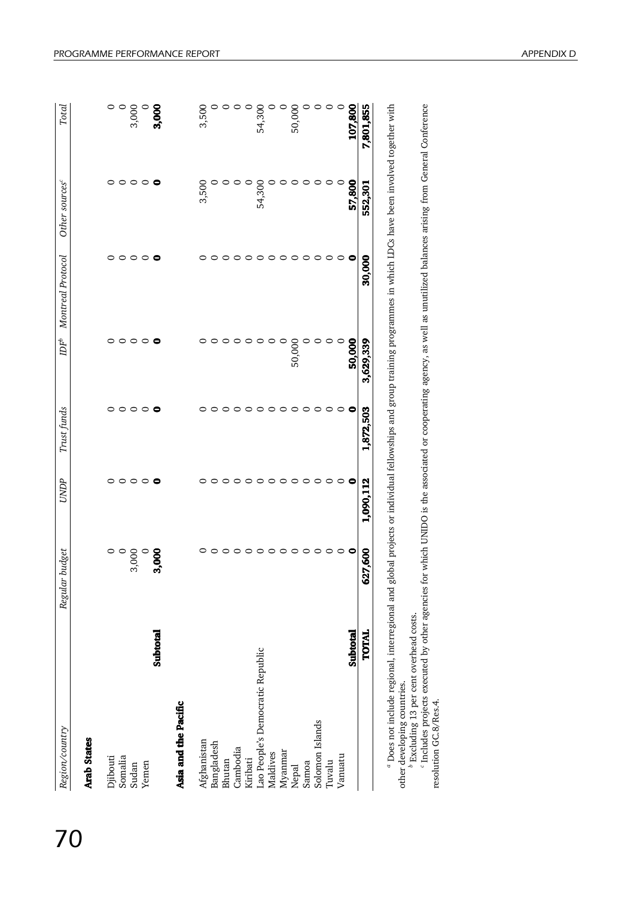| Region/country | Regular budget | UNDP | Trust funds | IDF[b] | Montreal Protocol | Other sources[c] | Total |
|---|---|---|---|---|---|---|---|
| **Arab States** | | | | | | | |
| Djibouti | 0 | 0 | 0 | 0 | 0 | 0 | 0 |
| Somalia | 0 | 0 | 0 | 0 | 0 | 0 | 0 |
| Sudan | 3,000 | 0 | 0 | 0 | 0 | 0 | 3,000 |
| Yemen | 0 | 0 | 0 | 0 | 0 | 0 | 0 |
| **Subtotal** | **3,000** | **0** | **0** | **0** | **0** | **0** | **3,000** |
| **Asia and the Pacific** | | | | | | | |
| Afghanistan | 0 | 0 | 0 | 0 | 0 | 3,500 | 3,500 |
| Bangladesh | 0 | 0 | 0 | 0 | 0 | 0 | 0 |
| Bhutan | 0 | 0 | 0 | 0 | 0 | 0 | 0 |
| Cambodia | 0 | 0 | 0 | 0 | 0 | 0 | 0 |
| Kiribati | 0 | 0 | 0 | 0 | 0 | 0 | 0 |
| Lao People's Democratic Republic | 0 | 0 | 0 | 0 | 0 | 54,300 | 54,300 |
| Maldives | 0 | 0 | 0 | 0 | 0 | 0 | 0 |
| Myanmar | 0 | 0 | 0 | 0 | 0 | 0 | 0 |
| Nepal | 0 | 0 | 0 | 50,000 | 0 | 0 | 50,000 |
| Samoa | 0 | 0 | 0 | 0 | 0 | 0 | 0 |
| Solomon Islands | 0 | 0 | 0 | 0 | 0 | 0 | 0 |
| Tuvalu | 0 | 0 | 0 | 0 | 0 | 0 | 0 |
| Vanuatu | 0 | 0 | 0 | 0 | 0 | 0 | 0 |
| **Subtotal** | **0** | **0** | **0** | **50,000** | **0** | **57,800** | **107,800** |
| **TOTAL** | **627,600** | **1,090,112** | **1,872,503** | **3,629,339** | **30,000** | **552,301** | **7,801,855** |

[a] Does not include regional, interregional and global projects or individual fellowships and group training programmes in which LDCs have been involved together with other developing countries.

[b] Excluding 13 per cent overhead costs.

[c] Includes projects executed by other agencies for which UNIDO is the associated or cooperating agency, as well as unutilized balances arising from General Conference resolution GC.8/Res.4.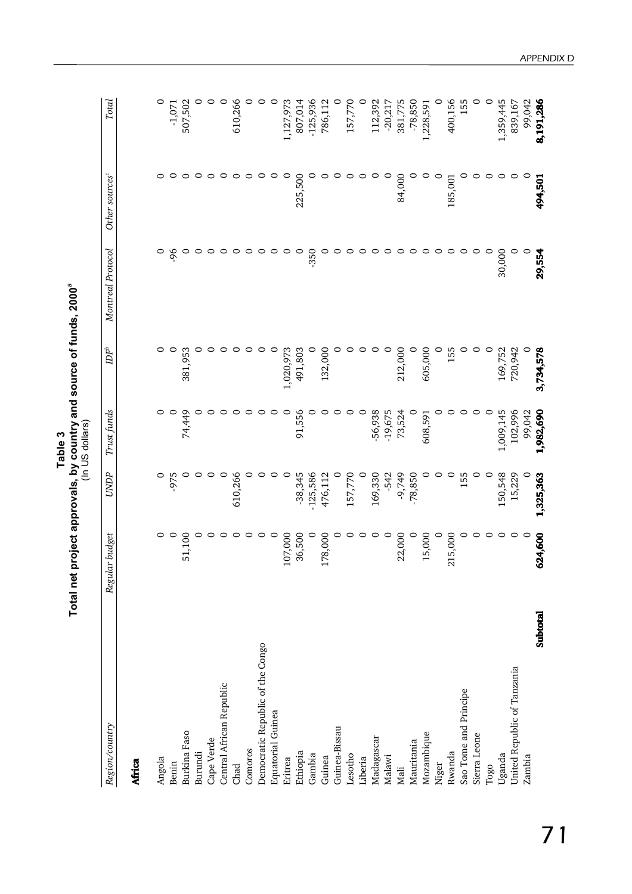# Table 3

## Total net project approvals, by country and source of funds, 2000[a]

(In US dollars)

| Region/country | Regular budget | UNDP | Trust funds | IDF[b] | Montreal Protocol | Other sources[c] | Total |
|---|---|---|---|---|---|---|---|
| **Africa** | | | | | | | |
| Angola | 0 | 0 | 0 | 0 | 0 | 0 | 0 |
| Benin | 0 | -975 | 0 | 0 | -96 | 0 | -1,071 |
| Burkina Faso | 51,100 | 0 | 74,449 | 381,953 | 0 | 0 | 507,502 |
| Burundi | 0 | 0 | 0 | 0 | 0 | 0 | 0 |
| Cape Verde | 0 | 0 | 0 | 0 | 0 | 0 | 0 |
| Central African Republic | 0 | 0 | 0 | 0 | 0 | 0 | 0 |
| Chad | 0 | 610,266 | 0 | 0 | 0 | 0 | 610,266 |
| Comoros | 0 | 0 | 0 | 0 | 0 | 0 | 0 |
| Democratic Republic of the Congo | 0 | 0 | 0 | 0 | 0 | 0 | 0 |
| Equatorial Guinea | 0 | 0 | 0 | 0 | 0 | 0 | 0 |
| Eritrea | 107,000 | 0 | 0 | 1,020,973 | 0 | 0 | 1,127,973 |
| Ethiopia | 36,500 | -38,345 | 91,556 | 491,803 | 0 | 225,500 | 807,014 |
| Gambia | 0 | -125,586 | 0 | 0 | -350 | 0 | -125,936 |
| Guinea | 178,000 | 476,112 | 0 | 132,000 | 0 | 0 | 786,112 |
| Guinea-Bissau | 0 | 0 | 0 | 0 | 0 | 0 | 0 |
| Lesotho | 0 | 157,770 | 0 | 0 | 0 | 0 | 157,770 |
| Liberia | 0 | 0 | 0 | 0 | 0 | 0 | 0 |
| Madagascar | 0 | 169,330 | -56,938 | 0 | 0 | 0 | 112,392 |
| Malawi | 0 | -542 | -19,675 | 0 | 0 | 0 | -20,217 |
| Mali | 22,000 | -9,749 | 73,524 | 212,000 | 0 | 84,000 | 381,775 |
| Mauritania | 0 | -78,850 | 0 | 0 | 0 | 0 | -78,850 |
| Mozambique | 15,000 | 0 | 608,591 | 605,000 | 0 | 0 | 1,228,591 |
| Niger | 0 | 0 | 0 | 0 | 0 | 0 | 0 |
| Rwanda | 215,000 | 0 | 0 | 155 | 0 | 185,001 | 400,156 |
| Sao Tome and Principe | 0 | 155 | 0 | 0 | 0 | 0 | 155 |
| Sierra Leone | 0 | 0 | 0 | 0 | 0 | 0 | 0 |
| Togo | 0 | 0 | 0 | 0 | 0 | 0 | 0 |
| Uganda | 0 | 150,548 | 1,009,145 | 169,752 | 30,000 | 0 | 1,359,445 |
| United Republic of Tanzania | 0 | 15,229 | 102,996 | 720,942 | 0 | 0 | 839,167 |
| Zambia | 0 | 0 | 99,042 | 0 | 0 | 0 | 99,042 |
| **Subtotal** | **624,600** | **1,325,363** | **1,982,690** | **3,734,578** | **29,554** | **494,501** | **8,191,286** |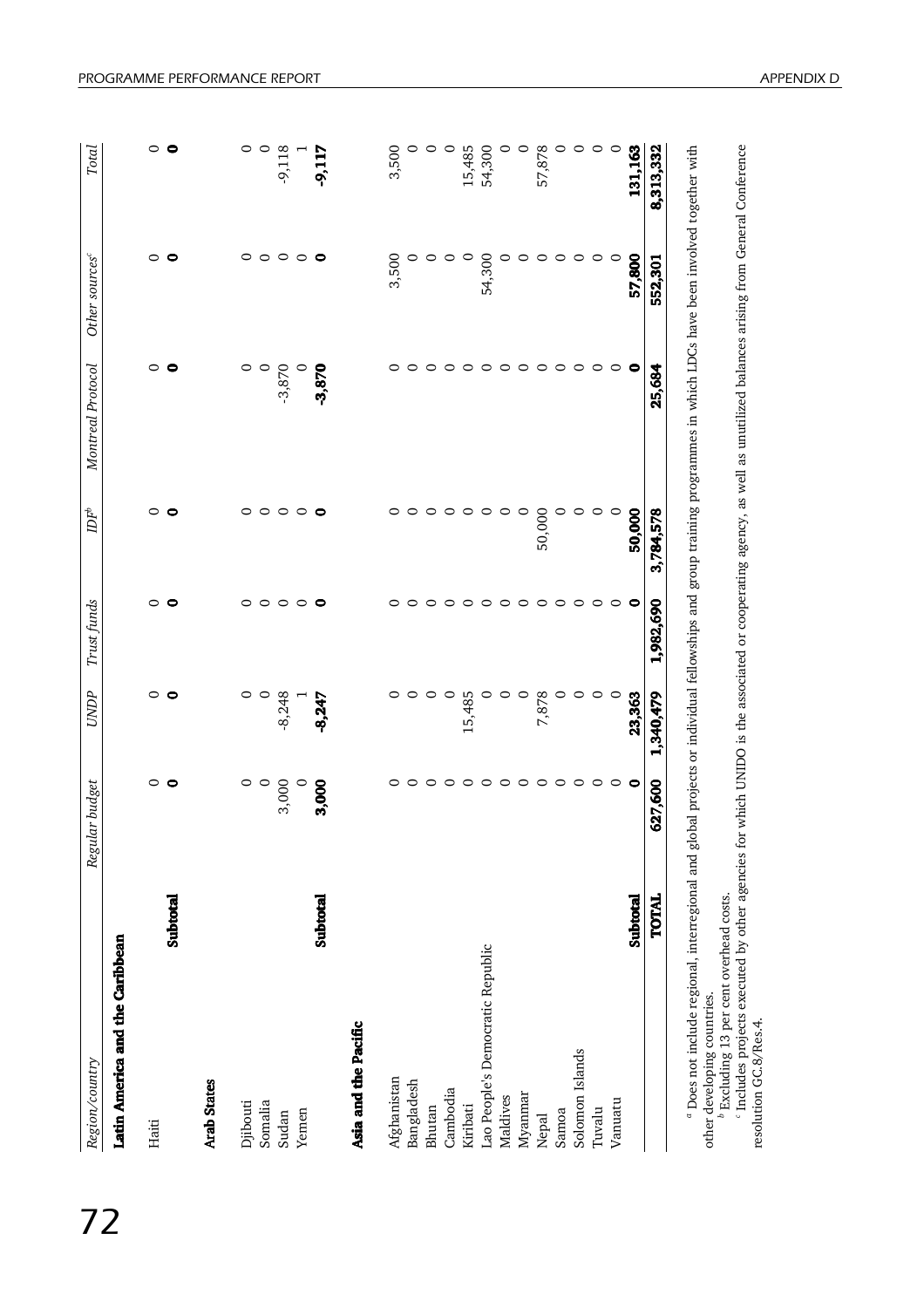| Region/country | Regular budget | UNDP | Trust funds | IDF[b] | Montreal Protocol | Other sources[c] | Total |
|---|---|---|---|---|---|---|---|
| **Latin America and the Caribbean** | | | | | | | |
| Haiti | 0 | 0 | 0 | 0 | 0 | 0 | 0 |
| **Subtotal** | **0** | **0** | **0** | **0** | **0** | **0** | **0** |
| **Arab States** | | | | | | | |
| Djibouti | 0 | 0 | 0 | 0 | 0 | 0 | 0 |
| Somalia | 0 | 0 | 0 | 0 | 0 | 0 | 0 |
| Sudan | 3,000 | -8,248 | 0 | 0 | -3,870 | 0 | -9,118 |
| Yemen | 0 | 1 | 0 | 0 | 0 | 0 | 1 |
| **Subtotal** | **3,000** | **-8,247** | **0** | **0** | **-3,870** | **0** | **-9,117** |
| **Asia and the Pacific** | | | | | | | |
| Afghanistan | 0 | 0 | 0 | 0 | 0 | 3,500 | 3,500 |
| Bangladesh | 0 | 0 | 0 | 0 | 0 | 0 | 0 |
| Bhutan | 0 | 0 | 0 | 0 | 0 | 0 | 0 |
| Cambodia | 0 | 0 | 0 | 0 | 0 | 0 | 0 |
| Kiribati | 0 | 15,485 | 0 | 0 | 0 | 0 | 15,485 |
| Lao People's Democratic Republic | 0 | 0 | 0 | 0 | 0 | 54,300 | 54,300 |
| Maldives | 0 | 0 | 0 | 0 | 0 | 0 | 0 |
| Myanmar | 0 | 0 | 0 | 0 | 0 | 0 | 0 |
| Nepal | 0 | 7,878 | 0 | 50,000 | 0 | 0 | 57,878 |
| Samoa | 0 | 0 | 0 | 0 | 0 | 0 | 0 |
| Solomon Islands | 0 | 0 | 0 | 0 | 0 | 0 | 0 |
| Tuvalu | 0 | 0 | 0 | 0 | 0 | 0 | 0 |
| Vanuatu | 0 | 0 | 0 | 0 | 0 | 0 | 0 |
| **Subtotal** | **0** | **23,363** | **0** | **50,000** | **0** | **57,800** | **131,163** |
| **TOTAL** | **627,600** | **1,340,479** | **1,982,690** | **3,784,578** | **25,684** | **552,301** | **8,313,332** |

[a] Does not include regional, interregional and global projects or individual fellowships and group training programmes in which LDCs have been involved together with other developing countries.

[b] Excluding 13 per cent overhead costs.

[c] Includes projects executed by other agencies for which UNIDO is the associated or cooperating agency, as well as unutilized balances arising from General Conference resolution GC.8/Res.4.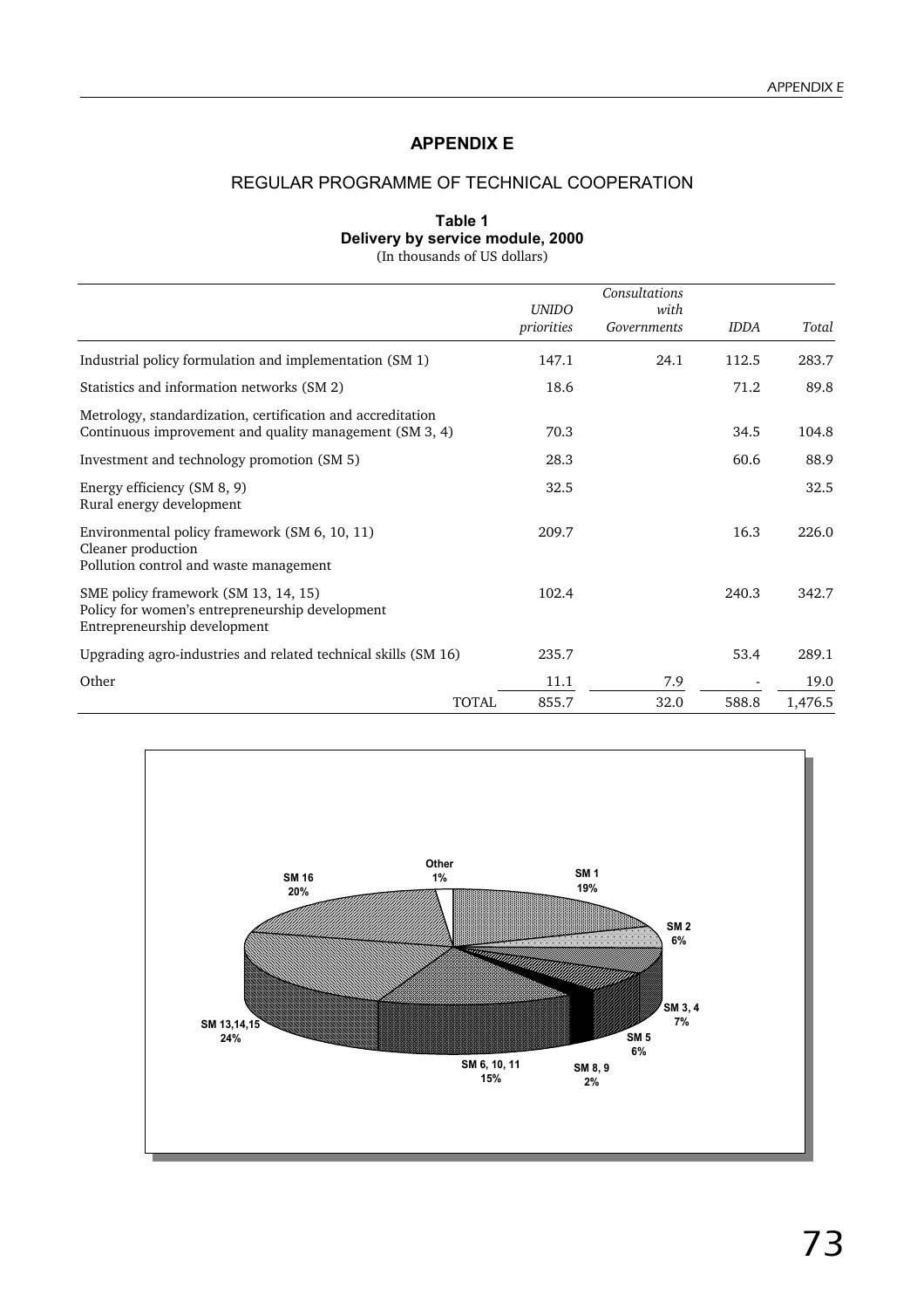# APPENDIX E

## REGULAR PROGRAMME OF TECHNICAL COOPERATION

### Table 1
**Delivery by service module, 2000**
(In thousands of US dollars)

| | *UNIDO priorities* | *Consultations with Governments* | *IDDA* | *Total* |
|---|---|---|---|---|
| Industrial policy formulation and implementation (SM 1) | 147.1 | 24.1 | 112.5 | 283.7 |
| Statistics and information networks (SM 2) | 18.6 | | 71.2 | 89.8 |
| Metrology, standardization, certification and accreditation Continuous improvement and quality management (SM 3, 4) | 70.3 | | 34.5 | 104.8 |
| Investment and technology promotion (SM 5) | 28.3 | | 60.6 | 88.9 |
| Energy efficiency (SM 8, 9) Rural energy development | 32.5 | | | 32.5 |
| Environmental policy framework (SM 6, 10, 11) Cleaner production Pollution control and waste management | 209.7 | | 16.3 | 226.0 |
| SME policy framework (SM 13, 14, 15) Policy for women's entrepreneurship development Entrepreneurship development | 102.4 | | 240.3 | 342.7 |
| Upgrading agro-industries and related technical skills (SM 16) | 235.7 | | 53.4 | 289.1 |
| Other | 11.1 | 7.9 | - | 19.0 |
| TOTAL | 855.7 | 32.0 | 588.8 | 1,476.5 |

SM 1 19%; SM 2 6%; SM 3, 4 7%; SM 5 6%; SM 8, 9 2%; SM 6, 10, 11 15%; SM 13,14,15 24%; SM 16 20%; Other 1%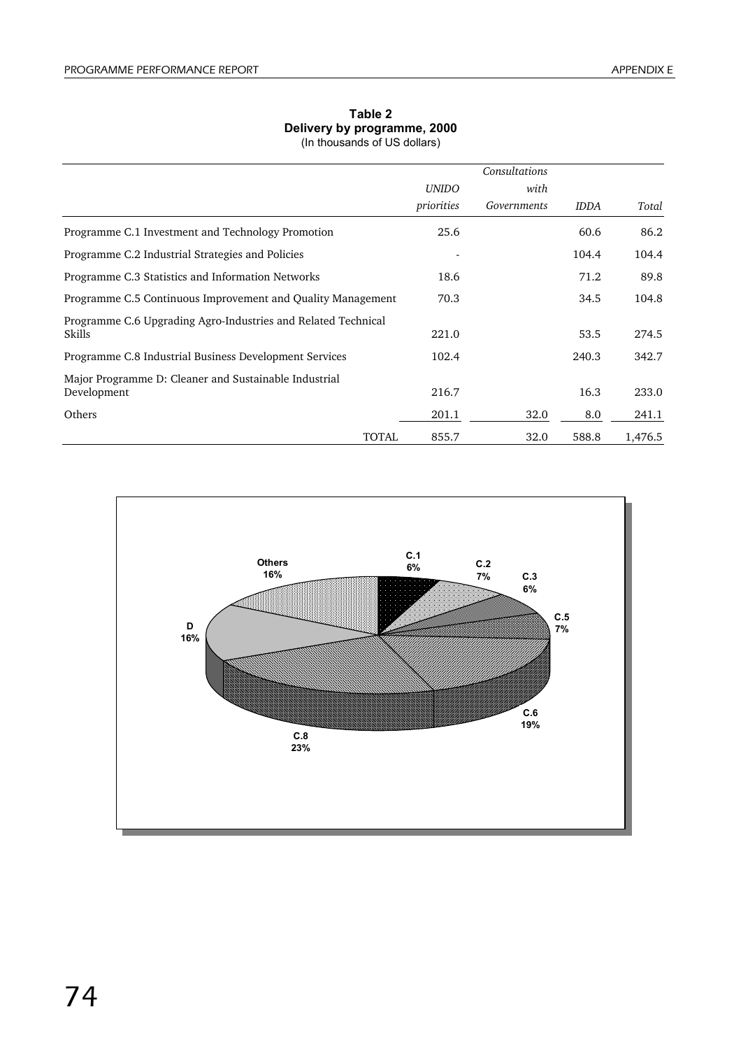**Table 2**
**Delivery by programme, 2000**
(In thousands of US dollars)

| | *UNIDO priorities* | *Consultations with Governments* | *IDDA* | *Total* |
|---|---|---|---|---|
| Programme C.1 Investment and Technology Promotion | 25.6 | | 60.6 | 86.2 |
| Programme C.2 Industrial Strategies and Policies | - | | 104.4 | 104.4 |
| Programme C.3 Statistics and Information Networks | 18.6 | | 71.2 | 89.8 |
| Programme C.5 Continuous Improvement and Quality Management | 70.3 | | 34.5 | 104.8 |
| Programme C.6 Upgrading Agro-Industries and Related Technical Skills | 221.0 | | 53.5 | 274.5 |
| Programme C.8 Industrial Business Development Services | 102.4 | | 240.3 | 342.7 |
| Major Programme D: Cleaner and Sustainable Industrial Development | 216.7 | | 16.3 | 233.0 |
| Others | 201.1 | 32.0 | 8.0 | 241.1 |
| TOTAL | 855.7 | 32.0 | 588.8 | 1,476.5 |

Others 16%, C.1 6%, C.2 7%, C.3 6%, C.5 7%, C.6 19%, C.8 23%, D 16%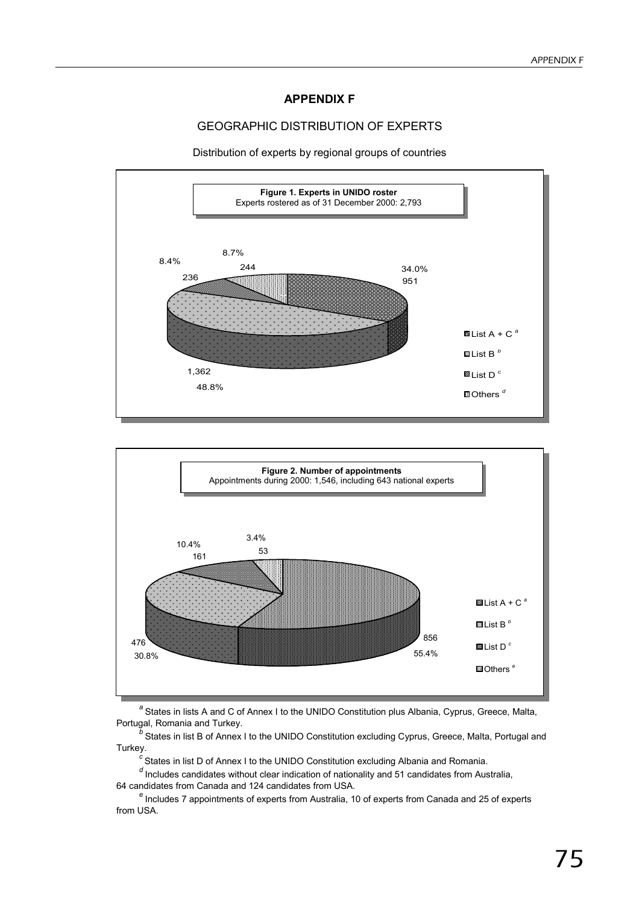# APPENDIX F

## GEOGRAPHIC DISTRIBUTION OF EXPERTS

Distribution of experts by regional groups of countries

**Figure 1. Experts in UNIDO roster**
Experts rostered as of 31 December 2000: 2,793

| Group | Number | Percentage |
|---|---|---|
| List A + C [a] | 951 | 34.0% |
| List B [b] | 1,362 | 48.8% |
| List D [c] | 236 | 8.4% |
| Others [d] | 244 | 8.7% |

**Figure 2. Number of appointments**
Appointments during 2000: 1,546, including 643 national experts

| Group | Number | Percentage |
|---|---|---|
| List A + C [a] | 856 | 55.4% |
| List B [b] | 476 | 30.8% |
| List D [c] | 161 | 10.4% |
| Others [e] | 53 | 3.4% |

[a] States in lists A and C of Annex I to the UNIDO Constitution plus Albania, Cyprus, Greece, Malta, Portugal, Romania and Turkey.

[b] States in list B of Annex I to the UNIDO Constitution excluding Cyprus, Greece, Malta, Portugal and Turkey.

[c] States in list D of Annex I to the UNIDO Constitution excluding Albania and Romania.

[d] Includes candidates without clear indication of nationality and 51 candidates from Australia, 64 candidates from Canada and 124 candidates from USA.

[e] Includes 7 appointments of experts from Australia, 10 of experts from Canada and 25 of experts from USA.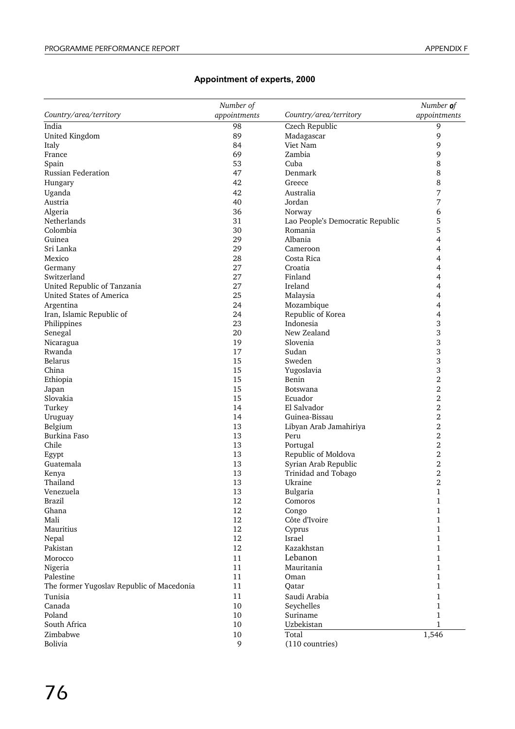## Appointment of experts, 2000

| Country/area/territory | Number of appointments | Country/area/territory | Number of appointments |
|---|---|---|---|
| India | 98 | Czech Republic | 9 |
| United Kingdom | 89 | Madagascar | 9 |
| Italy | 84 | Viet Nam | 9 |
| France | 69 | Zambia | 9 |
| Spain | 53 | Cuba | 8 |
| Russian Federation | 47 | Denmark | 8 |
| Hungary | 42 | Greece | 8 |
| Uganda | 42 | Australia | 7 |
| Austria | 40 | Jordan | 7 |
| Algeria | 36 | Norway | 6 |
| Netherlands | 31 | Lao People's Democratic Republic | 5 |
| Colombia | 30 | Romania | 5 |
| Guinea | 29 | Albania | 4 |
| Sri Lanka | 29 | Cameroon | 4 |
| Mexico | 28 | Costa Rica | 4 |
| Germany | 27 | Croatia | 4 |
| Switzerland | 27 | Finland | 4 |
| United Republic of Tanzania | 27 | Ireland | 4 |
| United States of America | 25 | Malaysia | 4 |
| Argentina | 24 | Mozambique | 4 |
| Iran, Islamic Republic of | 24 | Republic of Korea | 4 |
| Philippines | 23 | Indonesia | 3 |
| Senegal | 20 | New Zealand | 3 |
| Nicaragua | 19 | Slovenia | 3 |
| Rwanda | 17 | Sudan | 3 |
| Belarus | 15 | Sweden | 3 |
| China | 15 | Yugoslavia | 3 |
| Ethiopia | 15 | Benin | 2 |
| Japan | 15 | Botswana | 2 |
| Slovakia | 15 | Ecuador | 2 |
| Turkey | 14 | El Salvador | 2 |
| Uruguay | 14 | Guinea-Bissau | 2 |
| Belgium | 13 | Libyan Arab Jamahiriya | 2 |
| Burkina Faso | 13 | Peru | 2 |
| Chile | 13 | Portugal | 2 |
| Egypt | 13 | Republic of Moldova | 2 |
| Guatemala | 13 | Syrian Arab Republic | 2 |
| Kenya | 13 | Trinidad and Tobago | 2 |
| Thailand | 13 | Ukraine | 2 |
| Venezuela | 13 | Bulgaria | 1 |
| Brazil | 12 | Comoros | 1 |
| Ghana | 12 | Congo | 1 |
| Mali | 12 | Côte d'Ivoire | 1 |
| Mauritius | 12 | Cyprus | 1 |
| Nepal | 12 | Israel | 1 |
| Pakistan | 12 | Kazakhstan | 1 |
| Morocco | 11 | Lebanon | 1 |
| Nigeria | 11 | Mauritania | 1 |
| Palestine | 11 | Oman | 1 |
| The former Yugoslav Republic of Macedonia | 11 | Qatar | 1 |
| Tunisia | 11 | Saudi Arabia | 1 |
| Canada | 10 | Seychelles | 1 |
| Poland | 10 | Suriname | 1 |
| South Africa | 10 | Uzbekistan | 1 |
| Zimbabwe | 10 | Total | 1,546 |
| Bolivia | 9 | (110 countries) | |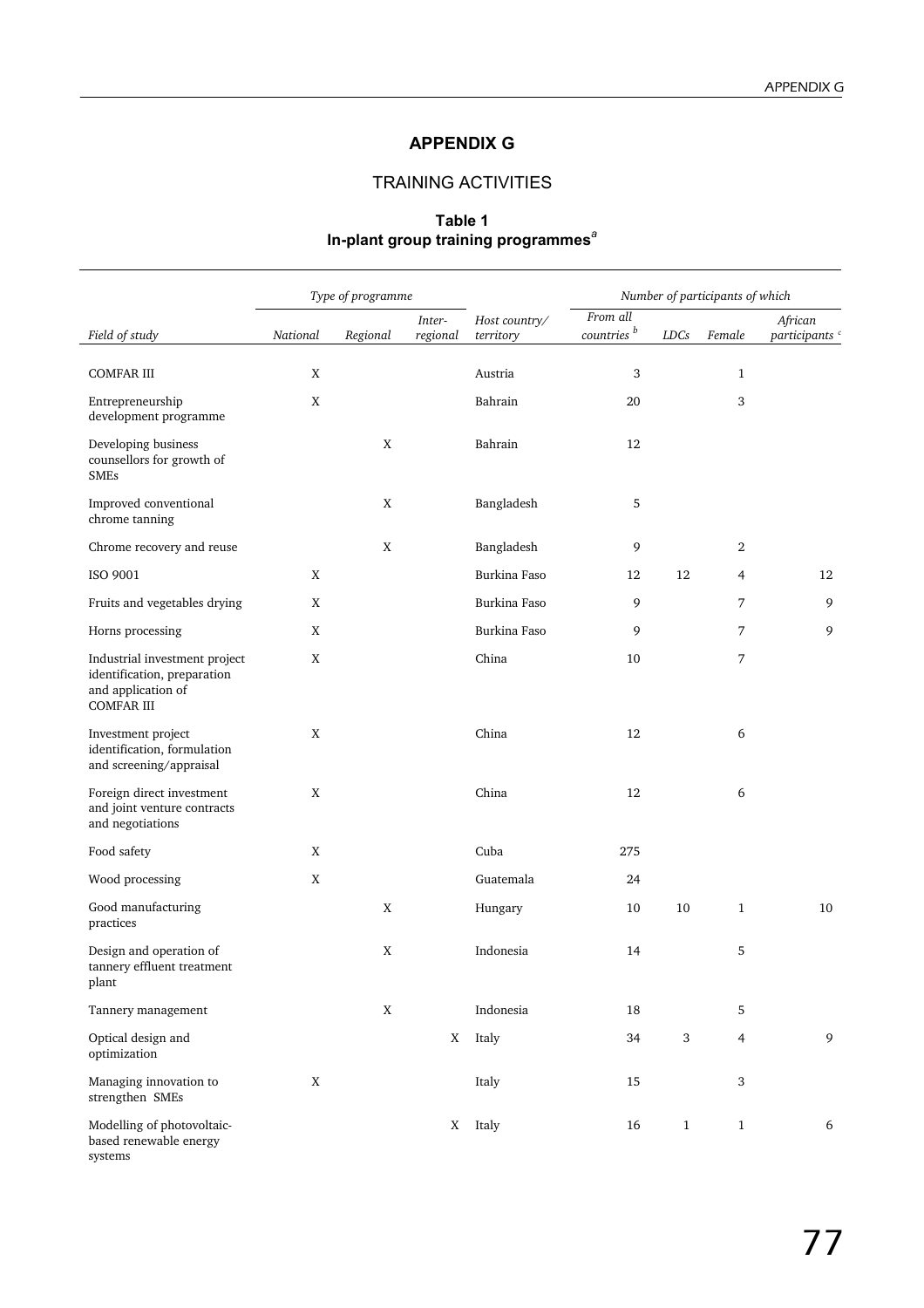## APPENDIX G

### TRAINING ACTIVITIES

**Table 1**
**In-plant group training programmes[a]**

| Field of study | Type of programme | | | Host country/ territory | Number of participants of which | | | |
|---|---|---|---|---|---|---|---|---|
| | National | Regional | Inter-regional | | From all countries [b] | LDCs | Female | African participants [c] |
| COMFAR III | X | | | Austria | 3 | | 1 | |
| Entrepreneurship development programme | X | | | Bahrain | 20 | | 3 | |
| Developing business counsellors for growth of SMEs | | X | | Bahrain | 12 | | | |
| Improved conventional chrome tanning | | X | | Bangladesh | 5 | | | |
| Chrome recovery and reuse | | X | | Bangladesh | 9 | | 2 | |
| ISO 9001 | X | | | Burkina Faso | 12 | 12 | 4 | 12 |
| Fruits and vegetables drying | X | | | Burkina Faso | 9 | | 7 | 9 |
| Horns processing | X | | | Burkina Faso | 9 | | 7 | 9 |
| Industrial investment project identification, preparation and application of COMFAR III | X | | | China | 10 | | 7 | |
| Investment project identification, formulation and screening/appraisal | X | | | China | 12 | | 6 | |
| Foreign direct investment and joint venture contracts and negotiations | X | | | China | 12 | | 6 | |
| Food safety | X | | | Cuba | 275 | | | |
| Wood processing | X | | | Guatemala | 24 | | | |
| Good manufacturing practices | | X | | Hungary | 10 | 10 | 1 | 10 |
| Design and operation of tannery effluent treatment plant | | X | | Indonesia | 14 | | 5 | |
| Tannery management | | X | | Indonesia | 18 | | 5 | |
| Optical design and optimization | | | X | Italy | 34 | 3 | 4 | 9 |
| Managing innovation to strengthen SMEs | X | | | Italy | 15 | | 3 | |
| Modelling of photovoltaic-based renewable energy systems | | | X | Italy | 16 | 1 | 1 | 6 |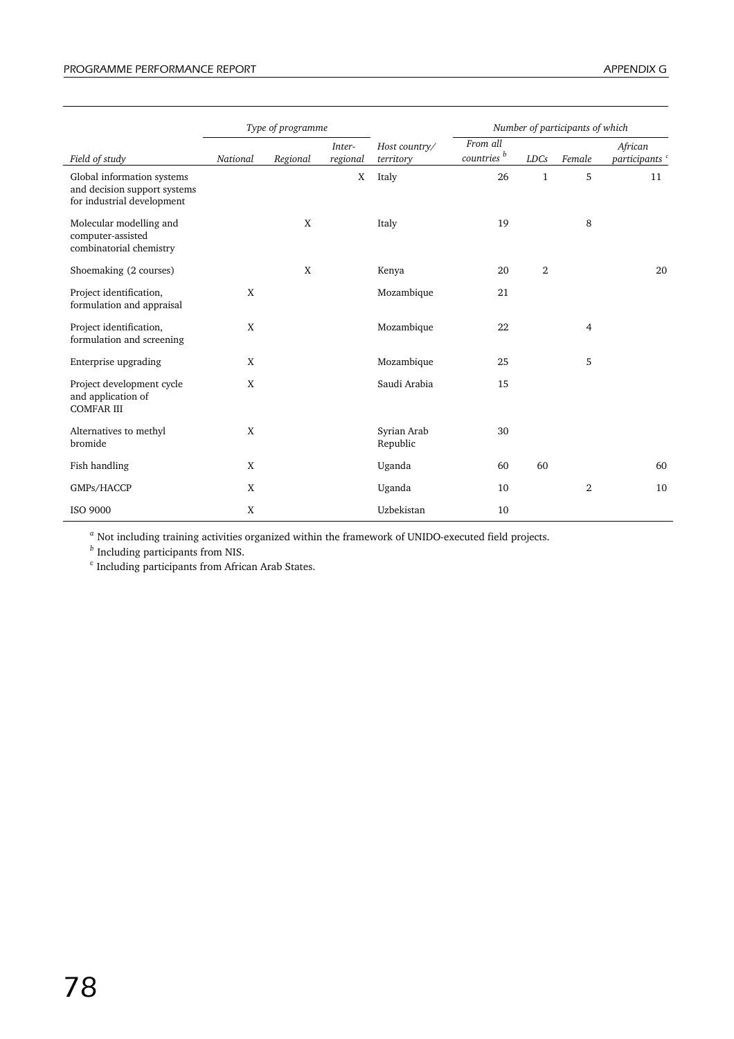| Field of study | Type of programme | | | Host country/ territory | Number of participants of which | | | |
|---|---|---|---|---|---|---|---|---|
| | National | Regional | Inter-regional | | From all countries [b] | LDCs | Female | African participants [c] |
| Global information systems and decision support systems for industrial development | | | X | Italy | 26 | 1 | 5 | 11 |
| Molecular modelling and computer-assisted combinatorial chemistry | | X | | Italy | 19 | | 8 | |
| Shoemaking (2 courses) | | X | | Kenya | 20 | 2 | | 20 |
| Project identification, formulation and appraisal | X | | | Mozambique | 21 | | | |
| Project identification, formulation and screening | X | | | Mozambique | 22 | | 4 | |
| Enterprise upgrading | X | | | Mozambique | 25 | | 5 | |
| Project development cycle and application of COMFAR III | X | | | Saudi Arabia | 15 | | | |
| Alternatives to methyl bromide | X | | | Syrian Arab Republic | 30 | | | |
| Fish handling | X | | | Uganda | 60 | 60 | | 60 |
| GMPs/HACCP | X | | | Uganda | 10 | | 2 | 10 |
| ISO 9000 | X | | | Uzbekistan | 10 | | | |

[a] Not including training activities organized within the framework of UNIDO-executed field projects.

[b] Including participants from NIS.

[c] Including participants from African Arab States.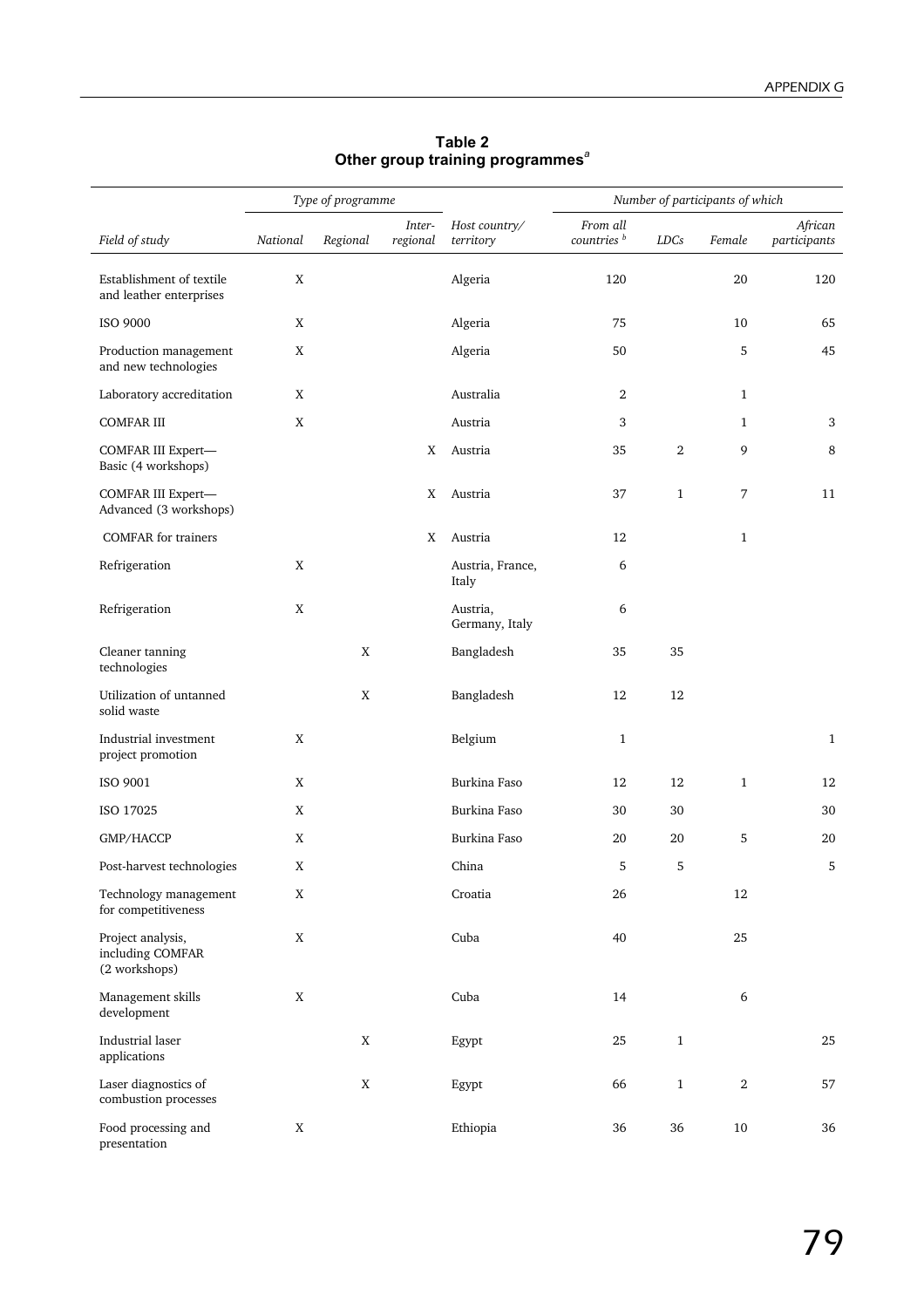**Table 2**
**Other group training programmes[a]**

| | Type of programme | | | | Number of participants of which | | | |
|---|---|---|---|---|---|---|---|---|
| *Field of study* | *National* | *Regional* | *Inter-regional* | *Host country/ territory* | *From all countries [b]* | *LDCs* | *Female* | *African participants* |
| Establishment of textile and leather enterprises | X | | | Algeria | 120 | | 20 | 120 |
| ISO 9000 | X | | | Algeria | 75 | | 10 | 65 |
| Production management and new technologies | X | | | Algeria | 50 | | 5 | 45 |
| Laboratory accreditation | X | | | Australia | 2 | | 1 | |
| COMFAR III | X | | | Austria | 3 | | 1 | 3 |
| COMFAR III Expert—Basic (4 workshops) | | | X | Austria | 35 | 2 | 9 | 8 |
| COMFAR III Expert—Advanced (3 workshops) | | | X | Austria | 37 | 1 | 7 | 11 |
| COMFAR for trainers | | | X | Austria | 12 | | 1 | |
| Refrigeration | X | | | Austria, France, Italy | 6 | | | |
| Refrigeration | X | | | Austria, Germany, Italy | 6 | | | |
| Cleaner tanning technologies | | X | | Bangladesh | 35 | 35 | | |
| Utilization of untanned solid waste | | X | | Bangladesh | 12 | 12 | | |
| Industrial investment project promotion | X | | | Belgium | 1 | | | 1 |
| ISO 9001 | X | | | Burkina Faso | 12 | 12 | 1 | 12 |
| ISO 17025 | X | | | Burkina Faso | 30 | 30 | | 30 |
| GMP/HACCP | X | | | Burkina Faso | 20 | 20 | 5 | 20 |
| Post-harvest technologies | X | | | China | 5 | 5 | | 5 |
| Technology management for competitiveness | X | | | Croatia | 26 | | 12 | |
| Project analysis, including COMFAR (2 workshops) | X | | | Cuba | 40 | | 25 | |
| Management skills development | X | | | Cuba | 14 | | 6 | |
| Industrial laser applications | | X | | Egypt | 25 | 1 | | 25 |
| Laser diagnostics of combustion processes | | X | | Egypt | 66 | 1 | 2 | 57 |
| Food processing and presentation | X | | | Ethiopia | 36 | 36 | 10 | 36 |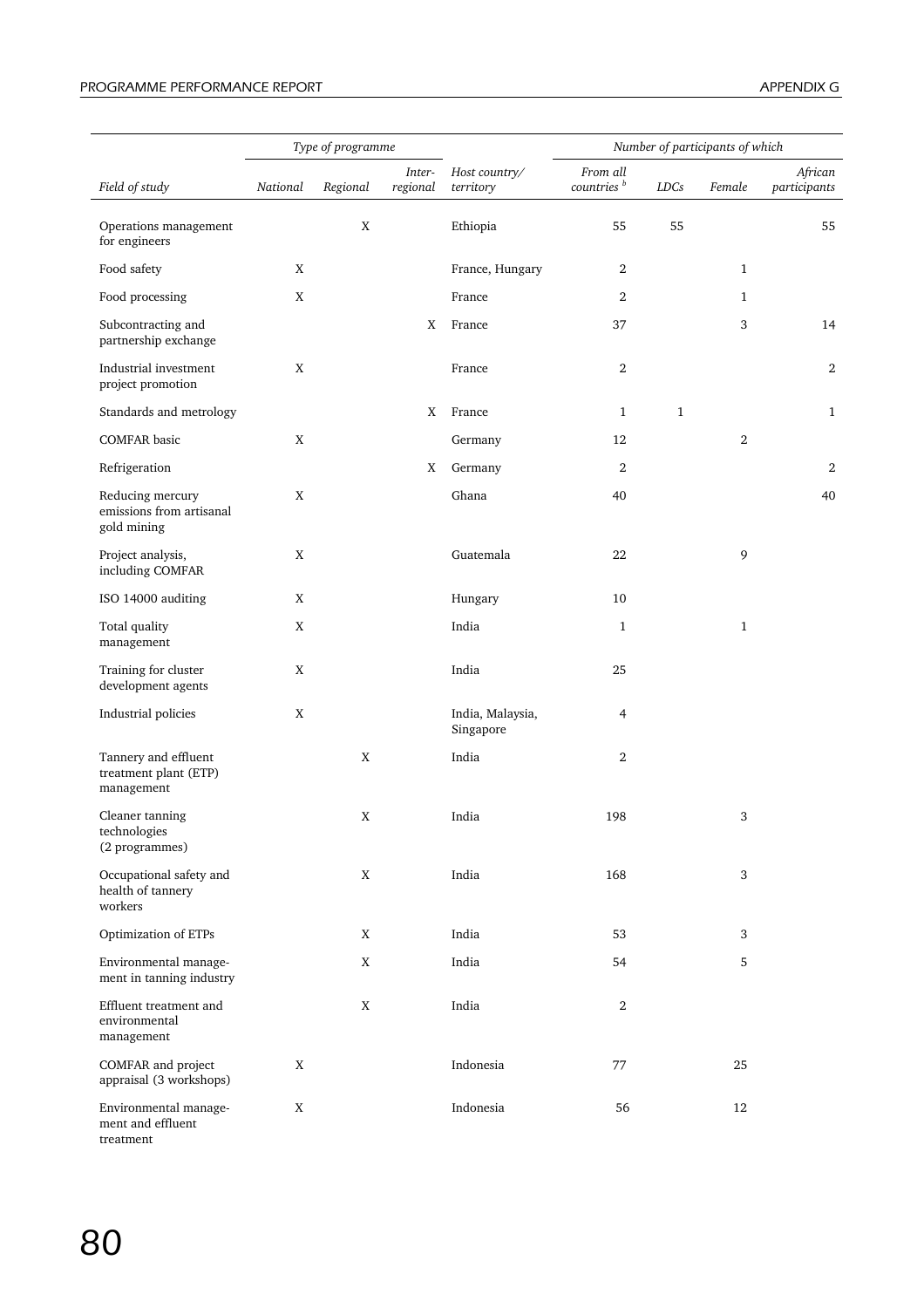| Field of study | Type of programme | | | Host country/ territory | Number of participants of which | | | |
|---|---|---|---|---|---|---|---|---|
| | National | Regional | Inter-regional | | From all countries [b] | LDCs | Female | African participants |
| Operations management for engineers | | X | | Ethiopia | 55 | 55 | | 55 |
| Food safety | X | | | France, Hungary | 2 | | 1 | |
| Food processing | X | | | France | 2 | | 1 | |
| Subcontracting and partnership exchange | | | X | France | 37 | | 3 | 14 |
| Industrial investment project promotion | X | | | France | 2 | | | 2 |
| Standards and metrology | | | X | France | 1 | 1 | | 1 |
| COMFAR basic | X | | | Germany | 12 | | 2 | |
| Refrigeration | | | X | Germany | 2 | | | 2 |
| Reducing mercury emissions from artisanal gold mining | X | | | Ghana | 40 | | | 40 |
| Project analysis, including COMFAR | X | | | Guatemala | 22 | | 9 | |
| ISO 14000 auditing | X | | | Hungary | 10 | | | |
| Total quality management | X | | | India | 1 | | 1 | |
| Training for cluster development agents | X | | | India | 25 | | | |
| Industrial policies | X | | | India, Malaysia, Singapore | 4 | | | |
| Tannery and effluent treatment plant (ETP) management | | X | | India | 2 | | | |
| Cleaner tanning technologies (2 programmes) | | X | | India | 198 | | 3 | |
| Occupational safety and health of tannery workers | | X | | India | 168 | | 3 | |
| Optimization of ETPs | | X | | India | 53 | | 3 | |
| Environmental management in tanning industry | | X | | India | 54 | | 5 | |
| Effluent treatment and environmental management | | X | | India | 2 | | | |
| COMFAR and project appraisal (3 workshops) | X | | | Indonesia | 77 | | 25 | |
| Environmental management and effluent treatment | X | | | Indonesia | 56 | | 12 | |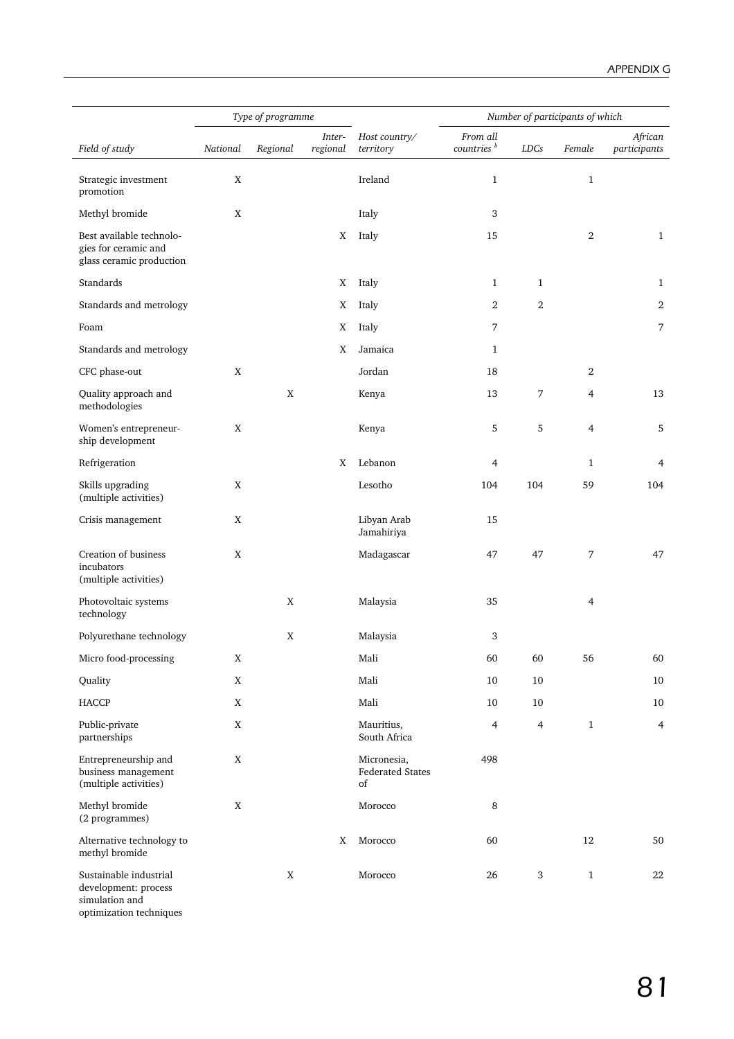| Field of study | Type of programme | | | Host country/ territory | Number of participants of which | | | |
|---|---|---|---|---|---|---|---|---|
| | National | Regional | Inter-regional | | From all countries [b] | LDCs | Female | African participants |
| Strategic investment promotion | X | | | Ireland | 1 | | 1 | |
| Methyl bromide | X | | | Italy | 3 | | | |
| Best available technologies for ceramic and glass ceramic production | | | X | Italy | 15 | | 2 | 1 |
| Standards | | | X | Italy | 1 | 1 | | 1 |
| Standards and metrology | | | X | Italy | 2 | 2 | | 2 |
| Foam | | | X | Italy | 7 | | | 7 |
| Standards and metrology | | | X | Jamaica | 1 | | | |
| CFC phase-out | X | | | Jordan | 18 | | 2 | |
| Quality approach and methodologies | | X | | Kenya | 13 | 7 | 4 | 13 |
| Women's entrepreneurship development | X | | | Kenya | 5 | 5 | 4 | 5 |
| Refrigeration | | | X | Lebanon | 4 | | 1 | 4 |
| Skills upgrading (multiple activities) | X | | | Lesotho | 104 | 104 | 59 | 104 |
| Crisis management | X | | | Libyan Arab Jamahiriya | 15 | | | |
| Creation of business incubators (multiple activities) | X | | | Madagascar | 47 | 47 | 7 | 47 |
| Photovoltaic systems technology | | X | | Malaysia | 35 | | 4 | |
| Polyurethane technology | | X | | Malaysia | 3 | | | |
| Micro food-processing | X | | | Mali | 60 | 60 | 56 | 60 |
| Quality | X | | | Mali | 10 | 10 | | 10 |
| HACCP | X | | | Mali | 10 | 10 | | 10 |
| Public-private partnerships | X | | | Mauritius, South Africa | 4 | 4 | 1 | 4 |
| Entrepreneurship and business management (multiple activities) | X | | | Micronesia, Federated States of | 498 | | | |
| Methyl bromide (2 programmes) | X | | | Morocco | 8 | | | |
| Alternative technology to methyl bromide | | | X | Morocco | 60 | | 12 | 50 |
| Sustainable industrial development: process simulation and optimization techniques | | X | | Morocco | 26 | 3 | 1 | 22 |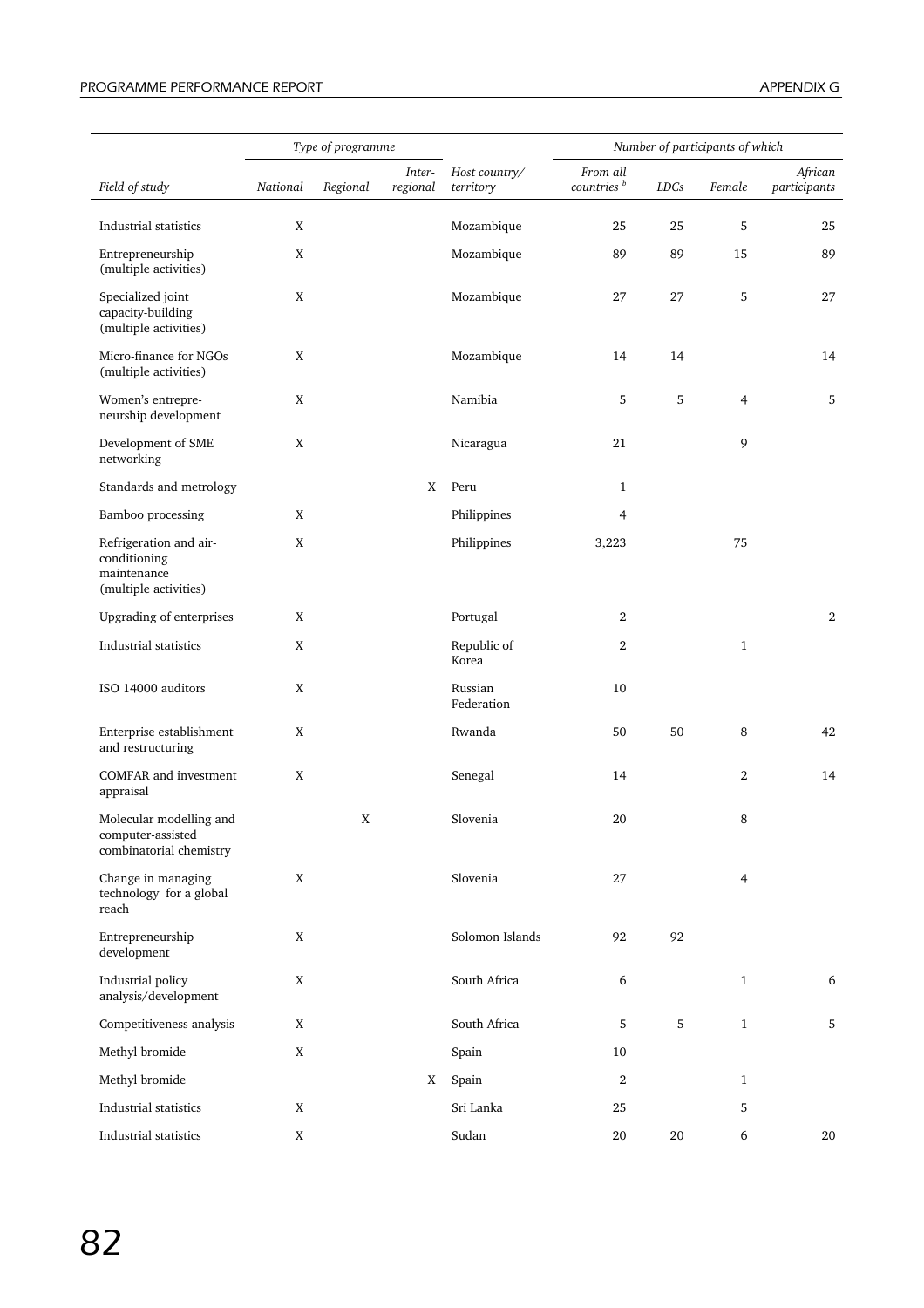| Field of study | Type of programme | | | Host country/ territory | Number of participants of which | | | |
|---|---|---|---|---|---|---|---|---|
| | National | Regional | Inter-regional | | From all countries [b] | LDCs | Female | African participants |
| Industrial statistics | X | | | Mozambique | 25 | 25 | 5 | 25 |
| Entrepreneurship (multiple activities) | X | | | Mozambique | 89 | 89 | 15 | 89 |
| Specialized joint capacity-building (multiple activities) | X | | | Mozambique | 27 | 27 | 5 | 27 |
| Micro-finance for NGOs (multiple activities) | X | | | Mozambique | 14 | 14 | | 14 |
| Women's entrepre-neurship development | X | | | Namibia | 5 | 5 | 4 | 5 |
| Development of SME networking | X | | | Nicaragua | 21 | | 9 | |
| Standards and metrology | | | X | Peru | 1 | | | |
| Bamboo processing | X | | | Philippines | 4 | | | |
| Refrigeration and air-conditioning maintenance (multiple activities) | X | | | Philippines | 3,223 | | 75 | |
| Upgrading of enterprises | X | | | Portugal | 2 | | | 2 |
| Industrial statistics | X | | | Republic of Korea | 2 | | 1 | |
| ISO 14000 auditors | X | | | Russian Federation | 10 | | | |
| Enterprise establishment and restructuring | X | | | Rwanda | 50 | 50 | 8 | 42 |
| COMFAR and investment appraisal | X | | | Senegal | 14 | | 2 | 14 |
| Molecular modelling and computer-assisted combinatorial chemistry | | X | | Slovenia | 20 | | 8 | |
| Change in managing technology for a global reach | X | | | Slovenia | 27 | | 4 | |
| Entrepreneurship development | X | | | Solomon Islands | 92 | 92 | | |
| Industrial policy analysis/development | X | | | South Africa | 6 | | 1 | 6 |
| Competitiveness analysis | X | | | South Africa | 5 | 5 | 1 | 5 |
| Methyl bromide | X | | | Spain | 10 | | | |
| Methyl bromide | | | X | Spain | 2 | | 1 | |
| Industrial statistics | X | | | Sri Lanka | 25 | | 5 | |
| Industrial statistics | X | | | Sudan | 20 | 20 | 6 | 20 |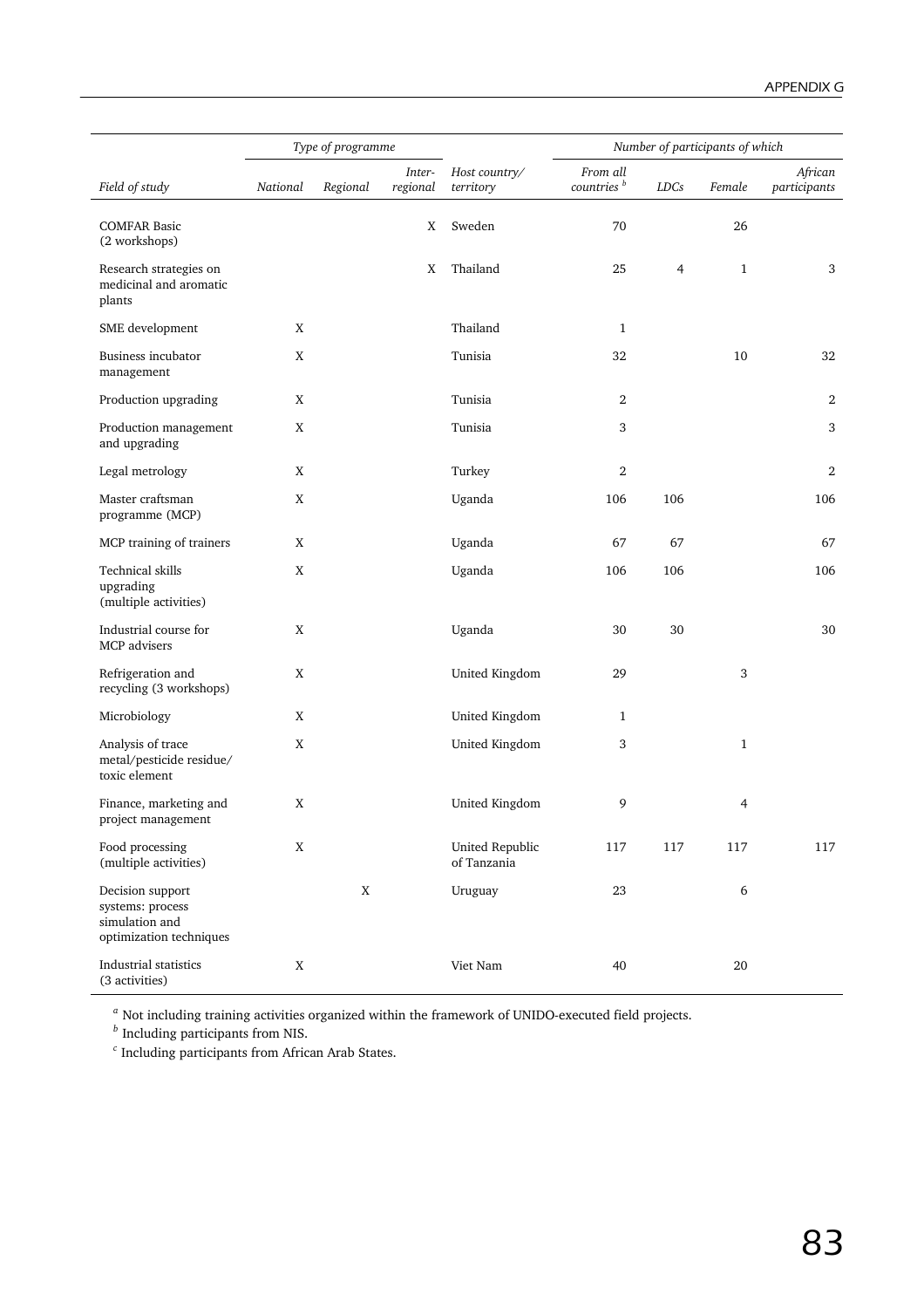| Field of study | Type of programme | | | Host country/ territory | Number of participants of which | | | |
|---|---|---|---|---|---|---|---|---|
| | National | Regional | Inter-regional | | From all countries [b] | LDCs | Female | African participants |
| COMFAR Basic (2 workshops) | | | X | Sweden | 70 | | 26 | |
| Research strategies on medicinal and aromatic plants | | | X | Thailand | 25 | 4 | 1 | 3 |
| SME development | X | | | Thailand | 1 | | | |
| Business incubator management | X | | | Tunisia | 32 | | 10 | 32 |
| Production upgrading | X | | | Tunisia | 2 | | | 2 |
| Production management and upgrading | X | | | Tunisia | 3 | | | 3 |
| Legal metrology | X | | | Turkey | 2 | | | 2 |
| Master craftsman programme (MCP) | X | | | Uganda | 106 | 106 | | 106 |
| MCP training of trainers | X | | | Uganda | 67 | 67 | | 67 |
| Technical skills upgrading (multiple activities) | X | | | Uganda | 106 | 106 | | 106 |
| Industrial course for MCP advisers | X | | | Uganda | 30 | 30 | | 30 |
| Refrigeration and recycling (3 workshops) | X | | | United Kingdom | 29 | | 3 | |
| Microbiology | X | | | United Kingdom | 1 | | | |
| Analysis of trace metal/pesticide residue/ toxic element | X | | | United Kingdom | 3 | | 1 | |
| Finance, marketing and project management | X | | | United Kingdom | 9 | | 4 | |
| Food processing (multiple activities) | X | | | United Republic of Tanzania | 117 | 117 | 117 | 117 |
| Decision support systems: process simulation and optimization techniques | | X | | Uruguay | 23 | | 6 | |
| Industrial statistics (3 activities) | X | | | Viet Nam | 40 | | 20 | |

[a] Not including training activities organized within the framework of UNIDO-executed field projects.

[b] Including participants from NIS.

[c] Including participants from African Arab States.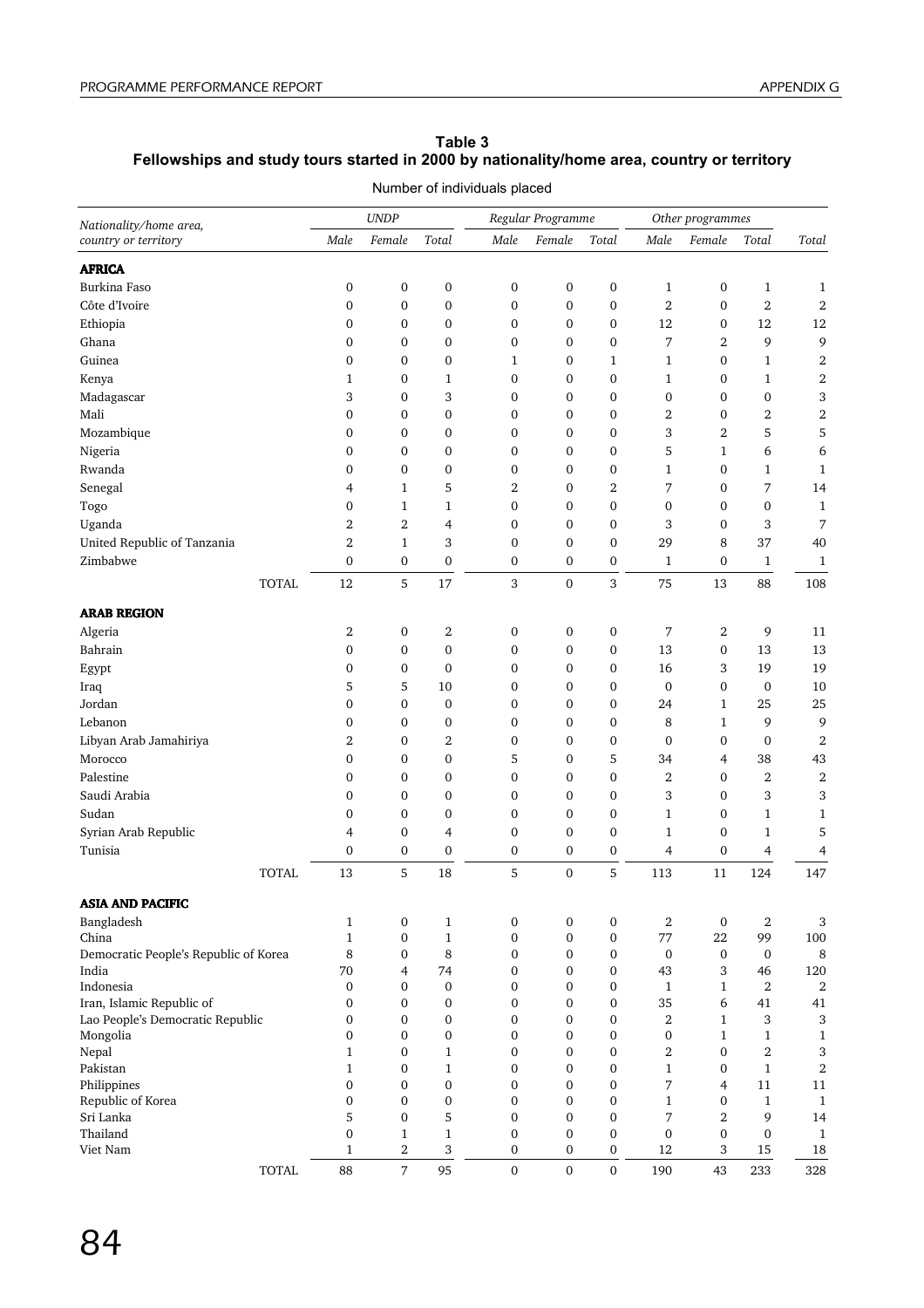**Table 3**
**Fellowships and study tours started in 2000 by nationality/home area, country or territory**

Number of individuals placed

| Nationality/home area, country or territory | UNDP | | | Regular Programme | | | Other programmes | | | |
|---|---|---|---|---|---|---|---|---|---|---|
| | Male | Female | Total | Male | Female | Total | Male | Female | Total | Total |
| **AFRICA** | | | | | | | | | | |
| Burkina Faso | 0 | 0 | 0 | 0 | 0 | 0 | 1 | 0 | 1 | 1 |
| Côte d'Ivoire | 0 | 0 | 0 | 0 | 0 | 0 | 2 | 0 | 2 | 2 |
| Ethiopia | 0 | 0 | 0 | 0 | 0 | 0 | 12 | 0 | 12 | 12 |
| Ghana | 0 | 0 | 0 | 0 | 0 | 0 | 7 | 2 | 9 | 9 |
| Guinea | 0 | 0 | 0 | 1 | 0 | 1 | 1 | 0 | 1 | 2 |
| Kenya | 1 | 0 | 1 | 0 | 0 | 0 | 1 | 0 | 1 | 2 |
| Madagascar | 3 | 0 | 3 | 0 | 0 | 0 | 0 | 0 | 0 | 3 |
| Mali | 0 | 0 | 0 | 0 | 0 | 0 | 2 | 0 | 2 | 2 |
| Mozambique | 0 | 0 | 0 | 0 | 0 | 0 | 3 | 2 | 5 | 5 |
| Nigeria | 0 | 0 | 0 | 0 | 0 | 0 | 5 | 1 | 6 | 6 |
| Rwanda | 0 | 0 | 0 | 0 | 0 | 0 | 1 | 0 | 1 | 1 |
| Senegal | 4 | 1 | 5 | 2 | 0 | 2 | 7 | 0 | 7 | 14 |
| Togo | 0 | 1 | 1 | 0 | 0 | 0 | 0 | 0 | 0 | 1 |
| Uganda | 2 | 2 | 4 | 0 | 0 | 0 | 3 | 0 | 3 | 7 |
| United Republic of Tanzania | 2 | 1 | 3 | 0 | 0 | 0 | 29 | 8 | 37 | 40 |
| Zimbabwe | 0 | 0 | 0 | 0 | 0 | 0 | 1 | 0 | 1 | 1 |
| TOTAL | 12 | 5 | 17 | 3 | 0 | 3 | 75 | 13 | 88 | 108 |
| **ARAB REGION** | | | | | | | | | | |
| Algeria | 2 | 0 | 2 | 0 | 0 | 0 | 7 | 2 | 9 | 11 |
| Bahrain | 0 | 0 | 0 | 0 | 0 | 0 | 13 | 0 | 13 | 13 |
| Egypt | 0 | 0 | 0 | 0 | 0 | 0 | 16 | 3 | 19 | 19 |
| Iraq | 5 | 5 | 10 | 0 | 0 | 0 | 0 | 0 | 0 | 10 |
| Jordan | 0 | 0 | 0 | 0 | 0 | 0 | 24 | 1 | 25 | 25 |
| Lebanon | 0 | 0 | 0 | 0 | 0 | 0 | 8 | 1 | 9 | 9 |
| Libyan Arab Jamahiriya | 2 | 0 | 2 | 0 | 0 | 0 | 0 | 0 | 0 | 2 |
| Morocco | 0 | 0 | 0 | 5 | 0 | 5 | 34 | 4 | 38 | 43 |
| Palestine | 0 | 0 | 0 | 0 | 0 | 0 | 2 | 0 | 2 | 2 |
| Saudi Arabia | 0 | 0 | 0 | 0 | 0 | 0 | 3 | 0 | 3 | 3 |
| Sudan | 0 | 0 | 0 | 0 | 0 | 0 | 1 | 0 | 1 | 1 |
| Syrian Arab Republic | 4 | 0 | 4 | 0 | 0 | 0 | 1 | 0 | 1 | 5 |
| Tunisia | 0 | 0 | 0 | 0 | 0 | 0 | 4 | 0 | 4 | 4 |
| TOTAL | 13 | 5 | 18 | 5 | 0 | 5 | 113 | 11 | 124 | 147 |
| **ASIA AND PACIFIC** | | | | | | | | | | |
| Bangladesh | 1 | 0 | 1 | 0 | 0 | 0 | 2 | 0 | 2 | 3 |
| China | 1 | 0 | 1 | 0 | 0 | 0 | 77 | 22 | 99 | 100 |
| Democratic People's Republic of Korea | 8 | 0 | 8 | 0 | 0 | 0 | 0 | 0 | 0 | 8 |
| India | 70 | 4 | 74 | 0 | 0 | 0 | 43 | 3 | 46 | 120 |
| Indonesia | 0 | 0 | 0 | 0 | 0 | 0 | 1 | 1 | 2 | 2 |
| Iran, Islamic Republic of | 0 | 0 | 0 | 0 | 0 | 0 | 35 | 6 | 41 | 41 |
| Lao People's Democratic Republic | 0 | 0 | 0 | 0 | 0 | 0 | 2 | 1 | 3 | 3 |
| Mongolia | 0 | 0 | 0 | 0 | 0 | 0 | 0 | 1 | 1 | 1 |
| Nepal | 1 | 0 | 1 | 0 | 0 | 0 | 2 | 0 | 2 | 3 |
| Pakistan | 1 | 0 | 1 | 0 | 0 | 0 | 1 | 0 | 1 | 2 |
| Philippines | 0 | 0 | 0 | 0 | 0 | 0 | 7 | 4 | 11 | 11 |
| Republic of Korea | 0 | 0 | 0 | 0 | 0 | 0 | 1 | 0 | 1 | 1 |
| Sri Lanka | 5 | 0 | 5 | 0 | 0 | 0 | 7 | 2 | 9 | 14 |
| Thailand | 0 | 1 | 1 | 0 | 0 | 0 | 0 | 0 | 0 | 1 |
| Viet Nam | 1 | 2 | 3 | 0 | 0 | 0 | 12 | 3 | 15 | 18 |
| TOTAL | 88 | 7 | 95 | 0 | 0 | 0 | 190 | 43 | 233 | 328 |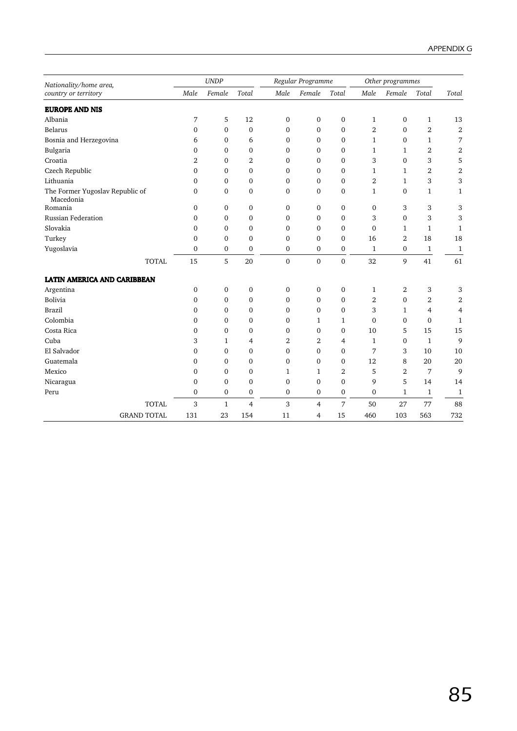| Nationality/home area, country or territory | UNDP | | | Regular Programme | | | Other programmes | | | Total |
|---|---|---|---|---|---|---|---|---|---|---|
| | Male | Female | Total | Male | Female | Total | Male | Female | Total | Total |
| **EUROPE AND NIS** | | | | | | | | | | |
| Albania | 7 | 5 | 12 | 0 | 0 | 0 | 1 | 0 | 1 | 13 |
| Belarus | 0 | 0 | 0 | 0 | 0 | 0 | 2 | 0 | 2 | 2 |
| Bosnia and Herzegovina | 6 | 0 | 6 | 0 | 0 | 0 | 1 | 0 | 1 | 7 |
| Bulgaria | 0 | 0 | 0 | 0 | 0 | 0 | 1 | 1 | 2 | 2 |
| Croatia | 2 | 0 | 2 | 0 | 0 | 0 | 3 | 0 | 3 | 5 |
| Czech Republic | 0 | 0 | 0 | 0 | 0 | 0 | 1 | 1 | 2 | 2 |
| Lithuania | 0 | 0 | 0 | 0 | 0 | 0 | 2 | 1 | 3 | 3 |
| The Former Yugoslav Republic of Macedonia | 0 | 0 | 0 | 0 | 0 | 0 | 1 | 0 | 1 | 1 |
| Romania | 0 | 0 | 0 | 0 | 0 | 0 | 0 | 3 | 3 | 3 |
| Russian Federation | 0 | 0 | 0 | 0 | 0 | 0 | 3 | 0 | 3 | 3 |
| Slovakia | 0 | 0 | 0 | 0 | 0 | 0 | 0 | 1 | 1 | 1 |
| Turkey | 0 | 0 | 0 | 0 | 0 | 0 | 16 | 2 | 18 | 18 |
| Yugoslavia | 0 | 0 | 0 | 0 | 0 | 0 | 1 | 0 | 1 | 1 |
| TOTAL | 15 | 5 | 20 | 0 | 0 | 0 | 32 | 9 | 41 | 61 |
| **LATIN AMERICA AND CARIBBEAN** | | | | | | | | | | |
| Argentina | 0 | 0 | 0 | 0 | 0 | 0 | 1 | 2 | 3 | 3 |
| Bolivia | 0 | 0 | 0 | 0 | 0 | 0 | 2 | 0 | 2 | 2 |
| Brazil | 0 | 0 | 0 | 0 | 0 | 0 | 3 | 1 | 4 | 4 |
| Colombia | 0 | 0 | 0 | 0 | 1 | 1 | 0 | 0 | 0 | 1 |
| Costa Rica | 0 | 0 | 0 | 0 | 0 | 0 | 10 | 5 | 15 | 15 |
| Cuba | 3 | 1 | 4 | 2 | 2 | 4 | 1 | 0 | 1 | 9 |
| El Salvador | 0 | 0 | 0 | 0 | 0 | 0 | 7 | 3 | 10 | 10 |
| Guatemala | 0 | 0 | 0 | 0 | 0 | 0 | 12 | 8 | 20 | 20 |
| Mexico | 0 | 0 | 0 | 1 | 1 | 2 | 5 | 2 | 7 | 9 |
| Nicaragua | 0 | 0 | 0 | 0 | 0 | 0 | 9 | 5 | 14 | 14 |
| Peru | 0 | 0 | 0 | 0 | 0 | 0 | 0 | 1 | 1 | 1 |
| TOTAL | 3 | 1 | 4 | 3 | 4 | 7 | 50 | 27 | 77 | 88 |
| GRAND TOTAL | 131 | 23 | 154 | 11 | 4 | 15 | 460 | 103 | 563 | 732 |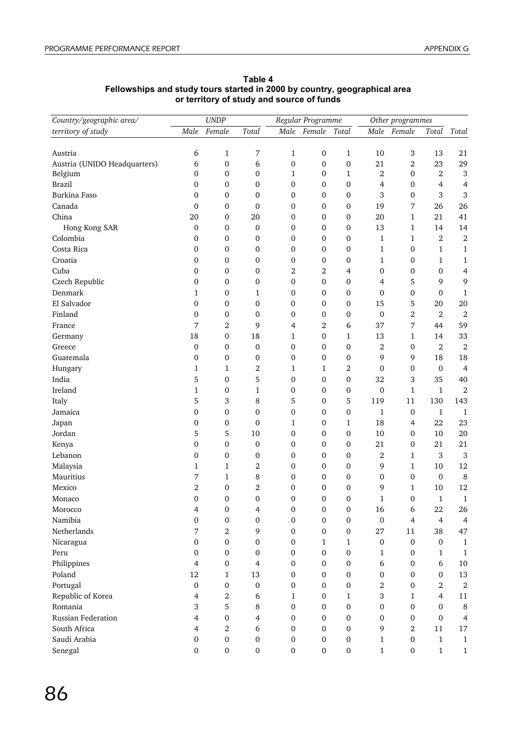**Table 4**
**Fellowships and study tours started in 2000 by country, geographical area or territory of study and source of funds**

| *Country/geographic area/* | *UNDP* | | | *Regular Programme* | | | *Other programmes* | | | |
|---|---|---|---|---|---|---|---|---|---|---|
| *territory of study* | *Male* | *Female* | *Total* | *Male* | *Female* | *Total* | *Male* | *Female* | *Total* | *Total* |
| Austria | 6 | 1 | 7 | 1 | 0 | 1 | 10 | 3 | 13 | 21 |
| Austria (UNIDO Headquarters) | 6 | 0 | 6 | 0 | 0 | 0 | 21 | 2 | 23 | 29 |
| Belgium | 0 | 0 | 0 | 1 | 0 | 1 | 2 | 0 | 2 | 3 |
| Brazil | 0 | 0 | 0 | 0 | 0 | 0 | 4 | 0 | 4 | 4 |
| Burkina Faso | 0 | 0 | 0 | 0 | 0 | 0 | 3 | 0 | 3 | 3 |
| Canada | 0 | 0 | 0 | 0 | 0 | 0 | 19 | 7 | 26 | 26 |
| China | 20 | 0 | 20 | 0 | 0 | 0 | 20 | 1 | 21 | 41 |
| Hong Kong SAR | 0 | 0 | 0 | 0 | 0 | 0 | 13 | 1 | 14 | 14 |
| Colombia | 0 | 0 | 0 | 0 | 0 | 0 | 1 | 1 | 2 | 2 |
| Costa Rica | 0 | 0 | 0 | 0 | 0 | 0 | 1 | 0 | 1 | 1 |
| Croatia | 0 | 0 | 0 | 0 | 0 | 0 | 1 | 0 | 1 | 1 |
| Cuba | 0 | 0 | 0 | 2 | 2 | 4 | 0 | 0 | 0 | 4 |
| Czech Republic | 0 | 0 | 0 | 0 | 0 | 0 | 4 | 5 | 9 | 9 |
| Denmark | 1 | 0 | 1 | 0 | 0 | 0 | 0 | 0 | 0 | 1 |
| El Salvador | 0 | 0 | 0 | 0 | 0 | 0 | 15 | 5 | 20 | 20 |
| Finland | 0 | 0 | 0 | 0 | 0 | 0 | 0 | 2 | 2 | 2 |
| France | 7 | 2 | 9 | 4 | 2 | 6 | 37 | 7 | 44 | 59 |
| Germany | 18 | 0 | 18 | 1 | 0 | 1 | 13 | 1 | 14 | 33 |
| Greece | 0 | 0 | 0 | 0 | 0 | 0 | 2 | 0 | 2 | 2 |
| Guatemala | 0 | 0 | 0 | 0 | 0 | 0 | 9 | 9 | 18 | 18 |
| Hungary | 1 | 1 | 2 | 1 | 1 | 2 | 0 | 0 | 0 | 4 |
| India | 5 | 0 | 5 | 0 | 0 | 0 | 32 | 3 | 35 | 40 |
| Ireland | 1 | 0 | 1 | 0 | 0 | 0 | 0 | 1 | 1 | 2 |
| Italy | 5 | 3 | 8 | 5 | 0 | 5 | 119 | 11 | 130 | 143 |
| Jamaica | 0 | 0 | 0 | 0 | 0 | 0 | 1 | 0 | 1 | 1 |
| Japan | 0 | 0 | 0 | 1 | 0 | 1 | 18 | 4 | 22 | 23 |
| Jordan | 5 | 5 | 10 | 0 | 0 | 0 | 10 | 0 | 10 | 20 |
| Kenya | 0 | 0 | 0 | 0 | 0 | 0 | 21 | 0 | 21 | 21 |
| Lebanon | 0 | 0 | 0 | 0 | 0 | 0 | 2 | 1 | 3 | 3 |
| Malaysia | 1 | 1 | 2 | 0 | 0 | 0 | 9 | 1 | 10 | 12 |
| Mauritius | 7 | 1 | 8 | 0 | 0 | 0 | 0 | 0 | 0 | 8 |
| Mexico | 2 | 0 | 2 | 0 | 0 | 0 | 9 | 1 | 10 | 12 |
| Monaco | 0 | 0 | 0 | 0 | 0 | 0 | 1 | 0 | 1 | 1 |
| Morocco | 4 | 0 | 4 | 0 | 0 | 0 | 16 | 6 | 22 | 26 |
| Namibia | 0 | 0 | 0 | 0 | 0 | 0 | 0 | 4 | 4 | 4 |
| Netherlands | 7 | 2 | 9 | 0 | 0 | 0 | 27 | 11 | 38 | 47 |
| Nicaragua | 0 | 0 | 0 | 0 | 1 | 1 | 0 | 0 | 0 | 1 |
| Peru | 0 | 0 | 0 | 0 | 0 | 0 | 1 | 0 | 1 | 1 |
| Philippines | 4 | 0 | 4 | 0 | 0 | 0 | 6 | 0 | 6 | 10 |
| Poland | 12 | 1 | 13 | 0 | 0 | 0 | 0 | 0 | 0 | 13 |
| Portugal | 0 | 0 | 0 | 0 | 0 | 0 | 2 | 0 | 2 | 2 |
| Republic of Korea | 4 | 2 | 6 | 1 | 0 | 1 | 3 | 1 | 4 | 11 |
| Romania | 3 | 5 | 8 | 0 | 0 | 0 | 0 | 0 | 0 | 8 |
| Russian Federation | 4 | 0 | 4 | 0 | 0 | 0 | 0 | 0 | 0 | 4 |
| South Africa | 4 | 2 | 6 | 0 | 0 | 0 | 9 | 2 | 11 | 17 |
| Saudi Arabia | 0 | 0 | 0 | 0 | 0 | 0 | 1 | 0 | 1 | 1 |
| Senegal | 0 | 0 | 0 | 0 | 0 | 0 | 1 | 0 | 1 | 1 |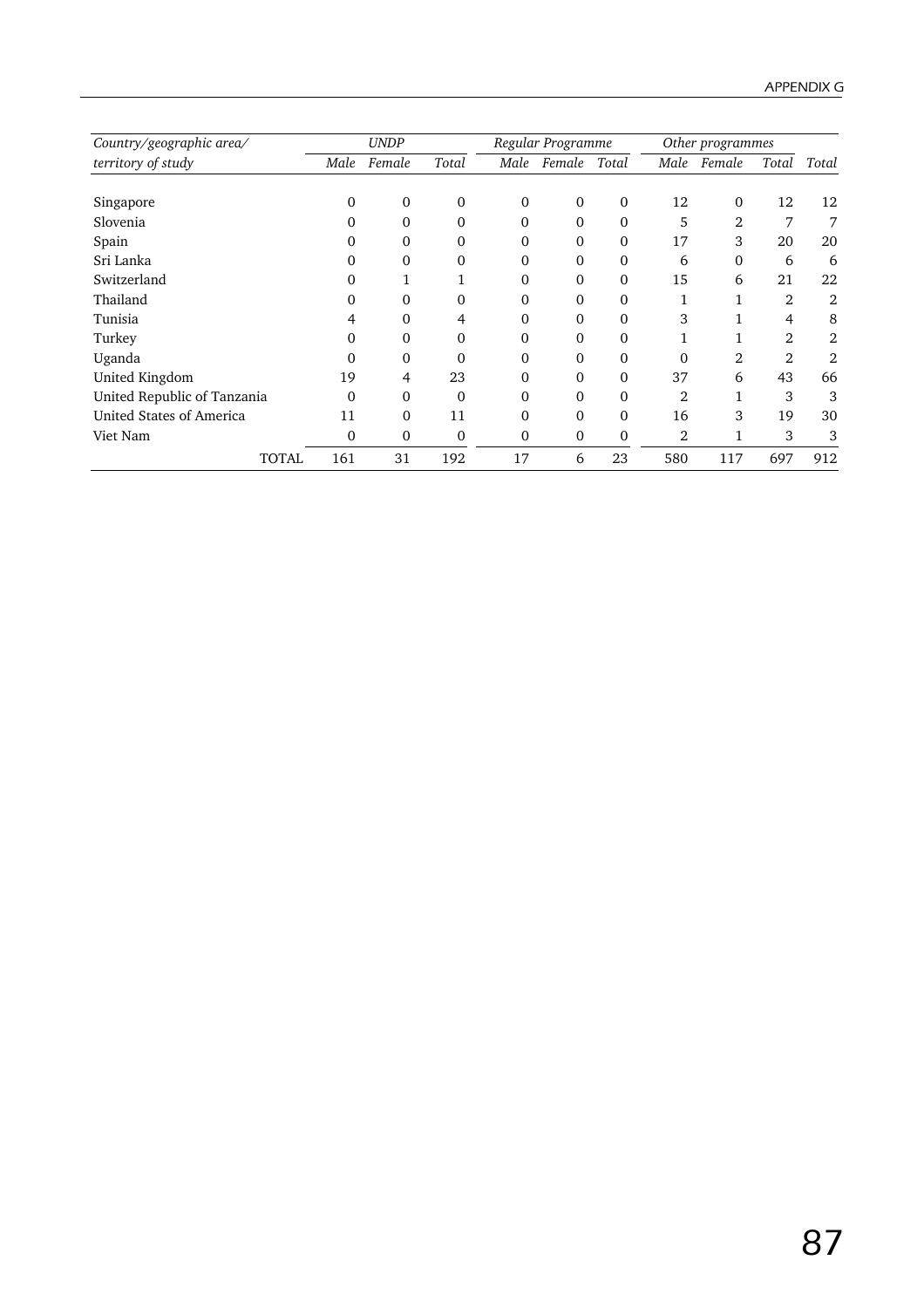| Country/geographic area/ territory of study | UNDP | | | Regular Programme | | | Other programmes | | | |
|---|---|---|---|---|---|---|---|---|---|---|
| | Male | Female | Total | Male | Female | Total | Male | Female | Total | Total |
| Singapore | 0 | 0 | 0 | 0 | 0 | 0 | 12 | 0 | 12 | 12 |
| Slovenia | 0 | 0 | 0 | 0 | 0 | 0 | 5 | 2 | 7 | 7 |
| Spain | 0 | 0 | 0 | 0 | 0 | 0 | 17 | 3 | 20 | 20 |
| Sri Lanka | 0 | 0 | 0 | 0 | 0 | 0 | 6 | 0 | 6 | 6 |
| Switzerland | 0 | 1 | 1 | 0 | 0 | 0 | 15 | 6 | 21 | 22 |
| Thailand | 0 | 0 | 0 | 0 | 0 | 0 | 1 | 1 | 2 | 2 |
| Tunisia | 4 | 0 | 4 | 0 | 0 | 0 | 3 | 1 | 4 | 8 |
| Turkey | 0 | 0 | 0 | 0 | 0 | 0 | 1 | 1 | 2 | 2 |
| Uganda | 0 | 0 | 0 | 0 | 0 | 0 | 0 | 2 | 2 | 2 |
| United Kingdom | 19 | 4 | 23 | 0 | 0 | 0 | 37 | 6 | 43 | 66 |
| United Republic of Tanzania | 0 | 0 | 0 | 0 | 0 | 0 | 2 | 1 | 3 | 3 |
| United States of America | 11 | 0 | 11 | 0 | 0 | 0 | 16 | 3 | 19 | 30 |
| Viet Nam | 0 | 0 | 0 | 0 | 0 | 0 | 2 | 1 | 3 | 3 |
| TOTAL | 161 | 31 | 192 | 17 | 6 | 23 | 580 | 117 | 697 | 912 |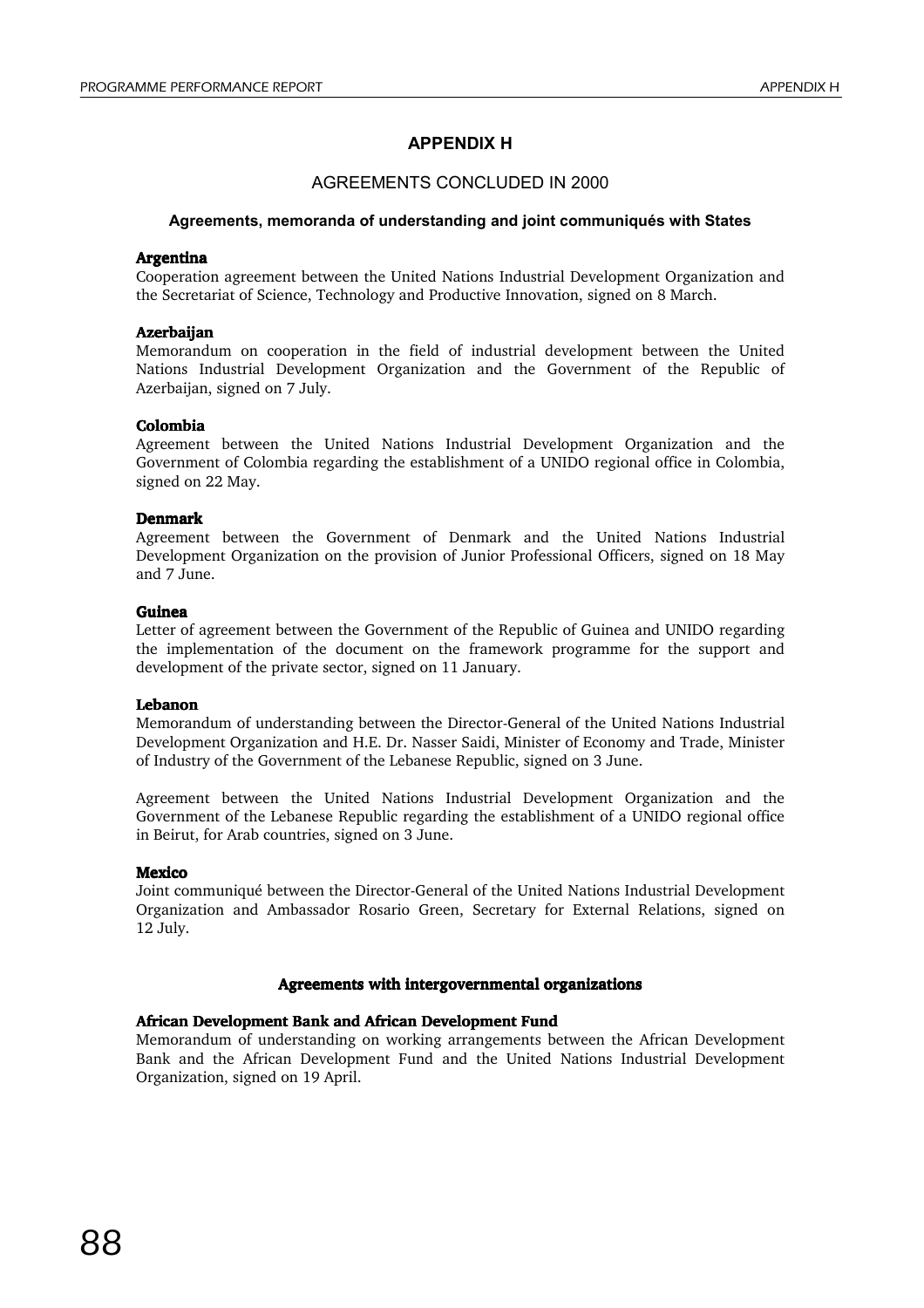# APPENDIX H

## AGREEMENTS CONCLUDED IN 2000

### Agreements, memoranda of understanding and joint communiqués with States

**Argentina**
Cooperation agreement between the United Nations Industrial Development Organization and the Secretariat of Science, Technology and Productive Innovation, signed on 8 March.

**Azerbaijan**
Memorandum on cooperation in the field of industrial development between the United Nations Industrial Development Organization and the Government of the Republic of Azerbaijan, signed on 7 July.

**Colombia**
Agreement between the United Nations Industrial Development Organization and the Government of Colombia regarding the establishment of a UNIDO regional office in Colombia, signed on 22 May.

**Denmark**
Agreement between the Government of Denmark and the United Nations Industrial Development Organization on the provision of Junior Professional Officers, signed on 18 May and 7 June.

**Guinea**
Letter of agreement between the Government of the Republic of Guinea and UNIDO regarding the implementation of the document on the framework programme for the support and development of the private sector, signed on 11 January.

**Lebanon**
Memorandum of understanding between the Director-General of the United Nations Industrial Development Organization and H.E. Dr. Nasser Saidi, Minister of Economy and Trade, Minister of Industry of the Government of the Lebanese Republic, signed on 3 June.

Agreement between the United Nations Industrial Development Organization and the Government of the Lebanese Republic regarding the establishment of a UNIDO regional office in Beirut, for Arab countries, signed on 3 June.

**Mexico**
Joint communiqué between the Director-General of the United Nations Industrial Development Organization and Ambassador Rosario Green, Secretary for External Relations, signed on 12 July.

### Agreements with intergovernmental organizations

**African Development Bank and African Development Fund**
Memorandum of understanding on working arrangements between the African Development Bank and the African Development Fund and the United Nations Industrial Development Organization, signed on 19 April.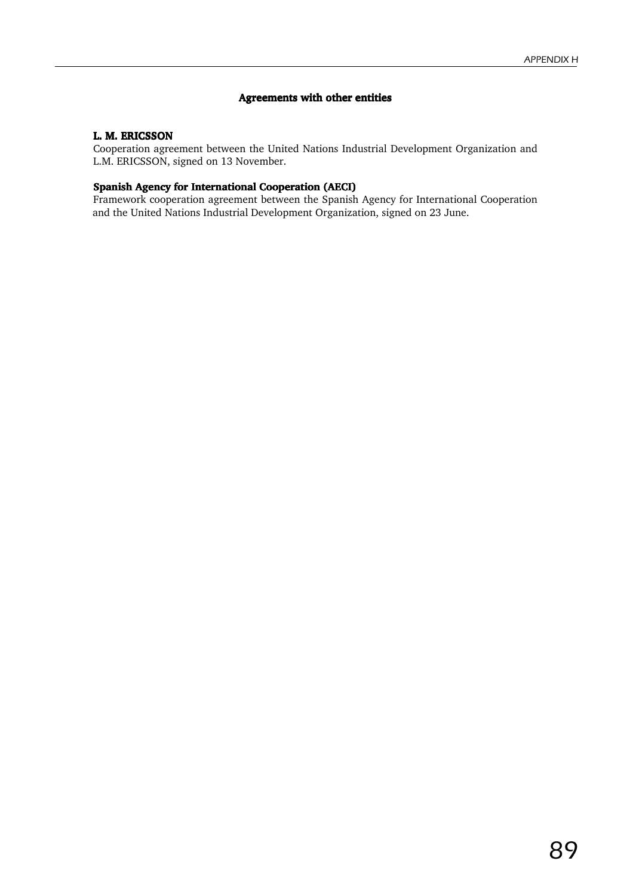## Agreements with other entities

**L. M. ERICSSON**

Cooperation agreement between the United Nations Industrial Development Organization and L.M. ERICSSON, signed on 13 November.

**Spanish Agency for International Cooperation (AECI)**

Framework cooperation agreement between the Spanish Agency for International Cooperation and the United Nations Industrial Development Organization, signed on 23 June.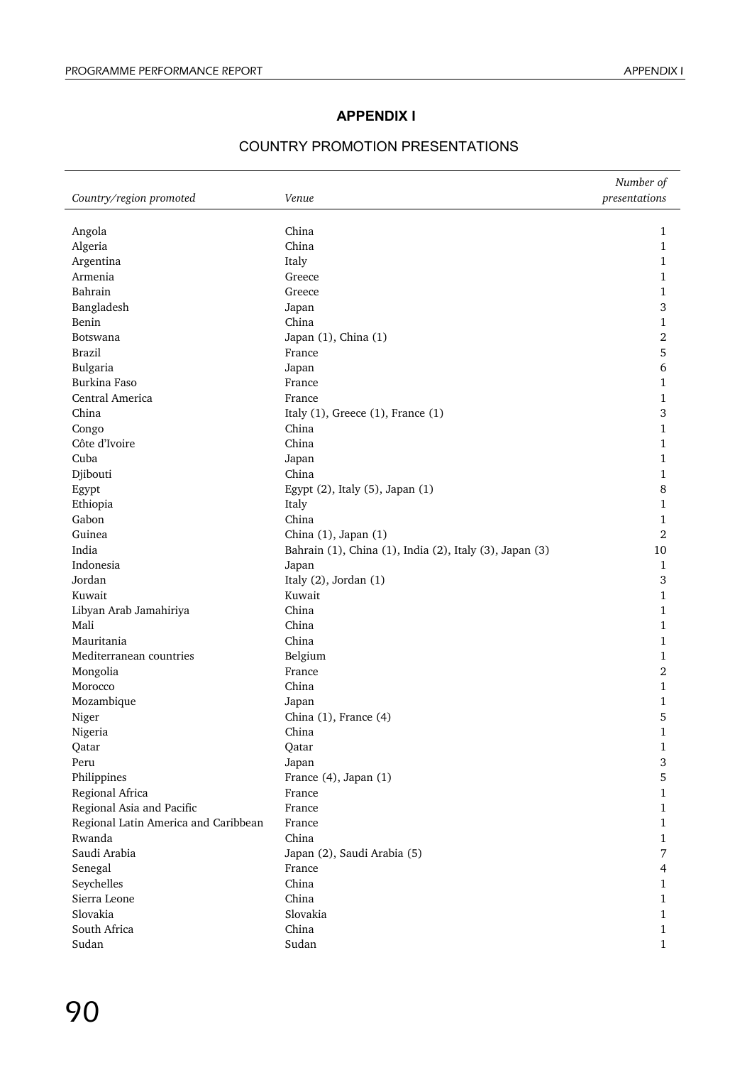# APPENDIX I

## COUNTRY PROMOTION PRESENTATIONS

| *Country/region promoted* | *Venue* | *Number of presentations* |
|---|---|---|
| Angola | China | 1 |
| Algeria | China | 1 |
| Argentina | Italy | 1 |
| Armenia | Greece | 1 |
| Bahrain | Greece | 1 |
| Bangladesh | Japan | 3 |
| Benin | China | 1 |
| Botswana | Japan (1), China (1) | 2 |
| Brazil | France | 5 |
| Bulgaria | Japan | 6 |
| Burkina Faso | France | 1 |
| Central America | France | 1 |
| China | Italy (1), Greece (1), France (1) | 3 |
| Congo | China | 1 |
| Côte d'Ivoire | China | 1 |
| Cuba | Japan | 1 |
| Djibouti | China | 1 |
| Egypt | Egypt (2), Italy (5), Japan (1) | 8 |
| Ethiopia | Italy | 1 |
| Gabon | China | 1 |
| Guinea | China (1), Japan (1) | 2 |
| India | Bahrain (1), China (1), India (2), Italy (3), Japan (3) | 10 |
| Indonesia | Japan | 1 |
| Jordan | Italy (2), Jordan (1) | 3 |
| Kuwait | Kuwait | 1 |
| Libyan Arab Jamahiriya | China | 1 |
| Mali | China | 1 |
| Mauritania | China | 1 |
| Mediterranean countries | Belgium | 1 |
| Mongolia | France | 2 |
| Morocco | China | 1 |
| Mozambique | Japan | 1 |
| Niger | China (1), France (4) | 5 |
| Nigeria | China | 1 |
| Qatar | Qatar | 1 |
| Peru | Japan | 3 |
| Philippines | France (4), Japan (1) | 5 |
| Regional Africa | France | 1 |
| Regional Asia and Pacific | France | 1 |
| Regional Latin America and Caribbean | France | 1 |
| Rwanda | China | 1 |
| Saudi Arabia | Japan (2), Saudi Arabia (5) | 7 |
| Senegal | France | 4 |
| Seychelles | China | 1 |
| Sierra Leone | China | 1 |
| Slovakia | Slovakia | 1 |
| South Africa | China | 1 |
| Sudan | Sudan | 1 |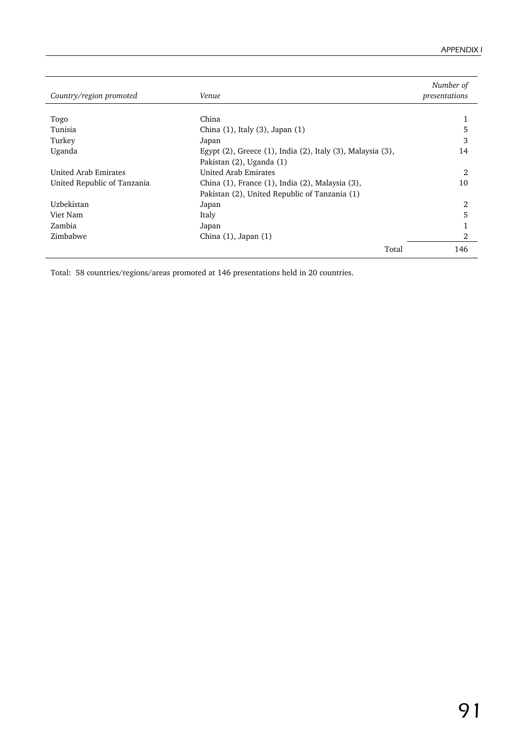| *Country/region promoted* | *Venue* | *Number of presentations* |
|---|---|---|
| Togo | China | 1 |
| Tunisia | China (1), Italy (3), Japan (1) | 5 |
| Turkey | Japan | 3 |
| Uganda | Egypt (2), Greece (1), India (2), Italy (3), Malaysia (3), Pakistan (2), Uganda (1) | 14 |
| United Arab Emirates | United Arab Emirates | 2 |
| United Republic of Tanzania | China (1), France (1), India (2), Malaysia (3), Pakistan (2), United Republic of Tanzania (1) | 10 |
| Uzbekistan | Japan | 2 |
| Viet Nam | Italy | 5 |
| Zambia | Japan | 1 |
| Zimbabwe | China (1), Japan (1) | 2 |
| | Total | 146 |

Total: 58 countries/regions/areas promoted at 146 presentations held in 20 countries.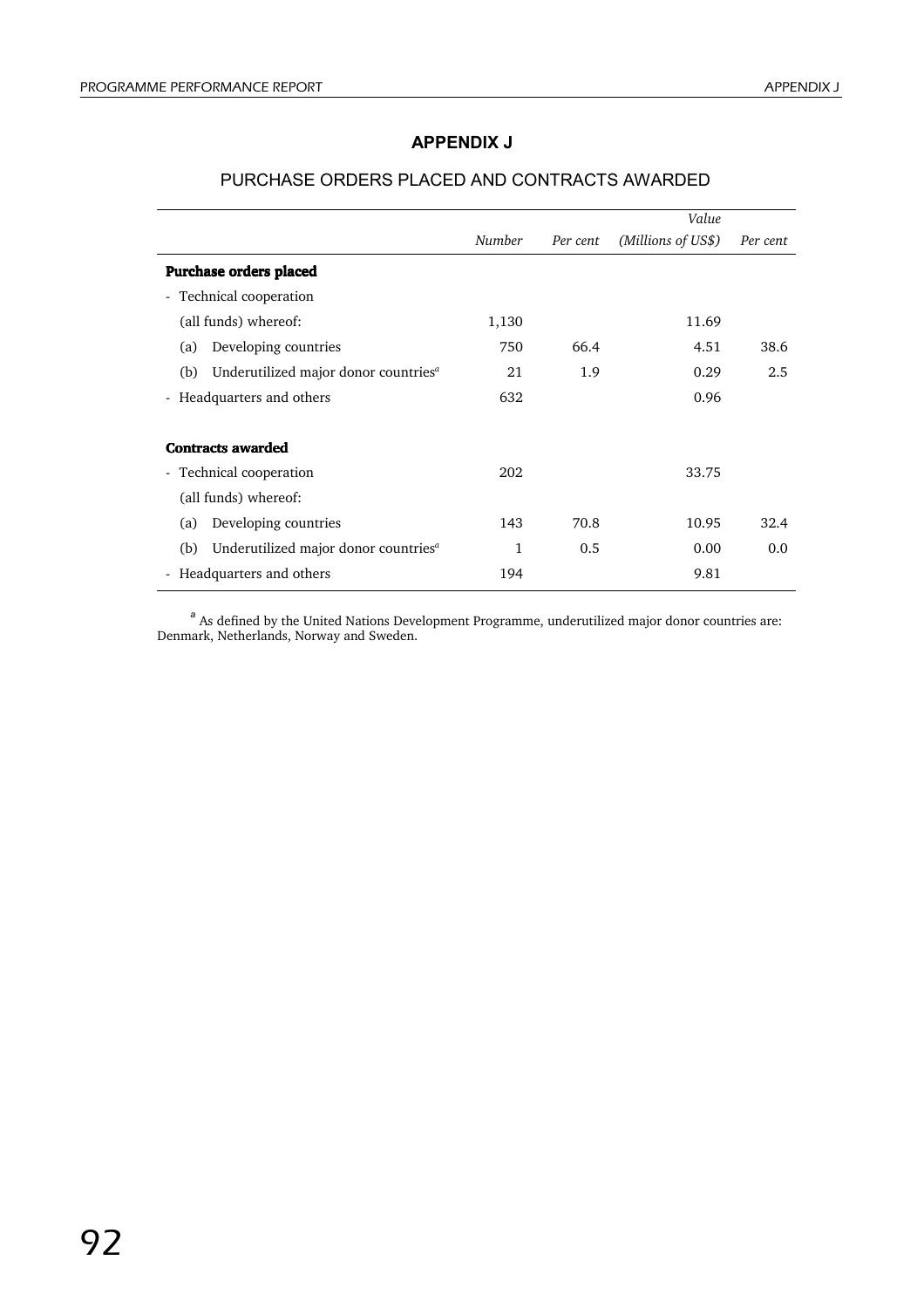# APPENDIX J

## PURCHASE ORDERS PLACED AND CONTRACTS AWARDED

| | *Number* | *Per cent* | *Value (Millions of US$)* | *Per cent* |
|---|---|---|---|---|
| **Purchase orders placed** | | | | |
| - Technical cooperation | | | | |
| (all funds) whereof: | 1,130 | | 11.69 | |
| (a) Developing countries | 750 | 66.4 | 4.51 | 38.6 |
| (b) Underutilized major donor countries[a] | 21 | 1.9 | 0.29 | 2.5 |
| - Headquarters and others | 632 | | 0.96 | |
| **Contracts awarded** | | | | |
| - Technical cooperation | 202 | | 33.75 | |
| (all funds) whereof: | | | | |
| (a) Developing countries | 143 | 70.8 | 10.95 | 32.4 |
| (b) Underutilized major donor countries[a] | 1 | 0.5 | 0.00 | 0.0 |
| - Headquarters and others | 194 | | 9.81 | |

[a] As defined by the United Nations Development Programme, underutilized major donor countries are: Denmark, Netherlands, Norway and Sweden.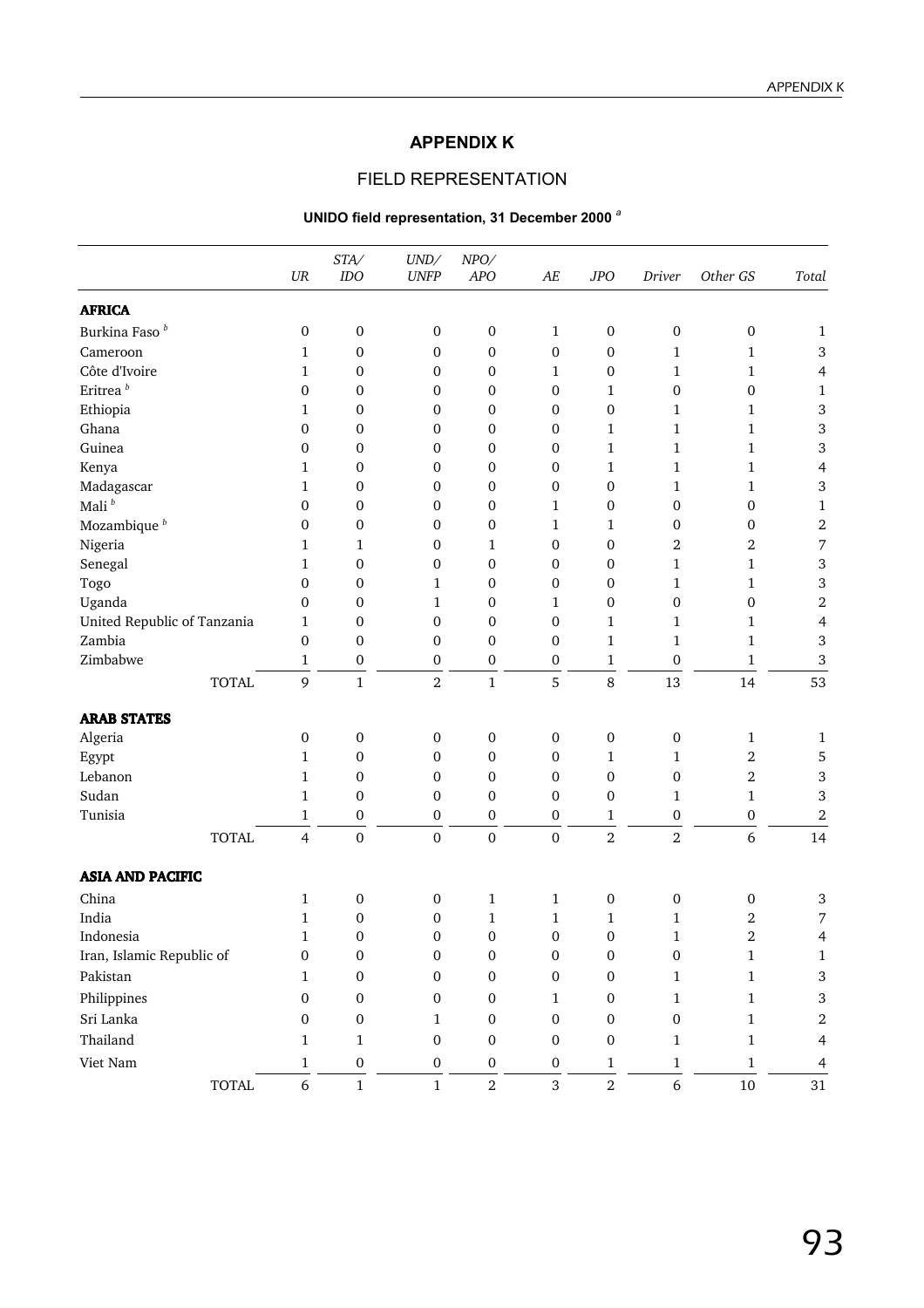# APPENDIX K

## FIELD REPRESENTATION

### UNIDO field representation, 31 December 2000 [a]

| | *UR* | *STA/ IDO* | *UND/ UNFP* | *NPO/ APO* | *AE* | *JPO* | *Driver* | *Other GS* | *Total* |
|---|---|---|---|---|---|---|---|---|---|
| **AFRICA** | | | | | | | | | |
| Burkina Faso [b] | 0 | 0 | 0 | 0 | 1 | 0 | 0 | 0 | 1 |
| Cameroon | 1 | 0 | 0 | 0 | 0 | 0 | 1 | 1 | 3 |
| Côte d'Ivoire | 1 | 0 | 0 | 0 | 1 | 0 | 1 | 1 | 4 |
| Eritrea [b] | 0 | 0 | 0 | 0 | 0 | 1 | 0 | 0 | 1 |
| Ethiopia | 1 | 0 | 0 | 0 | 0 | 0 | 1 | 1 | 3 |
| Ghana | 0 | 0 | 0 | 0 | 0 | 1 | 1 | 1 | 3 |
| Guinea | 0 | 0 | 0 | 0 | 0 | 1 | 1 | 1 | 3 |
| Kenya | 1 | 0 | 0 | 0 | 0 | 1 | 1 | 1 | 4 |
| Madagascar | 1 | 0 | 0 | 0 | 0 | 0 | 1 | 1 | 3 |
| Mali [b] | 0 | 0 | 0 | 0 | 1 | 0 | 0 | 0 | 1 |
| Mozambique [b] | 0 | 0 | 0 | 0 | 1 | 1 | 0 | 0 | 2 |
| Nigeria | 1 | 1 | 0 | 1 | 0 | 0 | 2 | 2 | 7 |
| Senegal | 1 | 0 | 0 | 0 | 0 | 0 | 1 | 1 | 3 |
| Togo | 0 | 0 | 1 | 0 | 0 | 0 | 1 | 1 | 3 |
| Uganda | 0 | 0 | 1 | 0 | 1 | 0 | 0 | 0 | 2 |
| United Republic of Tanzania | 1 | 0 | 0 | 0 | 0 | 1 | 1 | 1 | 4 |
| Zambia | 0 | 0 | 0 | 0 | 0 | 1 | 1 | 1 | 3 |
| Zimbabwe | 1 | 0 | 0 | 0 | 0 | 1 | 0 | 1 | 3 |
| TOTAL | 9 | 1 | 2 | 1 | 5 | 8 | 13 | 14 | 53 |
| **ARAB STATES** | | | | | | | | | |
| Algeria | 0 | 0 | 0 | 0 | 0 | 0 | 0 | 1 | 1 |
| Egypt | 1 | 0 | 0 | 0 | 0 | 1 | 1 | 2 | 5 |
| Lebanon | 1 | 0 | 0 | 0 | 0 | 0 | 0 | 2 | 3 |
| Sudan | 1 | 0 | 0 | 0 | 0 | 0 | 1 | 1 | 3 |
| Tunisia | 1 | 0 | 0 | 0 | 0 | 1 | 0 | 0 | 2 |
| TOTAL | 4 | 0 | 0 | 0 | 0 | 2 | 2 | 6 | 14 |
| **ASIA AND PACIFIC** | | | | | | | | | |
| China | 1 | 0 | 0 | 1 | 1 | 0 | 0 | 0 | 3 |
| India | 1 | 0 | 0 | 1 | 1 | 1 | 1 | 2 | 7 |
| Indonesia | 1 | 0 | 0 | 0 | 0 | 0 | 1 | 2 | 4 |
| Iran, Islamic Republic of | 0 | 0 | 0 | 0 | 0 | 0 | 0 | 1 | 1 |
| Pakistan | 1 | 0 | 0 | 0 | 0 | 0 | 1 | 1 | 3 |
| Philippines | 0 | 0 | 0 | 0 | 1 | 0 | 1 | 1 | 3 |
| Sri Lanka | 0 | 0 | 1 | 0 | 0 | 0 | 0 | 1 | 2 |
| Thailand | 1 | 1 | 0 | 0 | 0 | 0 | 1 | 1 | 4 |
| Viet Nam | 1 | 0 | 0 | 0 | 0 | 1 | 1 | 1 | 4 |
| TOTAL | 6 | 1 | 1 | 2 | 3 | 2 | 6 | 10 | 31 |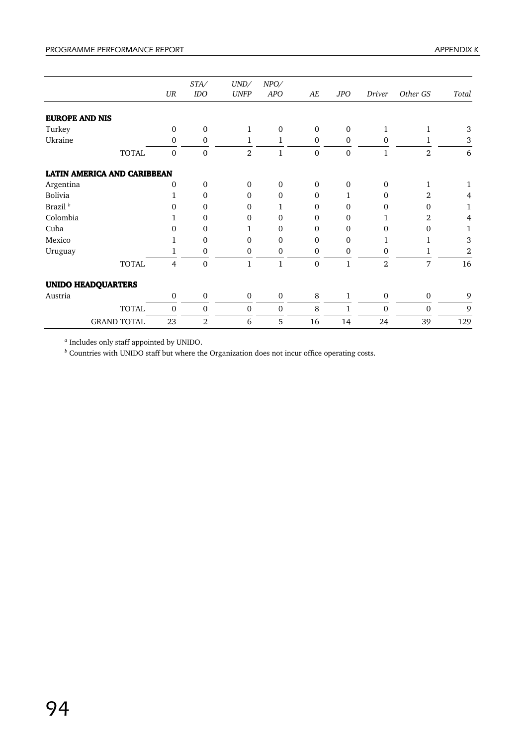| | *UR* | *STA/ IDO* | *UND/ UNFP* | *NPO/ APO* | *AE* | *JPO* | *Driver* | *Other GS* | *Total* |
|---|---|---|---|---|---|---|---|---|---|
| **EUROPE AND NIS** | | | | | | | | | |
| Turkey | 0 | 0 | 1 | 0 | 0 | 0 | 1 | 1 | 3 |
| Ukraine | 0 | 0 | 1 | 1 | 0 | 0 | 0 | 1 | 3 |
| TOTAL | 0 | 0 | 2 | 1 | 0 | 0 | 1 | 2 | 6 |
| **LATIN AMERICA AND CARIBBEAN** | | | | | | | | | |
| Argentina | 0 | 0 | 0 | 0 | 0 | 0 | 0 | 1 | 1 |
| Bolivia | 1 | 0 | 0 | 0 | 0 | 1 | 0 | 2 | 4 |
| Brazil [b] | 0 | 0 | 0 | 1 | 0 | 0 | 0 | 0 | 1 |
| Colombia | 1 | 0 | 0 | 0 | 0 | 0 | 1 | 2 | 4 |
| Cuba | 0 | 0 | 1 | 0 | 0 | 0 | 0 | 0 | 1 |
| Mexico | 1 | 0 | 0 | 0 | 0 | 0 | 1 | 1 | 3 |
| Uruguay | 1 | 0 | 0 | 0 | 0 | 0 | 0 | 1 | 2 |
| TOTAL | 4 | 0 | 1 | 1 | 0 | 1 | 2 | 7 | 16 |
| **UNIDO HEADQUARTERS** | | | | | | | | | |
| Austria | 0 | 0 | 0 | 0 | 8 | 1 | 0 | 0 | 9 |
| TOTAL | 0 | 0 | 0 | 0 | 8 | 1 | 0 | 0 | 9 |
| GRAND TOTAL | 23 | 2 | 6 | 5 | 16 | 14 | 24 | 39 | 129 |

[a] Includes only staff appointed by UNIDO.

[b] Countries with UNIDO staff but where the Organization does not incur office operating costs.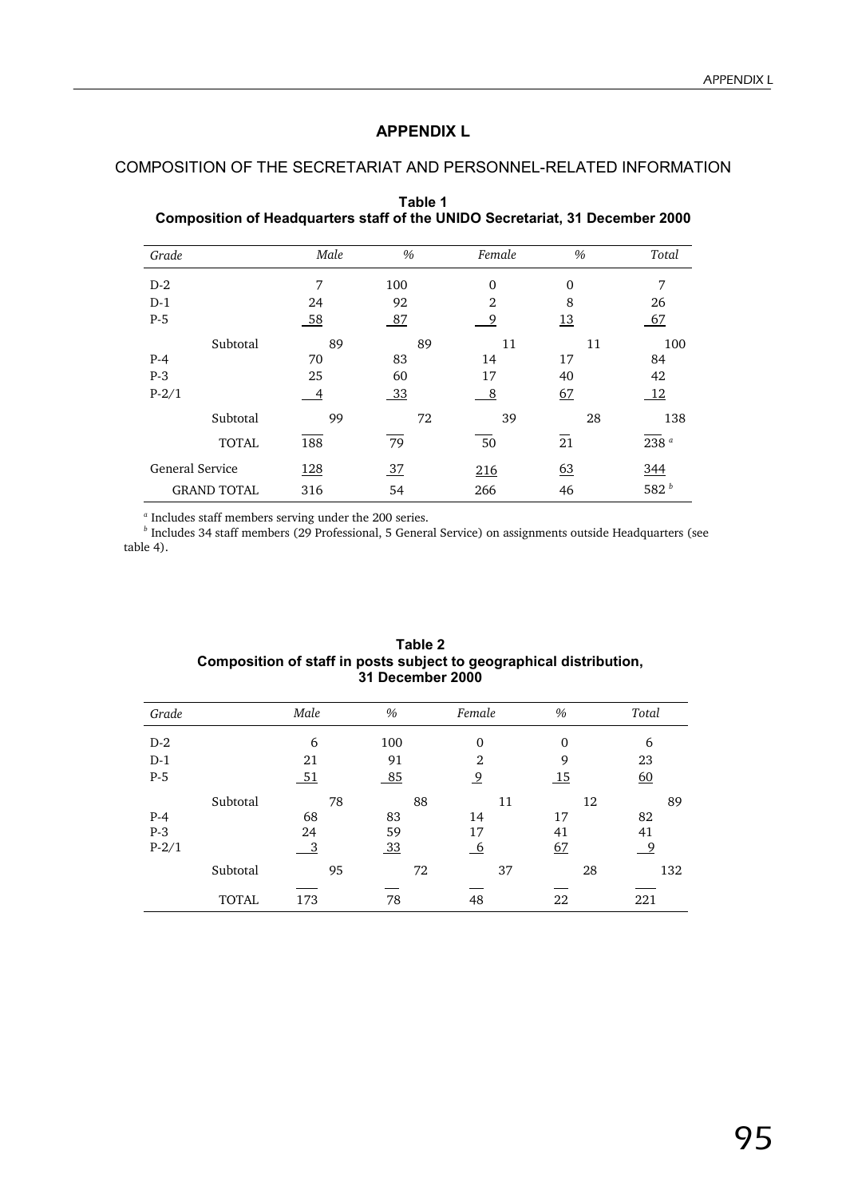# APPENDIX L

## COMPOSITION OF THE SECRETARIAT AND PERSONNEL-RELATED INFORMATION

**Table 1**
**Composition of Headquarters staff of the UNIDO Secretariat, 31 December 2000**

| Grade | Male | % | Female | % | Total |
|---|---|---|---|---|---|
| D-2 | 7 | 100 | 0 | 0 | 7 |
| D-1 | 24 | 92 | 2 | 8 | 26 |
| P-5 | 58 | 87 | 9 | 13 | 67 |
| Subtotal | 89 | 89 | 11 | 11 | 100 |
| P-4 | 70 | 83 | 14 | 17 | 84 |
| P-3 | 25 | 60 | 17 | 40 | 42 |
| P-2/1 | 4 | 33 | 8 | 67 | 12 |
| Subtotal | 99 | 72 | 39 | 28 | 138 |
| TOTAL | 188 | 79 | 50 | 21 | 238 [a] |
| General Service | 128 | 37 | 216 | 63 | 344 |
| GRAND TOTAL | 316 | 54 | 266 | 46 | 582 [b] |

[a] Includes staff members serving under the 200 series.
[b] Includes 34 staff members (29 Professional, 5 General Service) on assignments outside Headquarters (see table 4).

**Table 2**
**Composition of staff in posts subject to geographical distribution, 31 December 2000**

| Grade | Male | % | Female | % | Total |
|---|---|---|---|---|---|
| D-2 | 6 | 100 | 0 | 0 | 6 |
| D-1 | 21 | 91 | 2 | 9 | 23 |
| P-5 | 51 | 85 | 9 | 15 | 60 |
| Subtotal | 78 | 88 | 11 | 12 | 89 |
| P-4 | 68 | 83 | 14 | 17 | 82 |
| P-3 | 24 | 59 | 17 | 41 | 41 |
| P-2/1 | 3 | 33 | 6 | 67 | 9 |
| Subtotal | 95 | 72 | 37 | 28 | 132 |
| TOTAL | 173 | 78 | 48 | 22 | 221 |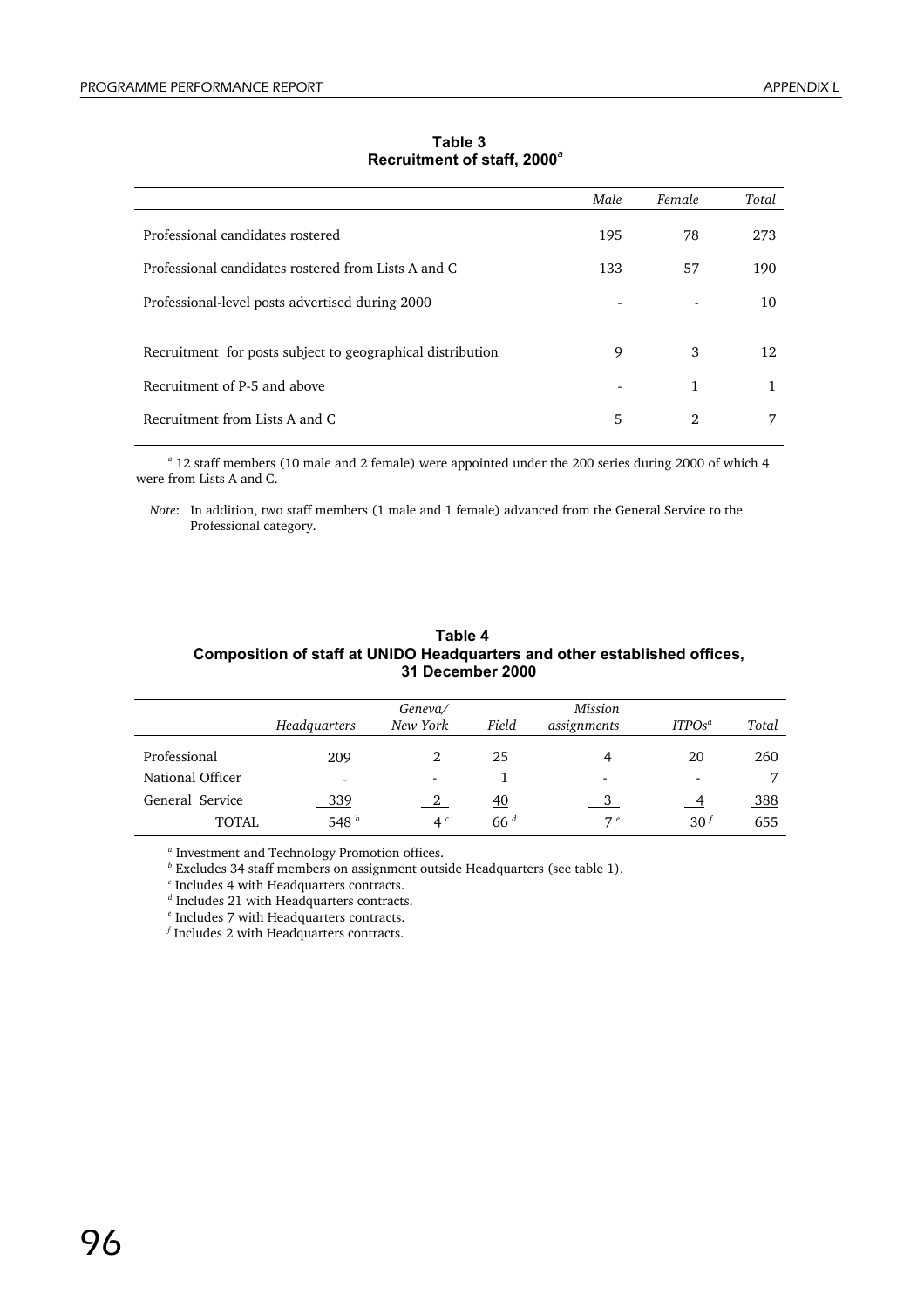**Table 3**
**Recruitment of staff, 2000[a]**

| | *Male* | *Female* | *Total* |
|---|---|---|---|
| Professional candidates rostered | 195 | 78 | 273 |
| Professional candidates rostered from Lists A and C | 133 | 57 | 190 |
| Professional-level posts advertised during 2000 | - | - | 10 |
| Recruitment for posts subject to geographical distribution | 9 | 3 | 12 |
| Recruitment of P-5 and above | - | 1 | 1 |
| Recruitment from Lists A and C | 5 | 2 | 7 |

[a] 12 staff members (10 male and 2 female) were appointed under the 200 series during 2000 of which 4 were from Lists A and C.

*Note*: In addition, two staff members (1 male and 1 female) advanced from the General Service to the Professional category.

**Table 4**
**Composition of staff at UNIDO Headquarters and other established offices, 31 December 2000**

| | *Headquarters* | *Geneva/ New York* | *Field* | *Mission assignments* | *ITPOs[a]* | *Total* |
|---|---|---|---|---|---|---|
| Professional | 209 | 2 | 25 | 4 | 20 | 260 |
| National Officer | - | - | 1 | - | - | 7 |
| General Service | 339 | 2 | 40 | 3 | 4 | 388 |
| TOTAL | 548 [b] | 4 [c] | 66 [d] | 7 [e] | 30 [f] | 655 |

[a] Investment and Technology Promotion offices.
[b] Excludes 34 staff members on assignment outside Headquarters (see table 1).
[c] Includes 4 with Headquarters contracts.
[d] Includes 21 with Headquarters contracts.
[e] Includes 7 with Headquarters contracts.
[f] Includes 2 with Headquarters contracts.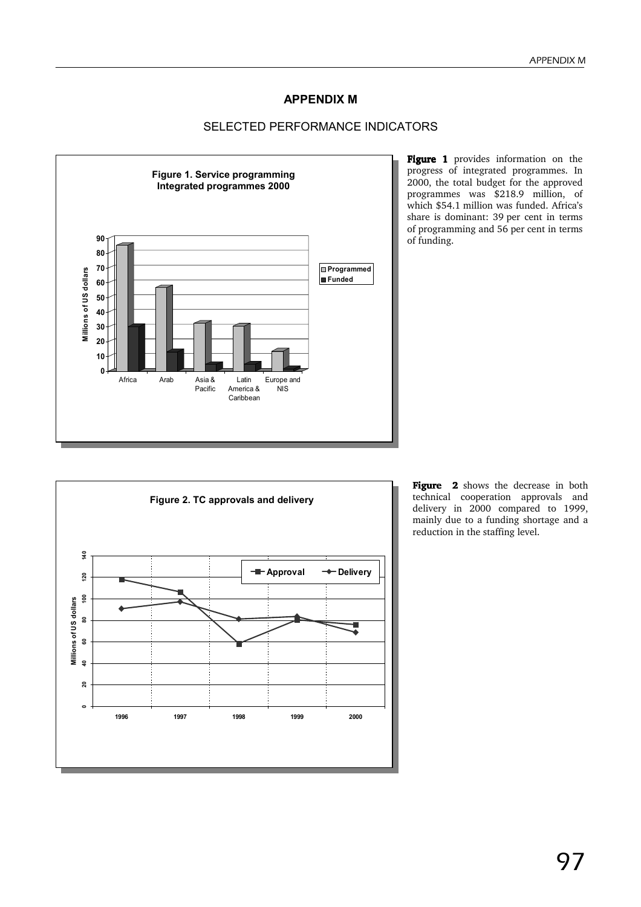# APPENDIX M

## SELECTED PERFORMANCE INDICATORS

**Figure 1. Service programming Integrated programmes 2000**

**Figure 1** provides information on the progress of integrated programmes. In 2000, the total budget for the approved programmes was $218.9 million, of which $54.1 million was funded. Africa's share is dominant: 39 per cent in terms of programming and 56 per cent in terms of funding.

**Figure 2. TC approvals and delivery**

**Figure 2** shows the decrease in both technical cooperation approvals and delivery in 2000 compared to 1999, mainly due to a funding shortage and a reduction in the staffing level.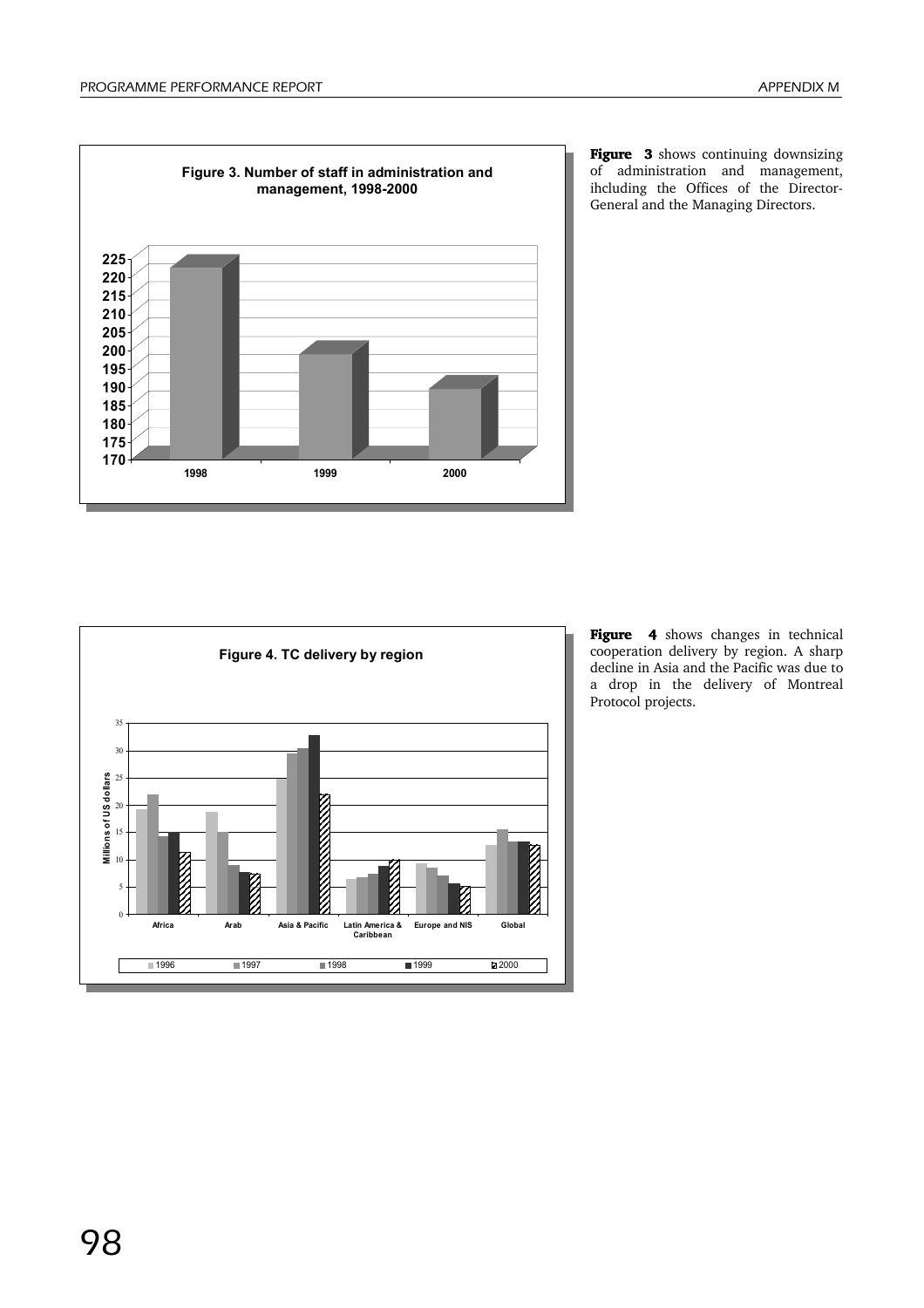**Figure 3. Number of staff in administration and management, 1998-2000**

**Figure 3** shows continuing downsizing of administration and management, ihcluding the Offices of the Director-General and the Managing Directors.

**Figure 4. TC delivery by region**

**Figure 4** shows changes in technical cooperation delivery by region. A sharp decline in Asia and the Pacific was due to a drop in the delivery of Montreal Protocol projects.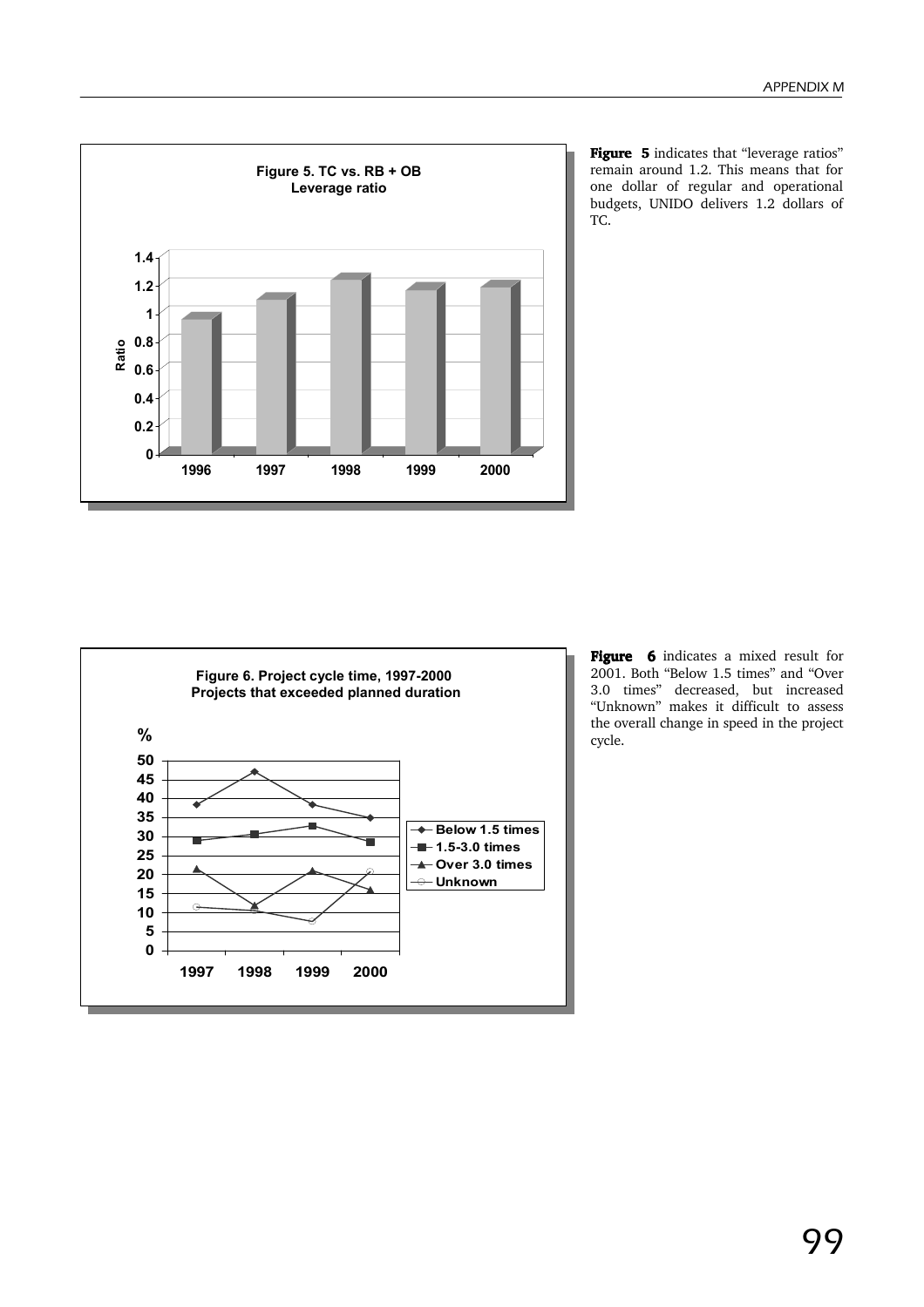**Figure 5. TC vs. RB + OB**
**Leverage ratio**

**Figure 5** indicates that "leverage ratios" remain around 1.2. This means that for one dollar of regular and operational budgets, UNIDO delivers 1.2 dollars of TC.

**Figure 6. Project cycle time, 1997-2000**
**Projects that exceeded planned duration**

**Figure 6** indicates a mixed result for 2001. Both "Below 1.5 times" and "Over 3.0 times" decreased, but increased "Unknown" makes it difficult to assess the overall change in speed in the project cycle.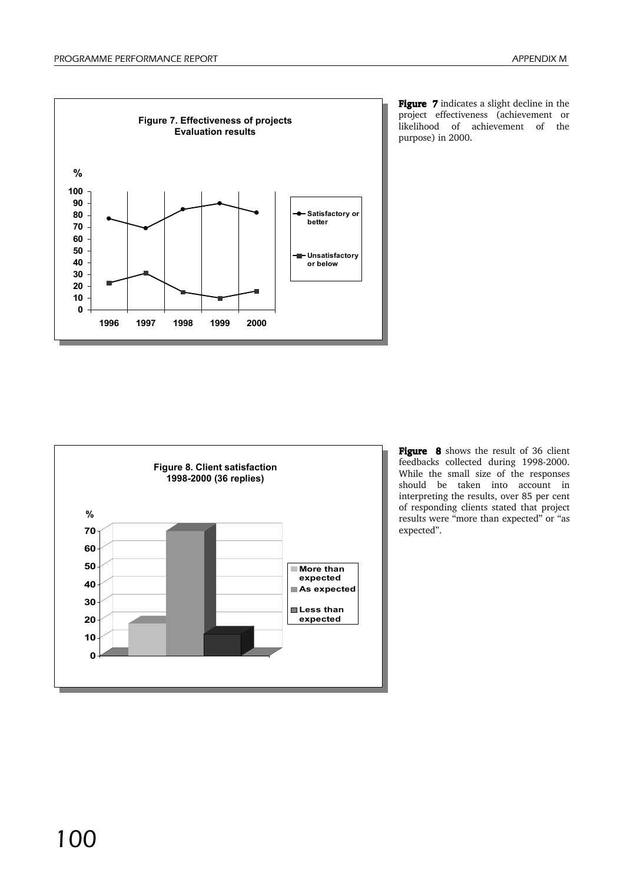**Figure 7. Effectiveness of projects**
**Evaluation results**

**Figure 7** indicates a slight decline in the project effectiveness (achievement or likelihood of achievement of the purpose) in 2000.

**Figure 8. Client satisfaction**
**1998-2000 (36 replies)**

**Figure 8** shows the result of 36 client feedbacks collected during 1998-2000. While the small size of the responses should be taken into account in interpreting the results, over 85 per cent of responding clients stated that project results were "more than expected" or "as expected".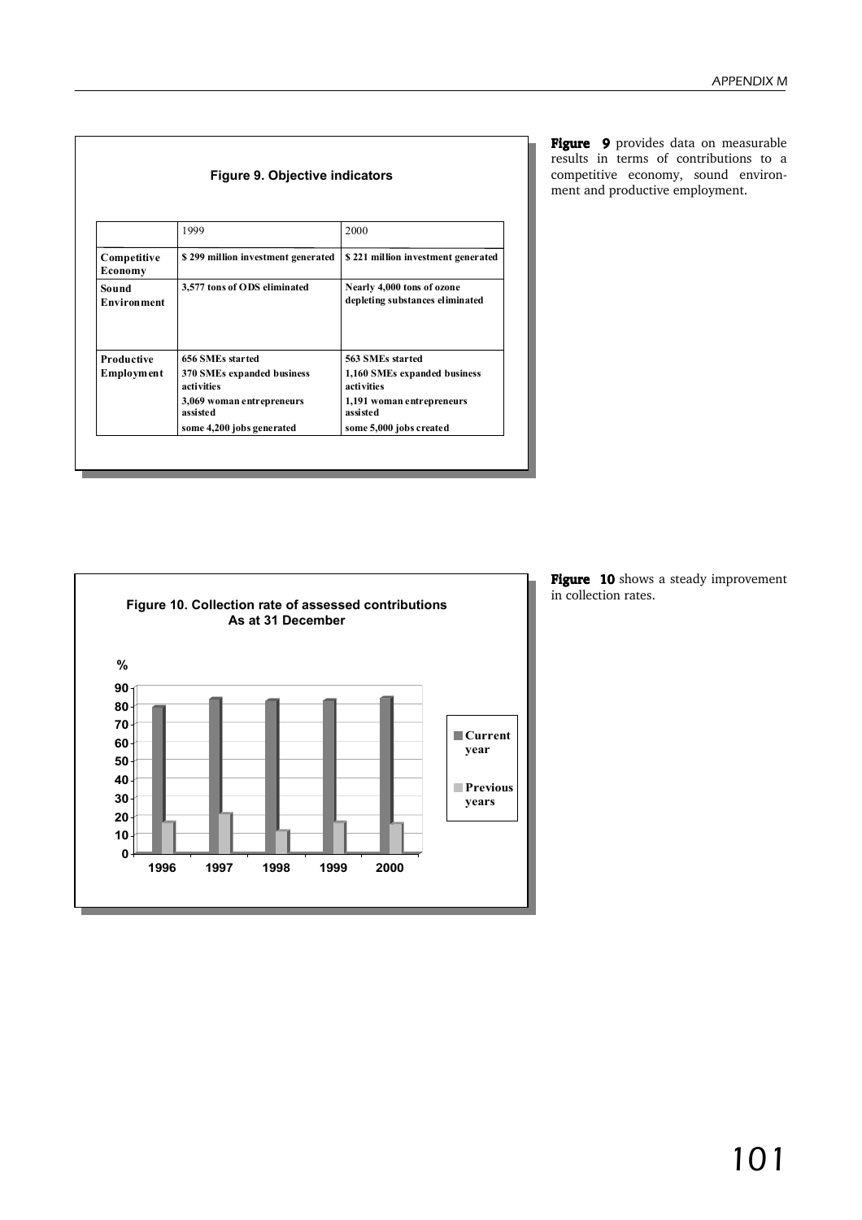**Figure 9. Objective indicators**

| | 1999 | 2000 |
|---|---|---|
| **Competitive Economy** | **$ 299 million investment generated** | **$ 221 million investment generated** |
| **Sound Environment** | **3,577 tons of ODS eliminated** | **Nearly 4,000 tons of ozone depleting substances eliminated** |
| **Productive Employment** | **656 SMEs started**<br>**370 SMEs expanded business activities**<br>**3,069 woman entrepreneurs assisted**<br>**some 4,200 jobs generated** | **563 SMEs started**<br>**1,160 SMEs expanded business activities**<br>**1,191 woman entrepreneurs assisted**<br>**some 5,000 jobs created** |

**Figure 9** provides data on measurable results in terms of contributions to a competitive economy, sound environment and productive employment.

**Figure 10. Collection rate of assessed contributions As at 31 December**

**Figure 10** shows a steady improvement in collection rates.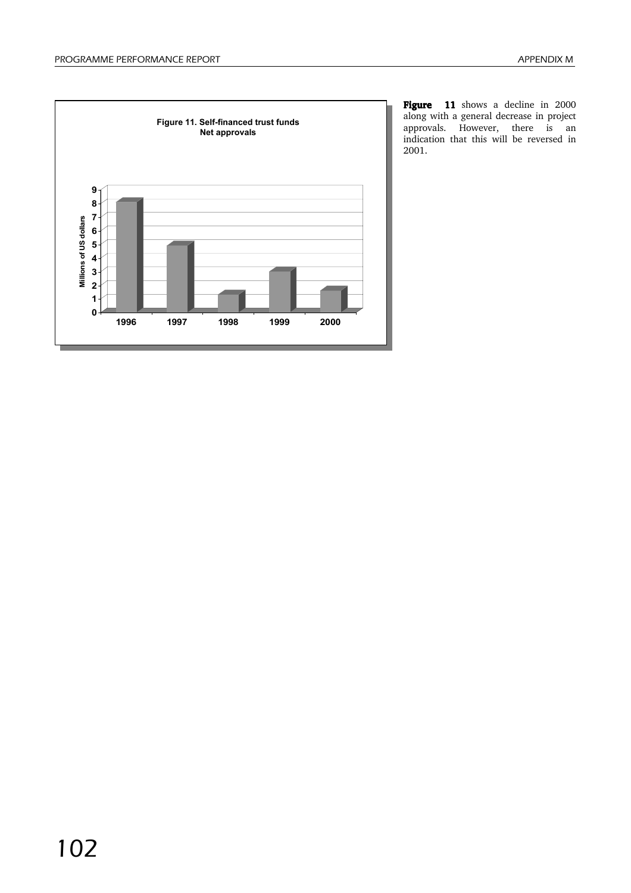**Figure 11. Self-financed trust funds Net approvals**

**Figure 11** shows a decline in 2000 along with a general decrease in project approvals. However, there is an indication that this will be reversed in 2001.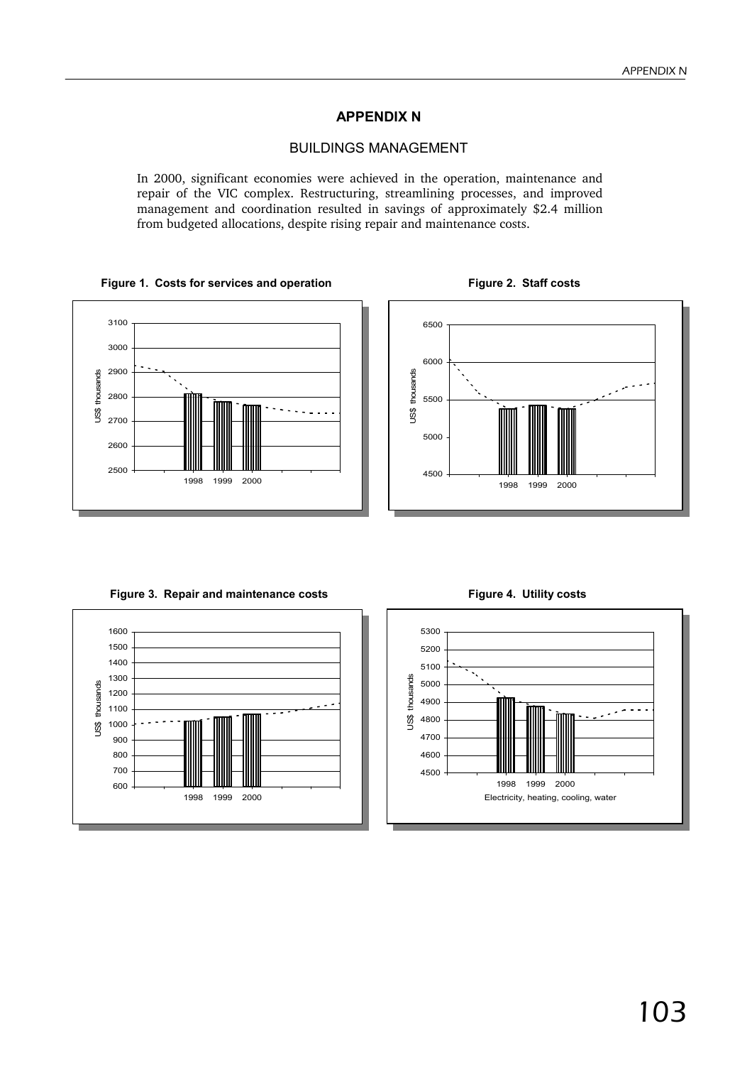# APPENDIX N

## BUILDINGS MANAGEMENT

In 2000, significant economies were achieved in the operation, maintenance and repair of the VIC complex. Restructuring, streamlining processes, and improved management and coordination resulted in savings of approximately $2.4 million from budgeted allocations, despite rising repair and maintenance costs.

**Figure 1. Costs for services and operation**

**Figure 2. Staff costs**

**Figure 3. Repair and maintenance costs**

**Figure 4. Utility costs**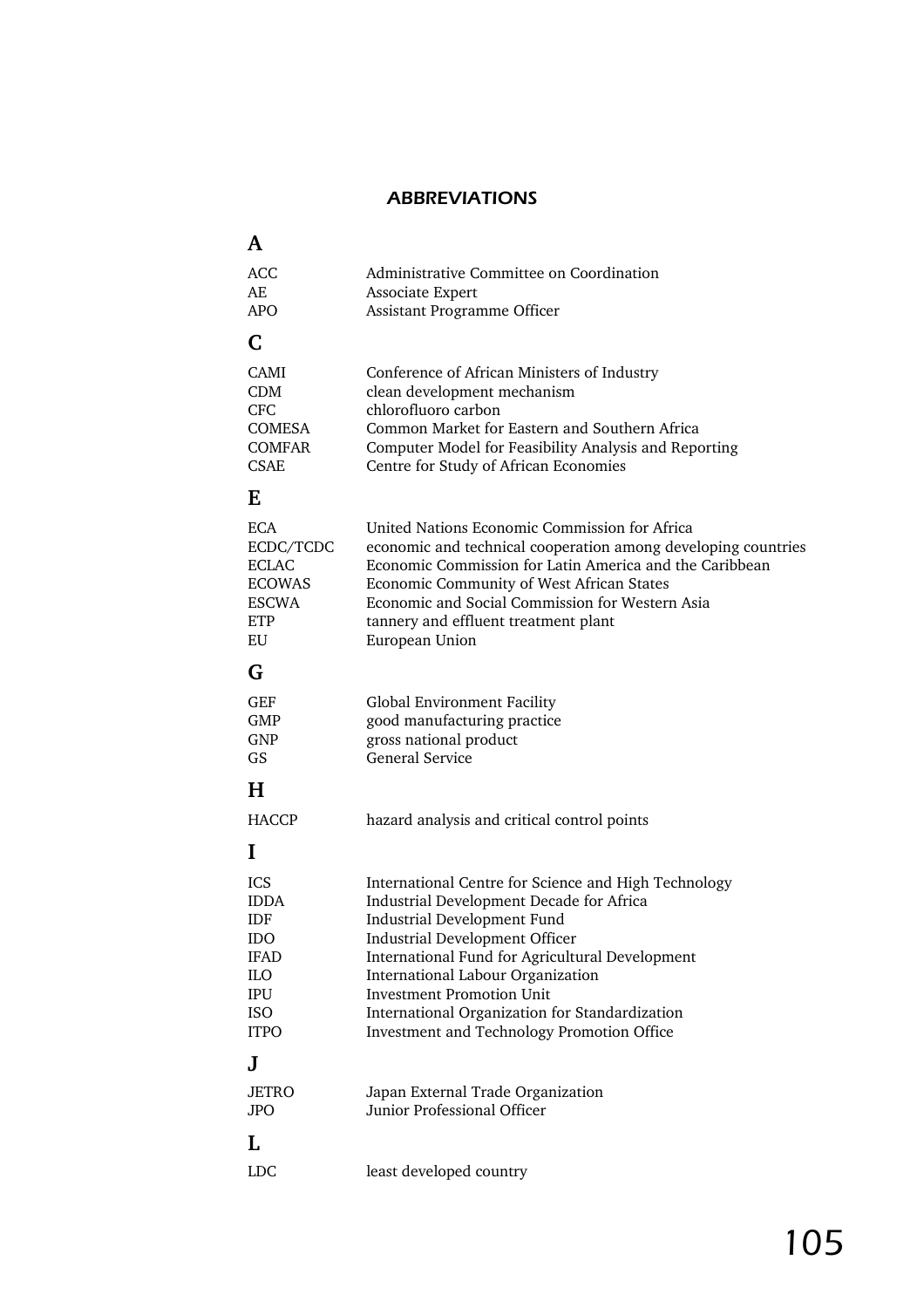# ABBREVIATIONS

## A

| | |
|---|---|
| ACC | Administrative Committee on Coordination |
| AE | Associate Expert |
| APO | Assistant Programme Officer |

## C

| | |
|---|---|
| CAMI | Conference of African Ministers of Industry |
| CDM | clean development mechanism |
| CFC | chlorofluoro carbon |
| COMESA | Common Market for Eastern and Southern Africa |
| COMFAR | Computer Model for Feasibility Analysis and Reporting |
| CSAE | Centre for Study of African Economies |

## E

| | |
|---|---|
| ECA | United Nations Economic Commission for Africa |
| ECDC/TCDC | economic and technical cooperation among developing countries |
| ECLAC | Economic Commission for Latin America and the Caribbean |
| ECOWAS | Economic Community of West African States |
| ESCWA | Economic and Social Commission for Western Asia |
| ETP | tannery and effluent treatment plant |
| EU | European Union |

## G

| | |
|---|---|
| GEF | Global Environment Facility |
| GMP | good manufacturing practice |
| GNP | gross national product |
| GS | General Service |

## H

| | |
|---|---|
| HACCP | hazard analysis and critical control points |

## I

| | |
|---|---|
| ICS | International Centre for Science and High Technology |
| IDDA | Industrial Development Decade for Africa |
| IDF | Industrial Development Fund |
| IDO | Industrial Development Officer |
| IFAD | International Fund for Agricultural Development |
| ILO | International Labour Organization |
| IPU | Investment Promotion Unit |
| ISO | International Organization for Standardization |
| ITPO | Investment and Technology Promotion Office |

## J

| | |
|---|---|
| JETRO | Japan External Trade Organization |
| JPO | Junior Professional Officer |

## L

| | |
|---|---|
| LDC | least developed country |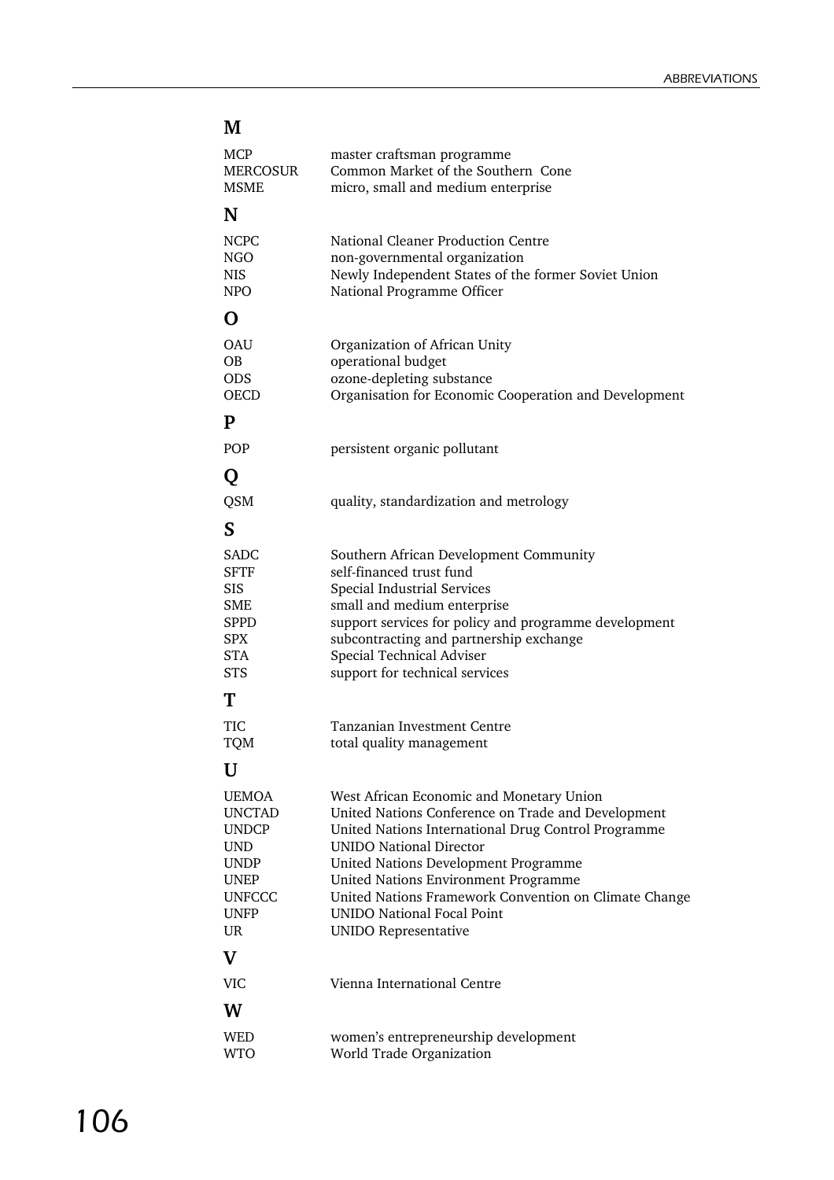## M

| | |
|---|---|
| MCP | master craftsman programme |
| MERCOSUR | Common Market of the Southern Cone |
| MSME | micro, small and medium enterprise |

## N

| | |
|---|---|
| NCPC | National Cleaner Production Centre |
| NGO | non-governmental organization |
| NIS | Newly Independent States of the former Soviet Union |
| NPO | National Programme Officer |

## O

| | |
|---|---|
| OAU | Organization of African Unity |
| OB | operational budget |
| ODS | ozone-depleting substance |
| OECD | Organisation for Economic Cooperation and Development |

## P

| | |
|---|---|
| POP | persistent organic pollutant |

## Q

| | |
|---|---|
| QSM | quality, standardization and metrology |

## S

| | |
|---|---|
| SADC | Southern African Development Community |
| SFTF | self-financed trust fund |
| SIS | Special Industrial Services |
| SME | small and medium enterprise |
| SPPD | support services for policy and programme development |
| SPX | subcontracting and partnership exchange |
| STA | Special Technical Adviser |
| STS | support for technical services |

## T

| | |
|---|---|
| TIC | Tanzanian Investment Centre |
| TQM | total quality management |

## U

| | |
|---|---|
| UEMOA | West African Economic and Monetary Union |
| UNCTAD | United Nations Conference on Trade and Development |
| UNDCP | United Nations International Drug Control Programme |
| UND | UNIDO National Director |
| UNDP | United Nations Development Programme |
| UNEP | United Nations Environment Programme |
| UNFCCC | United Nations Framework Convention on Climate Change |
| UNFP | UNIDO National Focal Point |
| UR | UNIDO Representative |

## V

| | |
|---|---|
| VIC | Vienna International Centre |

## W

| | |
|---|---|
| WED | women's entrepreneurship development |
| WTO | World Trade Organization |